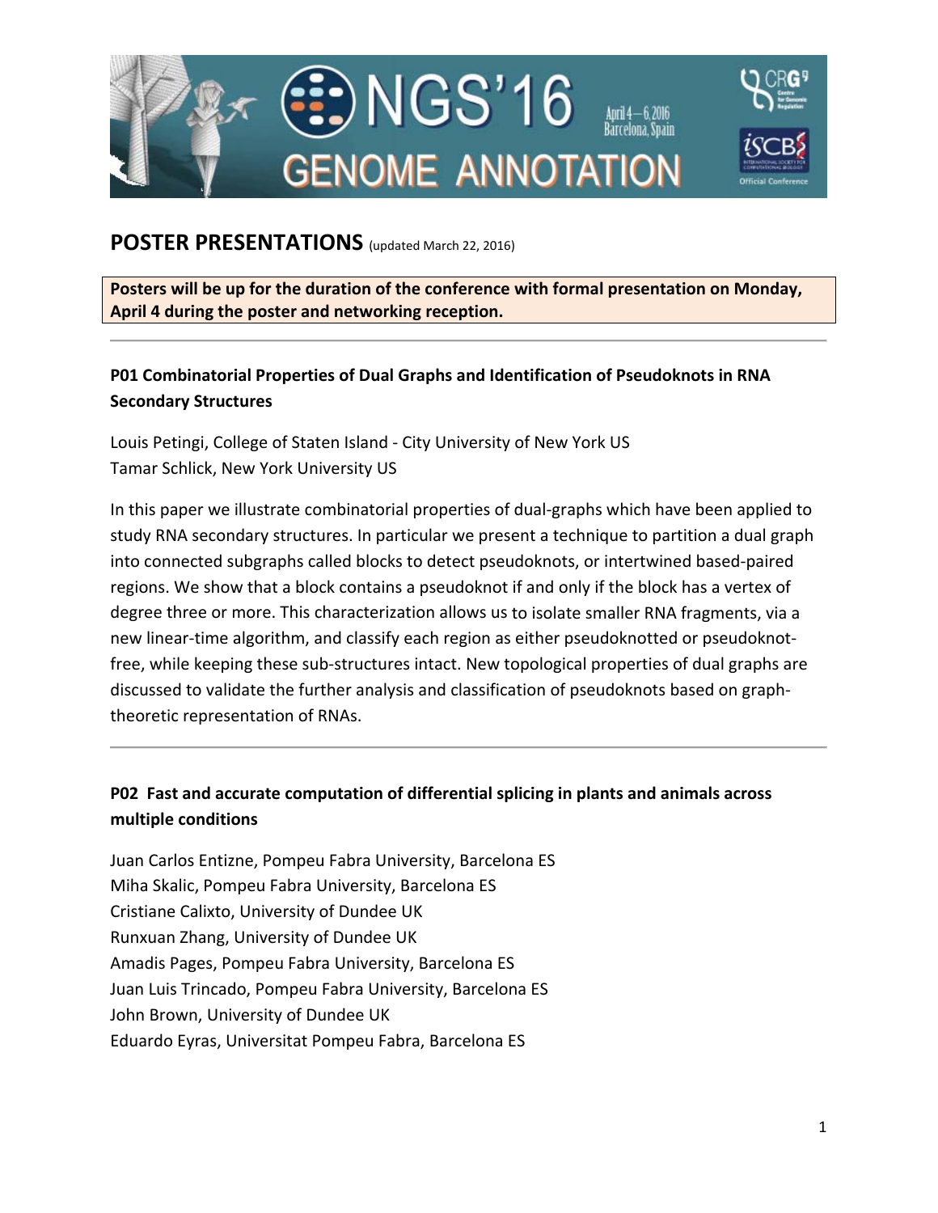# NGS'16 GENOME ANNOTATION

April 4—6, 2016 Barcelona, Spain

## POSTER PRESENTATIONS (updated March 22, 2016)

**Posters will be up for the duration of the conference with formal presentation on Monday, April 4 during the poster and networking reception.**

---

### P01 Combinatorial Properties of Dual Graphs and Identification of Pseudoknots in RNA Secondary Structures

Louis Petingi, College of Staten Island - City University of New York US
Tamar Schlick, New York University US

In this paper we illustrate combinatorial properties of dual-graphs which have been applied to study RNA secondary structures. In particular we present a technique to partition a dual graph into connected subgraphs called blocks to detect pseudoknots, or intertwined based-paired regions. We show that a block contains a pseudoknot if and only if the block has a vertex of degree three or more. This characterization allows us to isolate smaller RNA fragments, via a new linear-time algorithm, and classify each region as either pseudoknotted or pseudoknot-free, while keeping these sub-structures intact. New topological properties of dual graphs are discussed to validate the further analysis and classification of pseudoknots based on graph-theoretic representation of RNAs.

---

### P02 Fast and accurate computation of differential splicing in plants and animals across multiple conditions

Juan Carlos Entizne, Pompeu Fabra University, Barcelona ES
Miha Skalic, Pompeu Fabra University, Barcelona ES
Cristiane Calixto, University of Dundee UK
Runxuan Zhang, University of Dundee UK
Amadis Pages, Pompeu Fabra University, Barcelona ES
Juan Luis Trincado, Pompeu Fabra University, Barcelona ES
John Brown, University of Dundee UK
Eduardo Eyras, Universitat Pompeu Fabra, Barcelona ES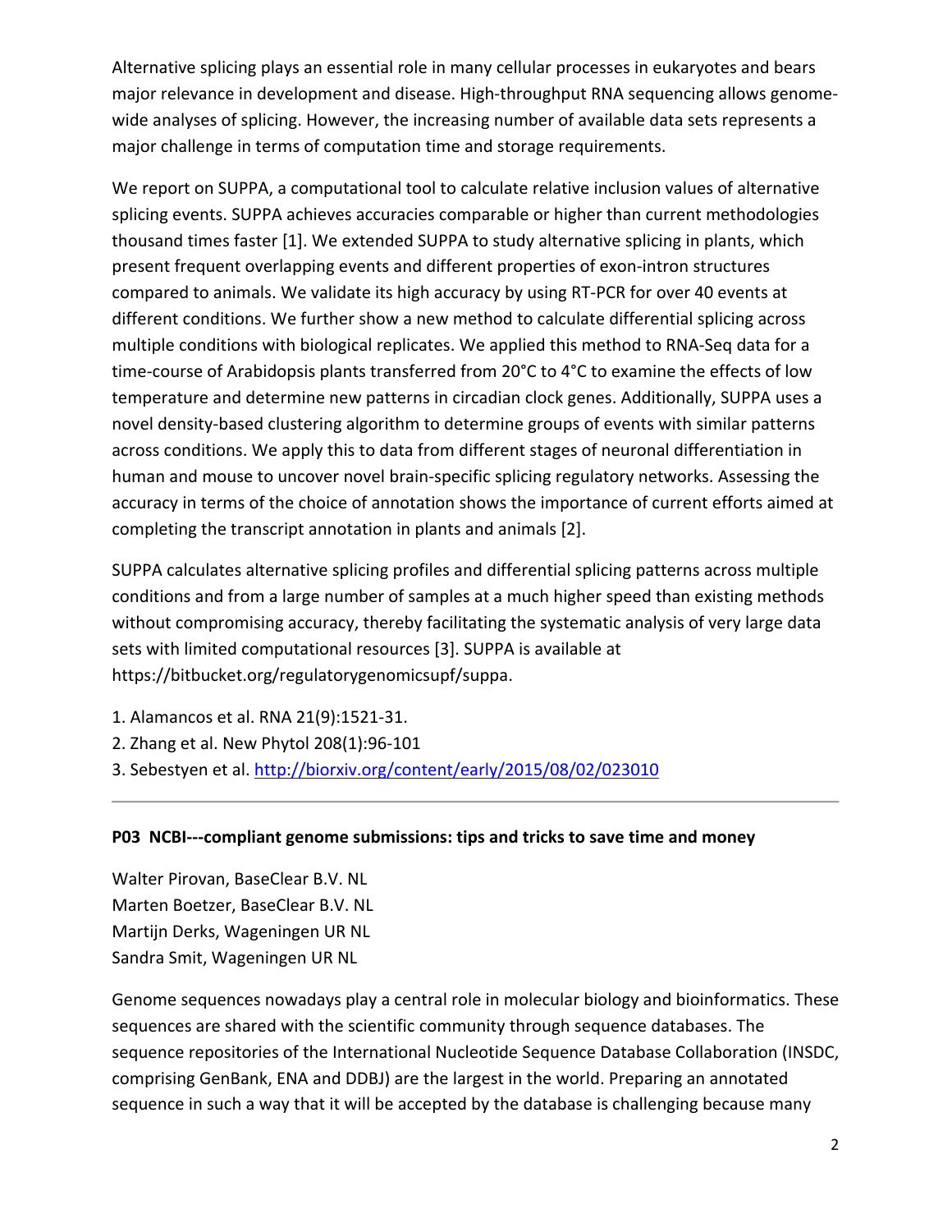Alternative splicing plays an essential role in many cellular processes in eukaryotes and bears major relevance in development and disease. High-throughput RNA sequencing allows genome-wide analyses of splicing. However, the increasing number of available data sets represents a major challenge in terms of computation time and storage requirements.

We report on SUPPA, a computational tool to calculate relative inclusion values of alternative splicing events. SUPPA achieves accuracies comparable or higher than current methodologies thousand times faster [1]. We extended SUPPA to study alternative splicing in plants, which present frequent overlapping events and different properties of exon-intron structures compared to animals. We validate its high accuracy by using RT-PCR for over 40 events at different conditions. We further show a new method to calculate differential splicing across multiple conditions with biological replicates. We applied this method to RNA-Seq data for a time-course of Arabidopsis plants transferred from 20°C to 4°C to examine the effects of low temperature and determine new patterns in circadian clock genes. Additionally, SUPPA uses a novel density-based clustering algorithm to determine groups of events with similar patterns across conditions. We apply this to data from different stages of neuronal differentiation in human and mouse to uncover novel brain-specific splicing regulatory networks. Assessing the accuracy in terms of the choice of annotation shows the importance of current efforts aimed at completing the transcript annotation in plants and animals [2].

SUPPA calculates alternative splicing profiles and differential splicing patterns across multiple conditions and from a large number of samples at a much higher speed than existing methods without compromising accuracy, thereby facilitating the systematic analysis of very large data sets with limited computational resources [3]. SUPPA is available at https://bitbucket.org/regulatorygenomicsupf/suppa.

1. Alamancos et al. RNA 21(9):1521-31.
2. Zhang et al. New Phytol 208(1):96-101
3. Sebestyen et al. http://biorxiv.org/content/early/2015/08/02/023010

---

**P03 NCBI---compliant genome submissions: tips and tricks to save time and money**

Walter Pirovan, BaseClear B.V. NL
Marten Boetzer, BaseClear B.V. NL
Martijn Derks, Wageningen UR NL
Sandra Smit, Wageningen UR NL

Genome sequences nowadays play a central role in molecular biology and bioinformatics. These sequences are shared with the scientific community through sequence databases. The sequence repositories of the International Nucleotide Sequence Database Collaboration (INSDC, comprising GenBank, ENA and DDBJ) are the largest in the world. Preparing an annotated sequence in such a way that it will be accepted by the database is challenging because many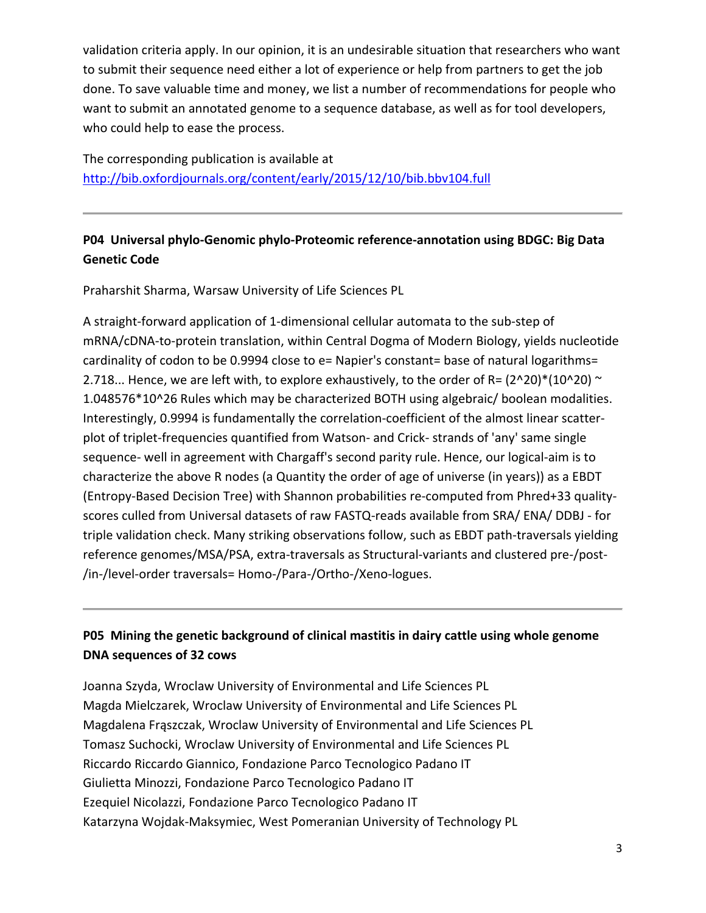validation criteria apply. In our opinion, it is an undesirable situation that researchers who want to submit their sequence need either a lot of experience or help from partners to get the job done. To save valuable time and money, we list a number of recommendations for people who want to submit an annotated genome to a sequence database, as well as for tool developers, who could help to ease the process.

The corresponding publication is available at
http://bib.oxfordjournals.org/content/early/2015/12/10/bib.bbv104.full

---

## P04 Universal phylo-Genomic phylo-Proteomic reference-annotation using BDGC: Big Data Genetic Code

Praharshit Sharma, Warsaw University of Life Sciences PL

A straight-forward application of 1-dimensional cellular automata to the sub-step of mRNA/cDNA-to-protein translation, within Central Dogma of Modern Biology, yields nucleotide cardinality of codon to be 0.9994 close to e= Napier's constant= base of natural logarithms= 2.718... Hence, we are left with, to explore exhaustively, to the order of R= $(2^{20})*(10^{20})$ ~ $1.048576*10^{26}$ Rules which may be characterized BOTH using algebraic/ boolean modalities. Interestingly, 0.9994 is fundamentally the correlation-coefficient of the almost linear scatter-plot of triplet-frequencies quantified from Watson- and Crick- strands of 'any' same single sequence- well in agreement with Chargaff's second parity rule. Hence, our logical-aim is to characterize the above R nodes (a Quantity the order of age of universe (in years)) as a EBDT (Entropy-Based Decision Tree) with Shannon probabilities re-computed from Phred+33 quality-scores culled from Universal datasets of raw FASTQ-reads available from SRA/ ENA/ DDBJ - for triple validation check. Many striking observations follow, such as EBDT path-traversals yielding reference genomes/MSA/PSA, extra-traversals as Structural-variants and clustered pre-/post-/in-/level-order traversals= Homo-/Para-/Ortho-/Xeno-logues.

---

## P05 Mining the genetic background of clinical mastitis in dairy cattle using whole genome DNA sequences of 32 cows

Joanna Szyda, Wroclaw University of Environmental and Life Sciences PL
Magda Mielczarek, Wroclaw University of Environmental and Life Sciences PL
Magdalena Frąszczak, Wroclaw University of Environmental and Life Sciences PL
Tomasz Suchocki, Wroclaw University of Environmental and Life Sciences PL
Riccardo Riccardo Giannico, Fondazione Parco Tecnologico Padano IT
Giulietta Minozzi, Fondazione Parco Tecnologico Padano IT
Ezequiel Nicolazzi, Fondazione Parco Tecnologico Padano IT
Katarzyna Wojdak-Maksymiec, West Pomeranian University of Technology PL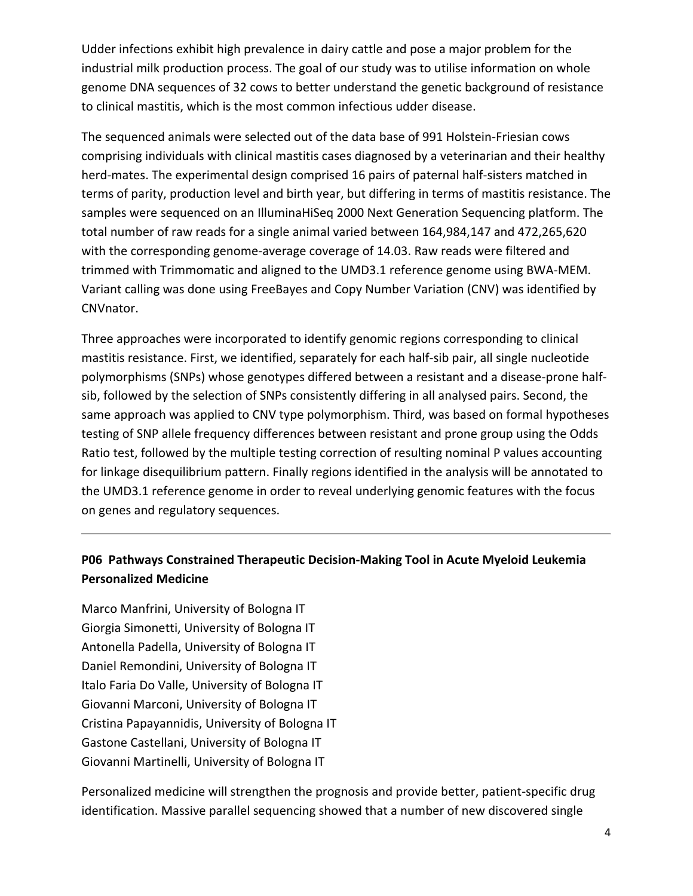Udder infections exhibit high prevalence in dairy cattle and pose a major problem for the industrial milk production process. The goal of our study was to utilise information on whole genome DNA sequences of 32 cows to better understand the genetic background of resistance to clinical mastitis, which is the most common infectious udder disease.

The sequenced animals were selected out of the data base of 991 Holstein-Friesian cows comprising individuals with clinical mastitis cases diagnosed by a veterinarian and their healthy herd-mates. The experimental design comprised 16 pairs of paternal half-sisters matched in terms of parity, production level and birth year, but differing in terms of mastitis resistance. The samples were sequenced on an IlluminaHiSeq 2000 Next Generation Sequencing platform. The total number of raw reads for a single animal varied between 164,984,147 and 472,265,620 with the corresponding genome-average coverage of 14.03. Raw reads were filtered and trimmed with Trimmomatic and aligned to the UMD3.1 reference genome using BWA-MEM. Variant calling was done using FreeBayes and Copy Number Variation (CNV) was identified by CNVnator.

Three approaches were incorporated to identify genomic regions corresponding to clinical mastitis resistance. First, we identified, separately for each half-sib pair, all single nucleotide polymorphisms (SNPs) whose genotypes differed between a resistant and a disease-prone half-sib, followed by the selection of SNPs consistently differing in all analysed pairs. Second, the same approach was applied to CNV type polymorphism. Third, was based on formal hypotheses testing of SNP allele frequency differences between resistant and prone group using the Odds Ratio test, followed by the multiple testing correction of resulting nominal P values accounting for linkage disequilibrium pattern. Finally regions identified in the analysis will be annotated to the UMD3.1 reference genome in order to reveal underlying genomic features with the focus on genes and regulatory sequences.

---

## P06 Pathways Constrained Therapeutic Decision-Making Tool in Acute Myeloid Leukemia Personalized Medicine

Marco Manfrini, University of Bologna IT
Giorgia Simonetti, University of Bologna IT
Antonella Padella, University of Bologna IT
Daniel Remondini, University of Bologna IT
Italo Faria Do Valle, University of Bologna IT
Giovanni Marconi, University of Bologna IT
Cristina Papayannidis, University of Bologna IT
Gastone Castellani, University of Bologna IT
Giovanni Martinelli, University of Bologna IT

Personalized medicine will strengthen the prognosis and provide better, patient-specific drug identification. Massive parallel sequencing showed that a number of new discovered single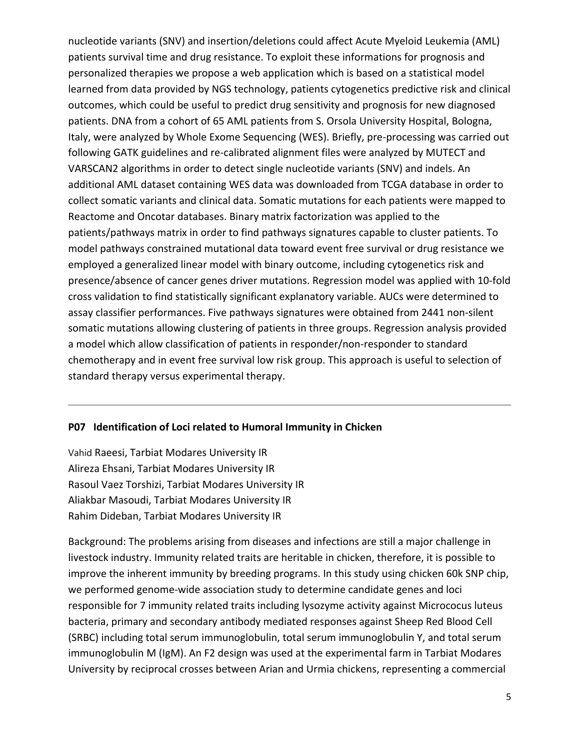nucleotide variants (SNV) and insertion/deletions could affect Acute Myeloid Leukemia (AML) patients survival time and drug resistance. To exploit these informations for prognosis and personalized therapies we propose a web application which is based on a statistical model learned from data provided by NGS technology, patients cytogenetics predictive risk and clinical outcomes, which could be useful to predict drug sensitivity and prognosis for new diagnosed patients. DNA from a cohort of 65 AML patients from S. Orsola University Hospital, Bologna, Italy, were analyzed by Whole Exome Sequencing (WES). Briefly, pre-processing was carried out following GATK guidelines and re-calibrated alignment files were analyzed by MUTECT and VARSCAN2 algorithms in order to detect single nucleotide variants (SNV) and indels. An additional AML dataset containing WES data was downloaded from TCGA database in order to collect somatic variants and clinical data. Somatic mutations for each patients were mapped to Reactome and Oncotar databases. Binary matrix factorization was applied to the patients/pathways matrix in order to find pathways signatures capable to cluster patients. To model pathways constrained mutational data toward event free survival or drug resistance we employed a generalized linear model with binary outcome, including cytogenetics risk and presence/absence of cancer genes driver mutations. Regression model was applied with 10-fold cross validation to find statistically significant explanatory variable. AUCs were determined to assay classifier performances. Five pathways signatures were obtained from 2441 non-silent somatic mutations allowing clustering of patients in three groups. Regression analysis provided a model which allow classification of patients in responder/non-responder to standard chemotherapy and in event free survival low risk group. This approach is useful to selection of standard therapy versus experimental therapy.

---

### P07 Identification of Loci related to Humoral Immunity in Chicken

Vahid Raeesi, Tarbiat Modares University IR
Alireza Ehsani, Tarbiat Modares University IR
Rasoul Vaez Torshizi, Tarbiat Modares University IR
Aliakbar Masoudi, Tarbiat Modares University IR
Rahim Dideban, Tarbiat Modares University IR

Background: The problems arising from diseases and infections are still a major challenge in livestock industry. Immunity related traits are heritable in chicken, therefore, it is possible to improve the inherent immunity by breeding programs. In this study using chicken 60k SNP chip, we performed genome-wide association study to determine candidate genes and loci responsible for 7 immunity related traits including lysozyme activity against Micrococus luteus bacteria, primary and secondary antibody mediated responses against Sheep Red Blood Cell (SRBC) including total serum immunoglobulin, total serum immunoglobulin Y, and total serum immunoglobulin M (IgM). An F2 design was used at the experimental farm in Tarbiat Modares University by reciprocal crosses between Arian and Urmia chickens, representing a commercial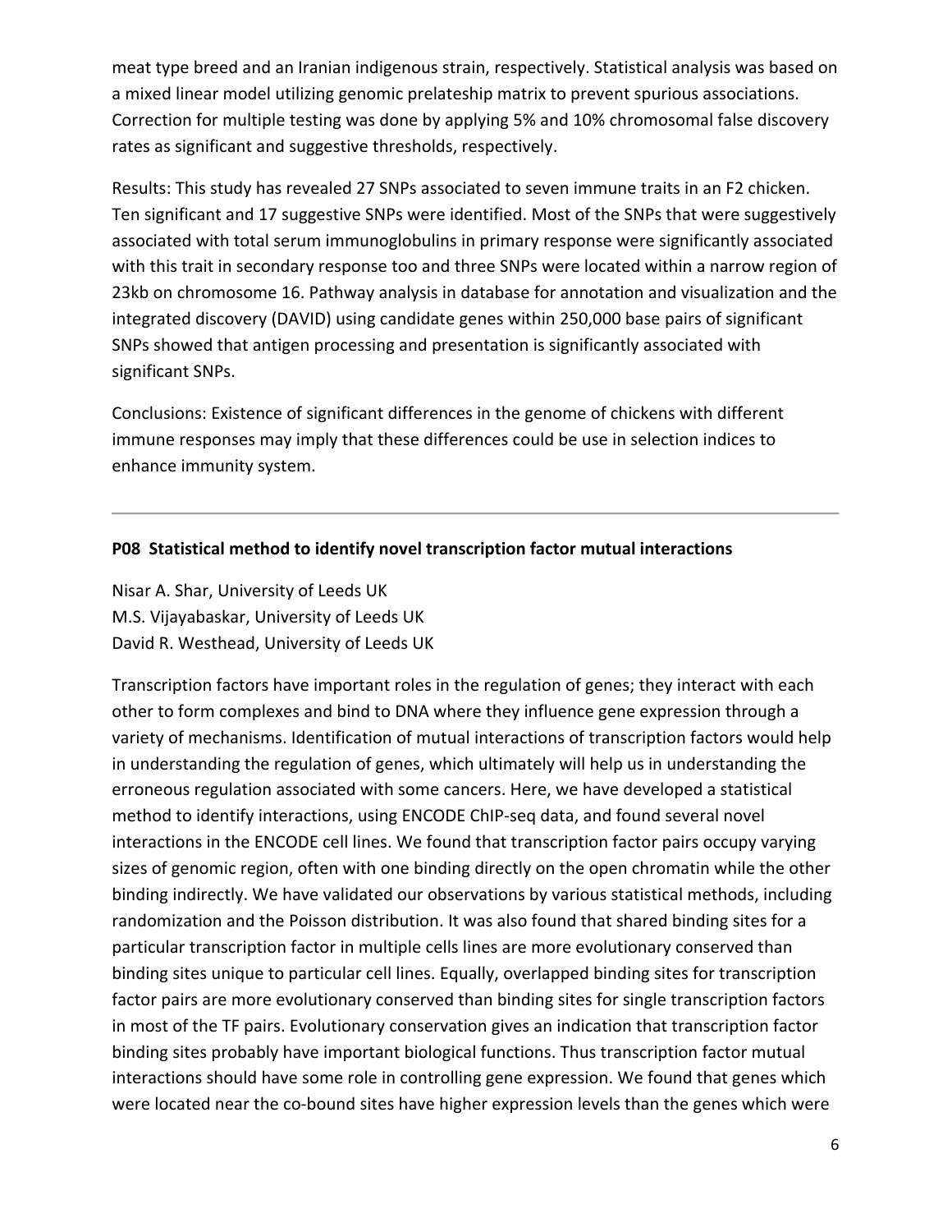meat type breed and an Iranian indigenous strain, respectively. Statistical analysis was based on a mixed linear model utilizing genomic prelateship matrix to prevent spurious associations. Correction for multiple testing was done by applying 5% and 10% chromosomal false discovery rates as significant and suggestive thresholds, respectively.

Results: This study has revealed 27 SNPs associated to seven immune traits in an F2 chicken. Ten significant and 17 suggestive SNPs were identified. Most of the SNPs that were suggestively associated with total serum immunoglobulins in primary response were significantly associated with this trait in secondary response too and three SNPs were located within a narrow region of 23kb on chromosome 16. Pathway analysis in database for annotation and visualization and the integrated discovery (DAVID) using candidate genes within 250,000 base pairs of significant SNPs showed that antigen processing and presentation is significantly associated with significant SNPs.

Conclusions: Existence of significant differences in the genome of chickens with different immune responses may imply that these differences could be use in selection indices to enhance immunity system.

---

**P08 Statistical method to identify novel transcription factor mutual interactions**

Nisar A. Shar, University of Leeds UK
M.S. Vijayabaskar, University of Leeds UK
David R. Westhead, University of Leeds UK

Transcription factors have important roles in the regulation of genes; they interact with each other to form complexes and bind to DNA where they influence gene expression through a variety of mechanisms. Identification of mutual interactions of transcription factors would help in understanding the regulation of genes, which ultimately will help us in understanding the erroneous regulation associated with some cancers. Here, we have developed a statistical method to identify interactions, using ENCODE ChIP-seq data, and found several novel interactions in the ENCODE cell lines. We found that transcription factor pairs occupy varying sizes of genomic region, often with one binding directly on the open chromatin while the other binding indirectly. We have validated our observations by various statistical methods, including randomization and the Poisson distribution. It was also found that shared binding sites for a particular transcription factor in multiple cells lines are more evolutionary conserved than binding sites unique to particular cell lines. Equally, overlapped binding sites for transcription factor pairs are more evolutionary conserved than binding sites for single transcription factors in most of the TF pairs. Evolutionary conservation gives an indication that transcription factor binding sites probably have important biological functions. Thus transcription factor mutual interactions should have some role in controlling gene expression. We found that genes which were located near the co-bound sites have higher expression levels than the genes which were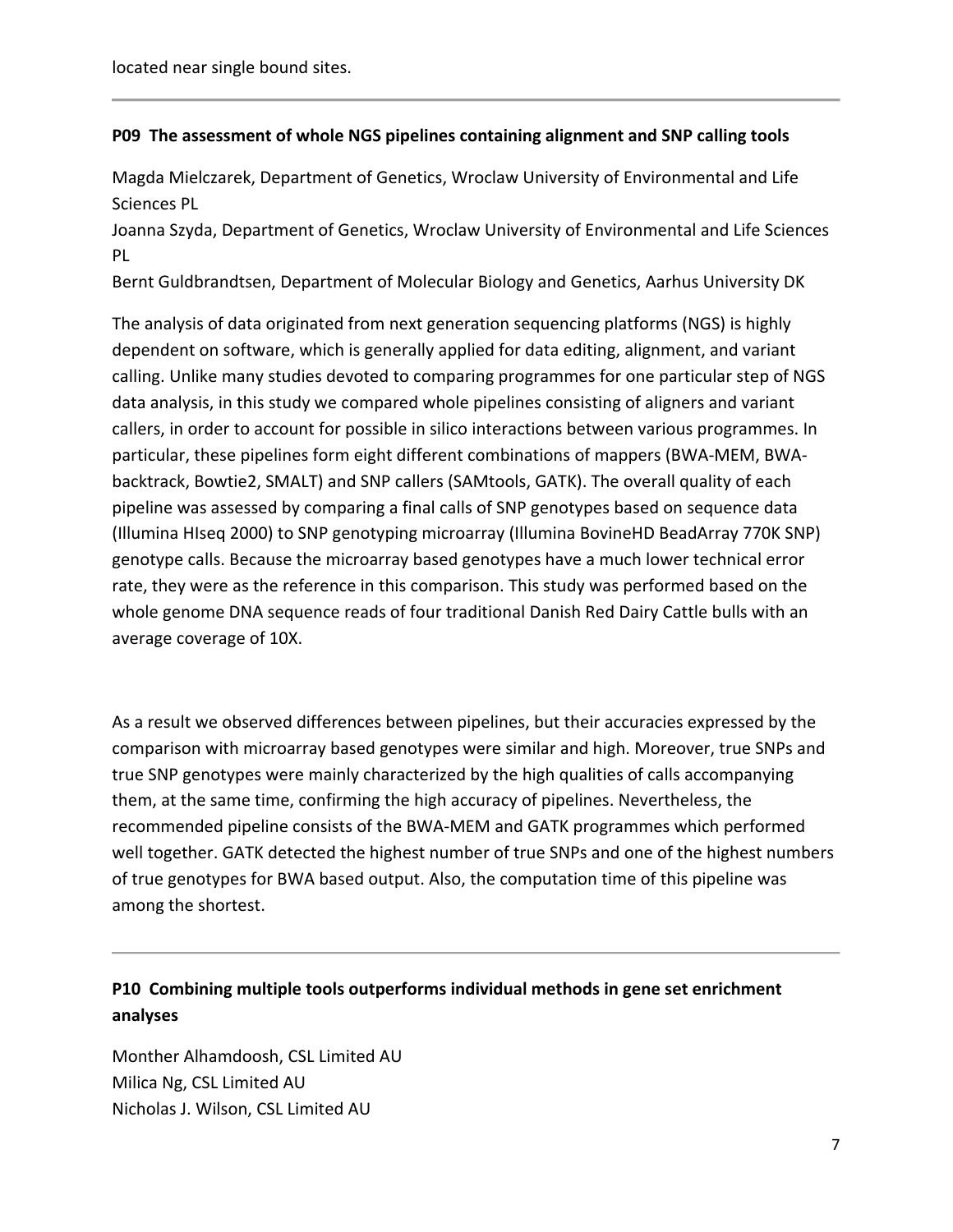located near single bound sites.

---

### P09 The assessment of whole NGS pipelines containing alignment and SNP calling tools

Magda Mielczarek, Department of Genetics, Wroclaw University of Environmental and Life Sciences PL
Joanna Szyda, Department of Genetics, Wroclaw University of Environmental and Life Sciences PL
Bernt Guldbrandtsen, Department of Molecular Biology and Genetics, Aarhus University DK

The analysis of data originated from next generation sequencing platforms (NGS) is highly dependent on software, which is generally applied for data editing, alignment, and variant calling. Unlike many studies devoted to comparing programmes for one particular step of NGS data analysis, in this study we compared whole pipelines consisting of aligners and variant callers, in order to account for possible in silico interactions between various programmes. In particular, these pipelines form eight different combinations of mappers (BWA-MEM, BWA-backtrack, Bowtie2, SMALT) and SNP callers (SAMtools, GATK). The overall quality of each pipeline was assessed by comparing a final calls of SNP genotypes based on sequence data (Illumina HIseq 2000) to SNP genotyping microarray (Illumina BovineHD BeadArray 770K SNP) genotype calls. Because the microarray based genotypes have a much lower technical error rate, they were as the reference in this comparison. This study was performed based on the whole genome DNA sequence reads of four traditional Danish Red Dairy Cattle bulls with an average coverage of 10X.

As a result we observed differences between pipelines, but their accuracies expressed by the comparison with microarray based genotypes were similar and high. Moreover, true SNPs and true SNP genotypes were mainly characterized by the high qualities of calls accompanying them, at the same time, confirming the high accuracy of pipelines. Nevertheless, the recommended pipeline consists of the BWA-MEM and GATK programmes which performed well together. GATK detected the highest number of true SNPs and one of the highest numbers of true genotypes for BWA based output. Also, the computation time of this pipeline was among the shortest.

---

### P10 Combining multiple tools outperforms individual methods in gene set enrichment analyses

Monther Alhamdoosh, CSL Limited AU
Milica Ng, CSL Limited AU
Nicholas J. Wilson, CSL Limited AU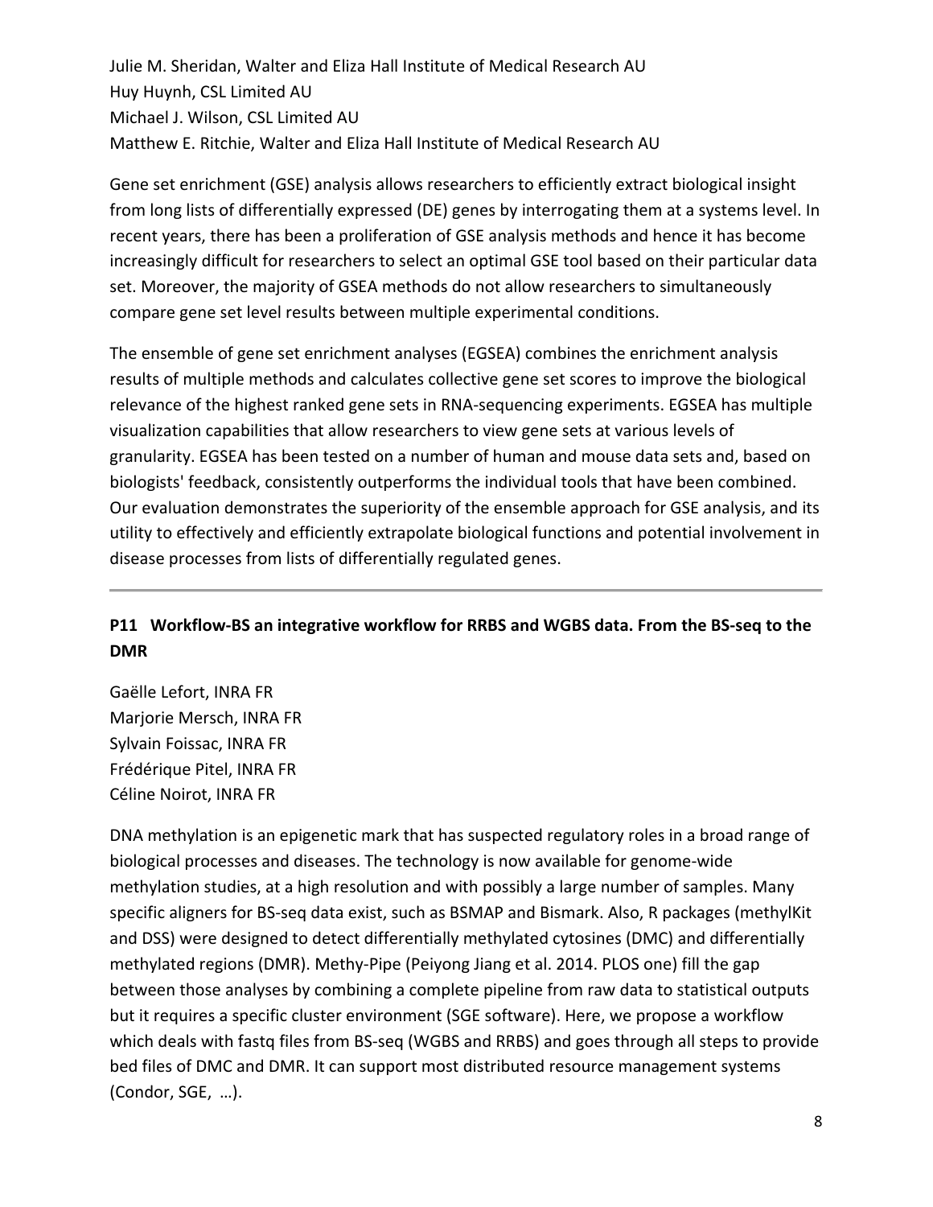Julie M. Sheridan, Walter and Eliza Hall Institute of Medical Research AU
Huy Huynh, CSL Limited AU
Michael J. Wilson, CSL Limited AU
Matthew E. Ritchie, Walter and Eliza Hall Institute of Medical Research AU

Gene set enrichment (GSE) analysis allows researchers to efficiently extract biological insight from long lists of differentially expressed (DE) genes by interrogating them at a systems level. In recent years, there has been a proliferation of GSE analysis methods and hence it has become increasingly difficult for researchers to select an optimal GSE tool based on their particular data set. Moreover, the majority of GSEA methods do not allow researchers to simultaneously compare gene set level results between multiple experimental conditions.

The ensemble of gene set enrichment analyses (EGSEA) combines the enrichment analysis results of multiple methods and calculates collective gene set scores to improve the biological relevance of the highest ranked gene sets in RNA-sequencing experiments. EGSEA has multiple visualization capabilities that allow researchers to view gene sets at various levels of granularity. EGSEA has been tested on a number of human and mouse data sets and, based on biologists' feedback, consistently outperforms the individual tools that have been combined. Our evaluation demonstrates the superiority of the ensemble approach for GSE analysis, and its utility to effectively and efficiently extrapolate biological functions and potential involvement in disease processes from lists of differentially regulated genes.

---

### P11 Workflow-BS an integrative workflow for RRBS and WGBS data. From the BS-seq to the DMR

Gaëlle Lefort, INRA FR
Marjorie Mersch, INRA FR
Sylvain Foissac, INRA FR
Frédérique Pitel, INRA FR
Céline Noirot, INRA FR

DNA methylation is an epigenetic mark that has suspected regulatory roles in a broad range of biological processes and diseases. The technology is now available for genome-wide methylation studies, at a high resolution and with possibly a large number of samples. Many specific aligners for BS-seq data exist, such as BSMAP and Bismark. Also, R packages (methylKit and DSS) were designed to detect differentially methylated cytosines (DMC) and differentially methylated regions (DMR). Methy-Pipe (Peiyong Jiang et al. 2014. PLOS one) fill the gap between those analyses by combining a complete pipeline from raw data to statistical outputs but it requires a specific cluster environment (SGE software). Here, we propose a workflow which deals with fastq files from BS-seq (WGBS and RRBS) and goes through all steps to provide bed files of DMC and DMR. It can support most distributed resource management systems (Condor, SGE, …).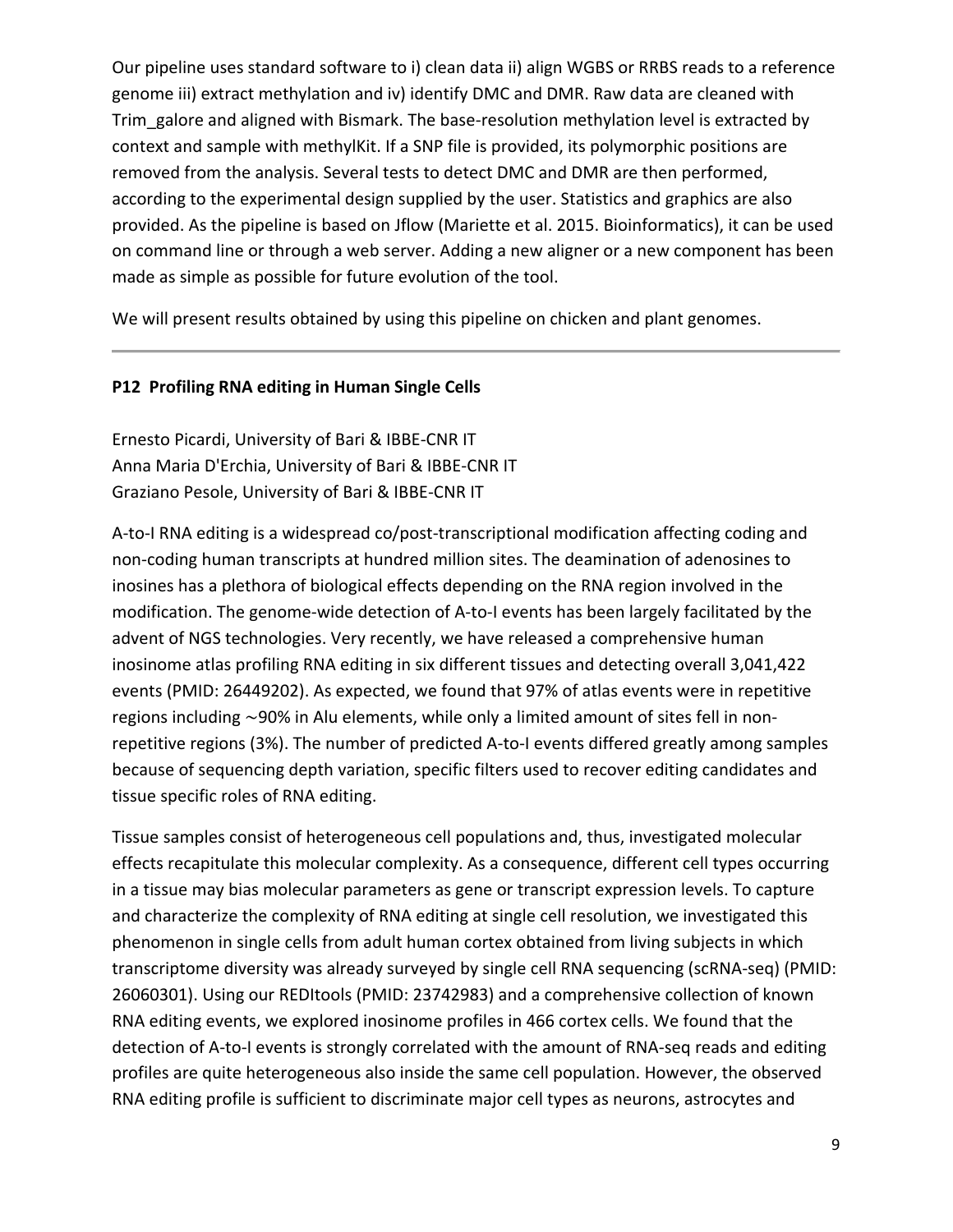Our pipeline uses standard software to i) clean data ii) align WGBS or RRBS reads to a reference genome iii) extract methylation and iv) identify DMC and DMR. Raw data are cleaned with Trim_galore and aligned with Bismark. The base-resolution methylation level is extracted by context and sample with methylKit. If a SNP file is provided, its polymorphic positions are removed from the analysis. Several tests to detect DMC and DMR are then performed, according to the experimental design supplied by the user. Statistics and graphics are also provided. As the pipeline is based on Jflow (Mariette et al. 2015. Bioinformatics), it can be used on command line or through a web server. Adding a new aligner or a new component has been made as simple as possible for future evolution of the tool.

We will present results obtained by using this pipeline on chicken and plant genomes.

---

### P12 Profiling RNA editing in Human Single Cells

Ernesto Picardi, University of Bari & IBBE-CNR IT
Anna Maria D'Erchia, University of Bari & IBBE-CNR IT
Graziano Pesole, University of Bari & IBBE-CNR IT

A-to-I RNA editing is a widespread co/post-transcriptional modification affecting coding and non-coding human transcripts at hundred million sites. The deamination of adenosines to inosines has a plethora of biological effects depending on the RNA region involved in the modification. The genome-wide detection of A-to-I events has been largely facilitated by the advent of NGS technologies. Very recently, we have released a comprehensive human inosinome atlas profiling RNA editing in six different tissues and detecting overall 3,041,422 events (PMID: 26449202). As expected, we found that 97% of atlas events were in repetitive regions including ∼90% in Alu elements, while only a limited amount of sites fell in non-repetitive regions (3%). The number of predicted A-to-I events differed greatly among samples because of sequencing depth variation, specific filters used to recover editing candidates and tissue specific roles of RNA editing.

Tissue samples consist of heterogeneous cell populations and, thus, investigated molecular effects recapitulate this molecular complexity. As a consequence, different cell types occurring in a tissue may bias molecular parameters as gene or transcript expression levels. To capture and characterize the complexity of RNA editing at single cell resolution, we investigated this phenomenon in single cells from adult human cortex obtained from living subjects in which transcriptome diversity was already surveyed by single cell RNA sequencing (scRNA-seq) (PMID: 26060301). Using our REDItools (PMID: 23742983) and a comprehensive collection of known RNA editing events, we explored inosinome profiles in 466 cortex cells. We found that the detection of A-to-I events is strongly correlated with the amount of RNA-seq reads and editing profiles are quite heterogeneous also inside the same cell population. However, the observed RNA editing profile is sufficient to discriminate major cell types as neurons, astrocytes and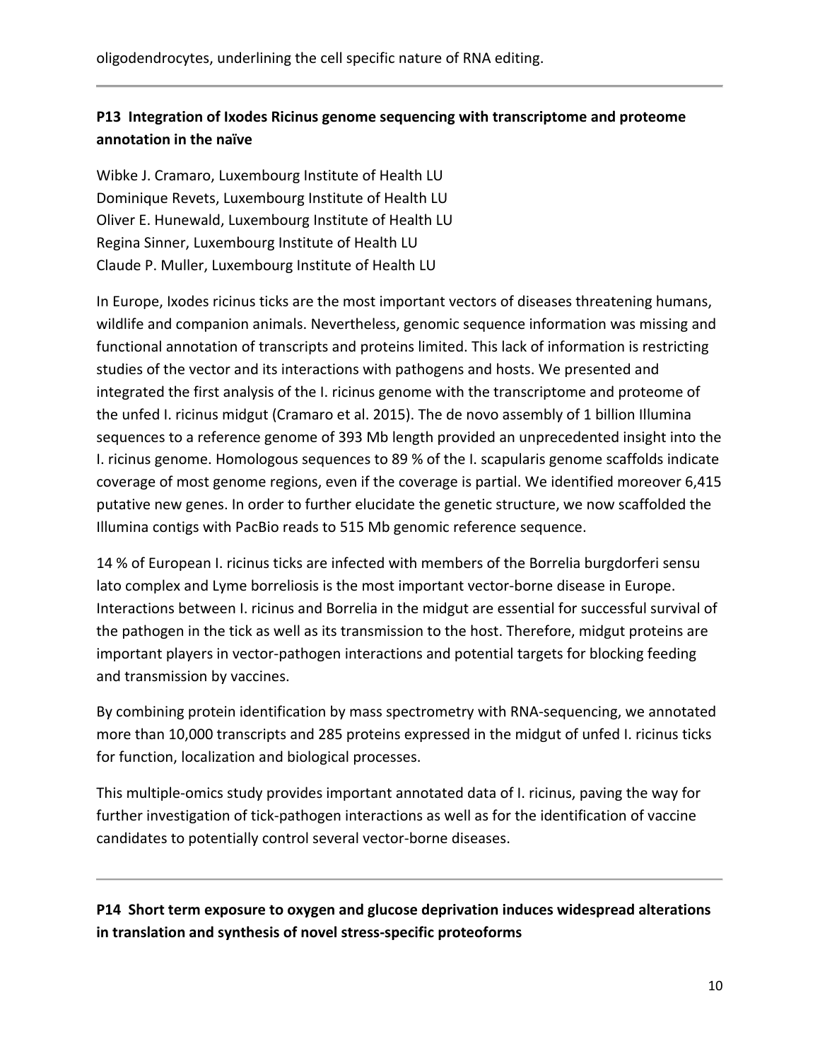oligodendrocytes, underlining the cell specific nature of RNA editing.

---

**P13 Integration of Ixodes Ricinus genome sequencing with transcriptome and proteome annotation in the naïve**

Wibke J. Cramaro, Luxembourg Institute of Health LU
Dominique Revets, Luxembourg Institute of Health LU
Oliver E. Hunewald, Luxembourg Institute of Health LU
Regina Sinner, Luxembourg Institute of Health LU
Claude P. Muller, Luxembourg Institute of Health LU

In Europe, Ixodes ricinus ticks are the most important vectors of diseases threatening humans, wildlife and companion animals. Nevertheless, genomic sequence information was missing and functional annotation of transcripts and proteins limited. This lack of information is restricting studies of the vector and its interactions with pathogens and hosts. We presented and integrated the first analysis of the I. ricinus genome with the transcriptome and proteome of the unfed I. ricinus midgut (Cramaro et al. 2015). The de novo assembly of 1 billion Illumina sequences to a reference genome of 393 Mb length provided an unprecedented insight into the I. ricinus genome. Homologous sequences to 89 % of the I. scapularis genome scaffolds indicate coverage of most genome regions, even if the coverage is partial. We identified moreover 6,415 putative new genes. In order to further elucidate the genetic structure, we now scaffolded the Illumina contigs with PacBio reads to 515 Mb genomic reference sequence.

14 % of European I. ricinus ticks are infected with members of the Borrelia burgdorferi sensu lato complex and Lyme borreliosis is the most important vector-borne disease in Europe. Interactions between I. ricinus and Borrelia in the midgut are essential for successful survival of the pathogen in the tick as well as its transmission to the host. Therefore, midgut proteins are important players in vector-pathogen interactions and potential targets for blocking feeding and transmission by vaccines.

By combining protein identification by mass spectrometry with RNA-sequencing, we annotated more than 10,000 transcripts and 285 proteins expressed in the midgut of unfed I. ricinus ticks for function, localization and biological processes.

This multiple-omics study provides important annotated data of I. ricinus, paving the way for further investigation of tick-pathogen interactions as well as for the identification of vaccine candidates to potentially control several vector-borne diseases.

---

**P14 Short term exposure to oxygen and glucose deprivation induces widespread alterations in translation and synthesis of novel stress-specific proteoforms**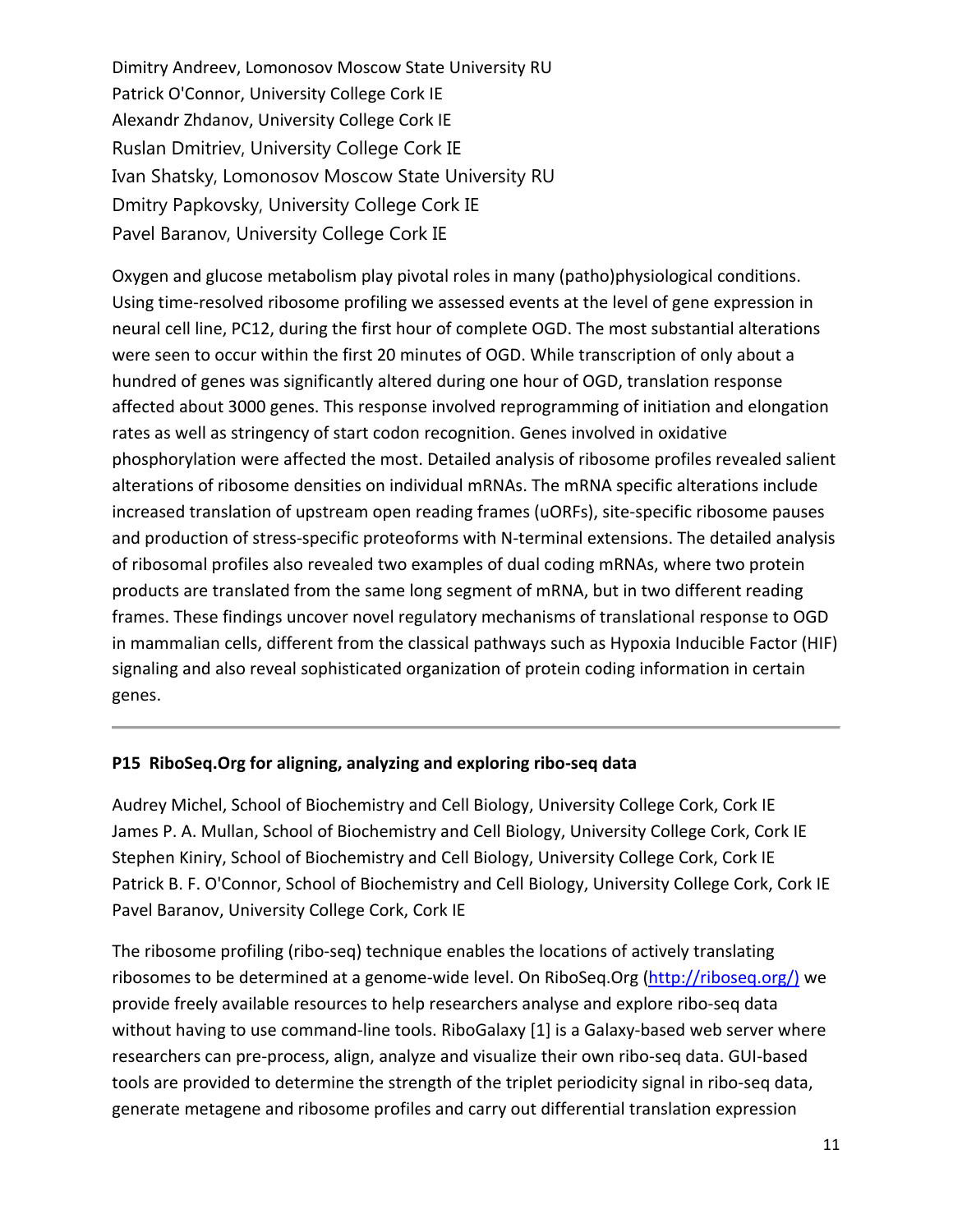Dimitry Andreev, Lomonosov Moscow State University RU
Patrick O'Connor, University College Cork IE
Alexandr Zhdanov, University College Cork IE
Ruslan Dmitriev, University College Cork IE
Ivan Shatsky, Lomonosov Moscow State University RU
Dmitry Papkovsky, University College Cork IE
Pavel Baranov, University College Cork IE

Oxygen and glucose metabolism play pivotal roles in many (patho)physiological conditions. Using time-resolved ribosome profiling we assessed events at the level of gene expression in neural cell line, PC12, during the first hour of complete OGD. The most substantial alterations were seen to occur within the first 20 minutes of OGD. While transcription of only about a hundred of genes was significantly altered during one hour of OGD, translation response affected about 3000 genes. This response involved reprogramming of initiation and elongation rates as well as stringency of start codon recognition. Genes involved in oxidative phosphorylation were affected the most. Detailed analysis of ribosome profiles revealed salient alterations of ribosome densities on individual mRNAs. The mRNA specific alterations include increased translation of upstream open reading frames (uORFs), site-specific ribosome pauses and production of stress-specific proteoforms with N-terminal extensions. The detailed analysis of ribosomal profiles also revealed two examples of dual coding mRNAs, where two protein products are translated from the same long segment of mRNA, but in two different reading frames. These findings uncover novel regulatory mechanisms of translational response to OGD in mammalian cells, different from the classical pathways such as Hypoxia Inducible Factor (HIF) signaling and also reveal sophisticated organization of protein coding information in certain genes.

---

**P15 RiboSeq.Org for aligning, analyzing and exploring ribo-seq data**

Audrey Michel, School of Biochemistry and Cell Biology, University College Cork, Cork IE
James P. A. Mullan, School of Biochemistry and Cell Biology, University College Cork, Cork IE
Stephen Kiniry, School of Biochemistry and Cell Biology, University College Cork, Cork IE
Patrick B. F. O'Connor, School of Biochemistry and Cell Biology, University College Cork, Cork IE
Pavel Baranov, University College Cork, Cork IE

The ribosome profiling (ribo-seq) technique enables the locations of actively translating ribosomes to be determined at a genome-wide level. On RiboSeq.Org (http://riboseq.org/) we provide freely available resources to help researchers analyse and explore ribo-seq data without having to use command-line tools. RiboGalaxy [1] is a Galaxy-based web server where researchers can pre-process, align, analyze and visualize their own ribo-seq data. GUI-based tools are provided to determine the strength of the triplet periodicity signal in ribo-seq data, generate metagene and ribosome profiles and carry out differential translation expression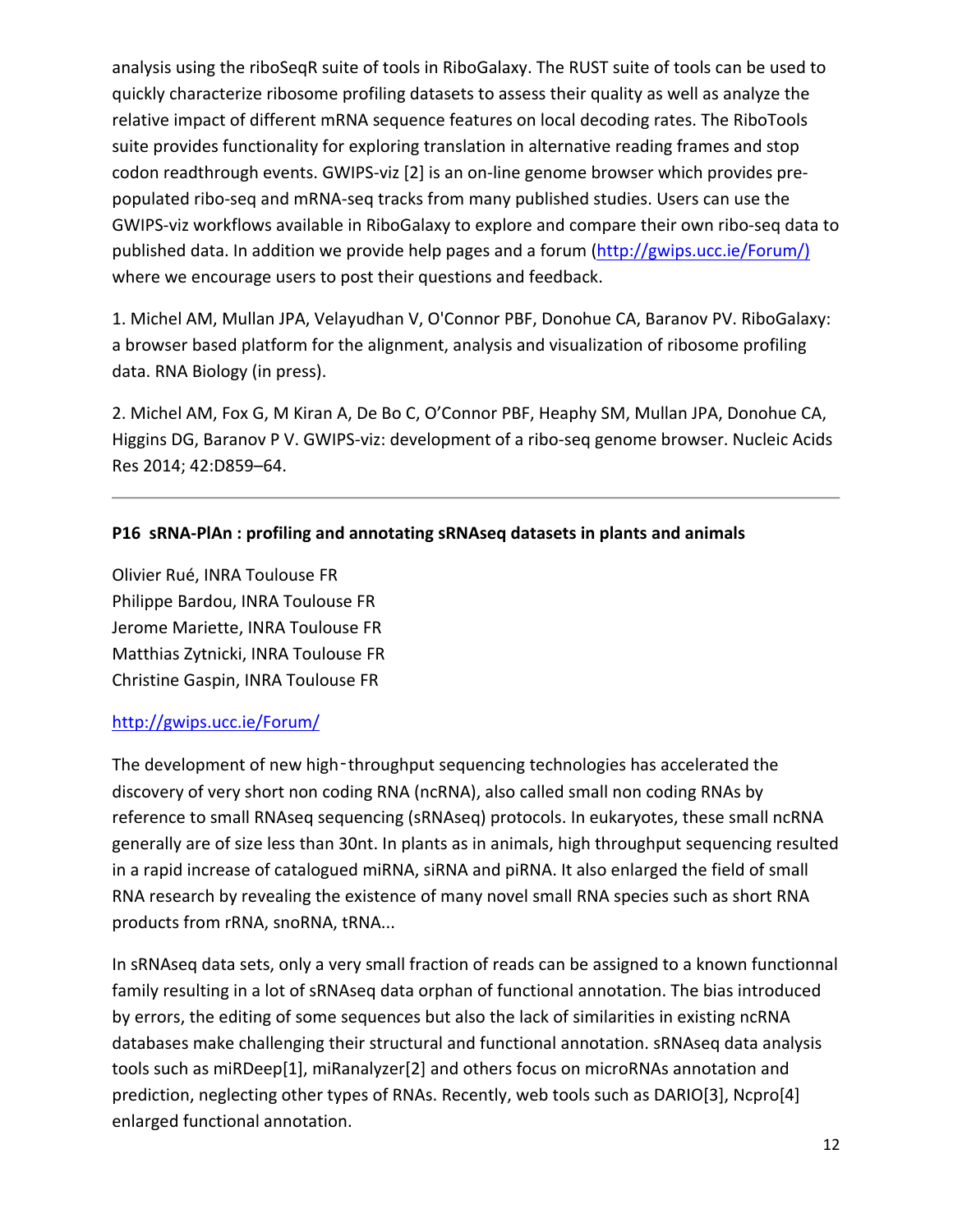analysis using the riboSeqR suite of tools in RiboGalaxy. The RUST suite of tools can be used to quickly characterize ribosome profiling datasets to assess their quality as well as analyze the relative impact of different mRNA sequence features on local decoding rates. The RiboTools suite provides functionality for exploring translation in alternative reading frames and stop codon readthrough events. GWIPS-viz [2] is an on-line genome browser which provides pre-populated ribo-seq and mRNA-seq tracks from many published studies. Users can use the GWIPS-viz workflows available in RiboGalaxy to explore and compare their own ribo-seq data to published data. In addition we provide help pages and a forum (http://gwips.ucc.ie/Forum/) where we encourage users to post their questions and feedback.

1. Michel AM, Mullan JPA, Velayudhan V, O'Connor PBF, Donohue CA, Baranov PV. RiboGalaxy: a browser based platform for the alignment, analysis and visualization of ribosome profiling data. RNA Biology (in press).

2. Michel AM, Fox G, M Kiran A, De Bo C, O'Connor PBF, Heaphy SM, Mullan JPA, Donohue CA, Higgins DG, Baranov P V. GWIPS-viz: development of a ribo-seq genome browser. Nucleic Acids Res 2014; 42:D859–64.

---

**P16 sRNA-PlAn : profiling and annotating sRNAseq datasets in plants and animals**

Olivier Rué, INRA Toulouse FR
Philippe Bardou, INRA Toulouse FR
Jerome Mariette, INRA Toulouse FR
Matthias Zytnicki, INRA Toulouse FR
Christine Gaspin, INRA Toulouse FR

http://gwips.ucc.ie/Forum/

The development of new high-throughput sequencing technologies has accelerated the discovery of very short non coding RNA (ncRNA), also called small non coding RNAs by reference to small RNAseq sequencing (sRNAseq) protocols. In eukaryotes, these small ncRNA generally are of size less than 30nt. In plants as in animals, high throughput sequencing resulted in a rapid increase of catalogued miRNA, siRNA and piRNA. It also enlarged the field of small RNA research by revealing the existence of many novel small RNA species such as short RNA products from rRNA, snoRNA, tRNA...

In sRNAseq data sets, only a very small fraction of reads can be assigned to a known functionnal family resulting in a lot of sRNAseq data orphan of functional annotation. The bias introduced by errors, the editing of some sequences but also the lack of similarities in existing ncRNA databases make challenging their structural and functional annotation. sRNAseq data analysis tools such as miRDeep[1], miRanalyzer[2] and others focus on microRNAs annotation and prediction, neglecting other types of RNAs. Recently, web tools such as DARIO[3], Ncpro[4] enlarged functional annotation.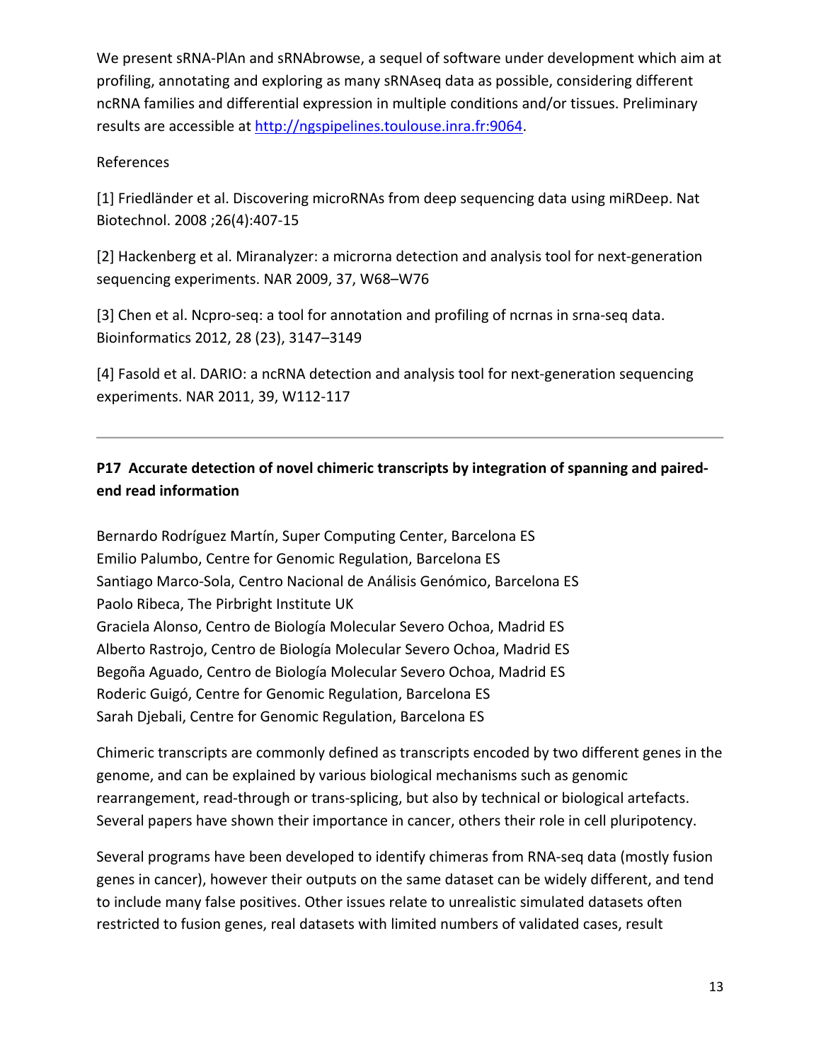We present sRNA-PlAn and sRNAbrowse, a sequel of software under development which aim at profiling, annotating and exploring as many sRNAseq data as possible, considering different ncRNA families and differential expression in multiple conditions and/or tissues. Preliminary results are accessible at http://ngspipelines.toulouse.inra.fr:9064.

References

[1] Friedländer et al. Discovering microRNAs from deep sequencing data using miRDeep. Nat Biotechnol. 2008 ;26(4):407-15

[2] Hackenberg et al. Miranalyzer: a microrna detection and analysis tool for next-generation sequencing experiments. NAR 2009, 37, W68–W76

[3] Chen et al. Ncpro-seq: a tool for annotation and profiling of ncrnas in srna-seq data. Bioinformatics 2012, 28 (23), 3147–3149

[4] Fasold et al. DARIO: a ncRNA detection and analysis tool for next-generation sequencing experiments. NAR 2011, 39, W112-117

---

## P17 Accurate detection of novel chimeric transcripts by integration of spanning and paired-end read information

Bernardo Rodríguez Martín, Super Computing Center, Barcelona ES
Emilio Palumbo, Centre for Genomic Regulation, Barcelona ES
Santiago Marco-Sola, Centro Nacional de Análisis Genómico, Barcelona ES
Paolo Ribeca, The Pirbright Institute UK
Graciela Alonso, Centro de Biología Molecular Severo Ochoa, Madrid ES
Alberto Rastrojo, Centro de Biología Molecular Severo Ochoa, Madrid ES
Begoña Aguado, Centro de Biología Molecular Severo Ochoa, Madrid ES
Roderic Guigó, Centre for Genomic Regulation, Barcelona ES
Sarah Djebali, Centre for Genomic Regulation, Barcelona ES

Chimeric transcripts are commonly defined as transcripts encoded by two different genes in the genome, and can be explained by various biological mechanisms such as genomic rearrangement, read-through or trans-splicing, but also by technical or biological artefacts. Several papers have shown their importance in cancer, others their role in cell pluripotency.

Several programs have been developed to identify chimeras from RNA-seq data (mostly fusion genes in cancer), however their outputs on the same dataset can be widely different, and tend to include many false positives. Other issues relate to unrealistic simulated datasets often restricted to fusion genes, real datasets with limited numbers of validated cases, result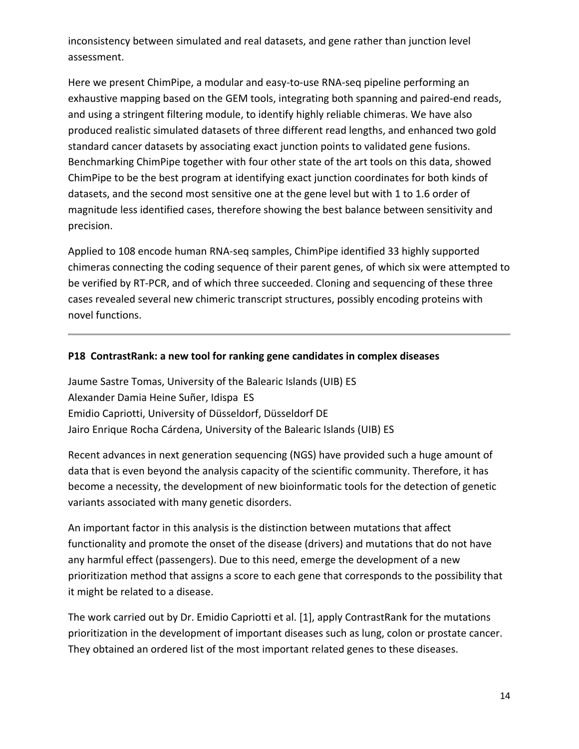inconsistency between simulated and real datasets, and gene rather than junction level assessment.

Here we present ChimPipe, a modular and easy-to-use RNA-seq pipeline performing an exhaustive mapping based on the GEM tools, integrating both spanning and paired-end reads, and using a stringent filtering module, to identify highly reliable chimeras. We have also produced realistic simulated datasets of three different read lengths, and enhanced two gold standard cancer datasets by associating exact junction points to validated gene fusions. Benchmarking ChimPipe together with four other state of the art tools on this data, showed ChimPipe to be the best program at identifying exact junction coordinates for both kinds of datasets, and the second most sensitive one at the gene level but with 1 to 1.6 order of magnitude less identified cases, therefore showing the best balance between sensitivity and precision.

Applied to 108 encode human RNA-seq samples, ChimPipe identified 33 highly supported chimeras connecting the coding sequence of their parent genes, of which six were attempted to be verified by RT-PCR, and of which three succeeded. Cloning and sequencing of these three cases revealed several new chimeric transcript structures, possibly encoding proteins with novel functions.

---

### P18 ContrastRank: a new tool for ranking gene candidates in complex diseases

Jaume Sastre Tomas, University of the Balearic Islands (UIB) ES
Alexander Damia Heine Suñer, Idispa ES
Emidio Capriotti, University of Düsseldorf, Düsseldorf DE
Jairo Enrique Rocha Cárdena, University of the Balearic Islands (UIB) ES

Recent advances in next generation sequencing (NGS) have provided such a huge amount of data that is even beyond the analysis capacity of the scientific community. Therefore, it has become a necessity, the development of new bioinformatic tools for the detection of genetic variants associated with many genetic disorders.

An important factor in this analysis is the distinction between mutations that affect functionality and promote the onset of the disease (drivers) and mutations that do not have any harmful effect (passengers). Due to this need, emerge the development of a new prioritization method that assigns a score to each gene that corresponds to the possibility that it might be related to a disease.

The work carried out by Dr. Emidio Capriotti et al. [1], apply ContrastRank for the mutations prioritization in the development of important diseases such as lung, colon or prostate cancer. They obtained an ordered list of the most important related genes to these diseases.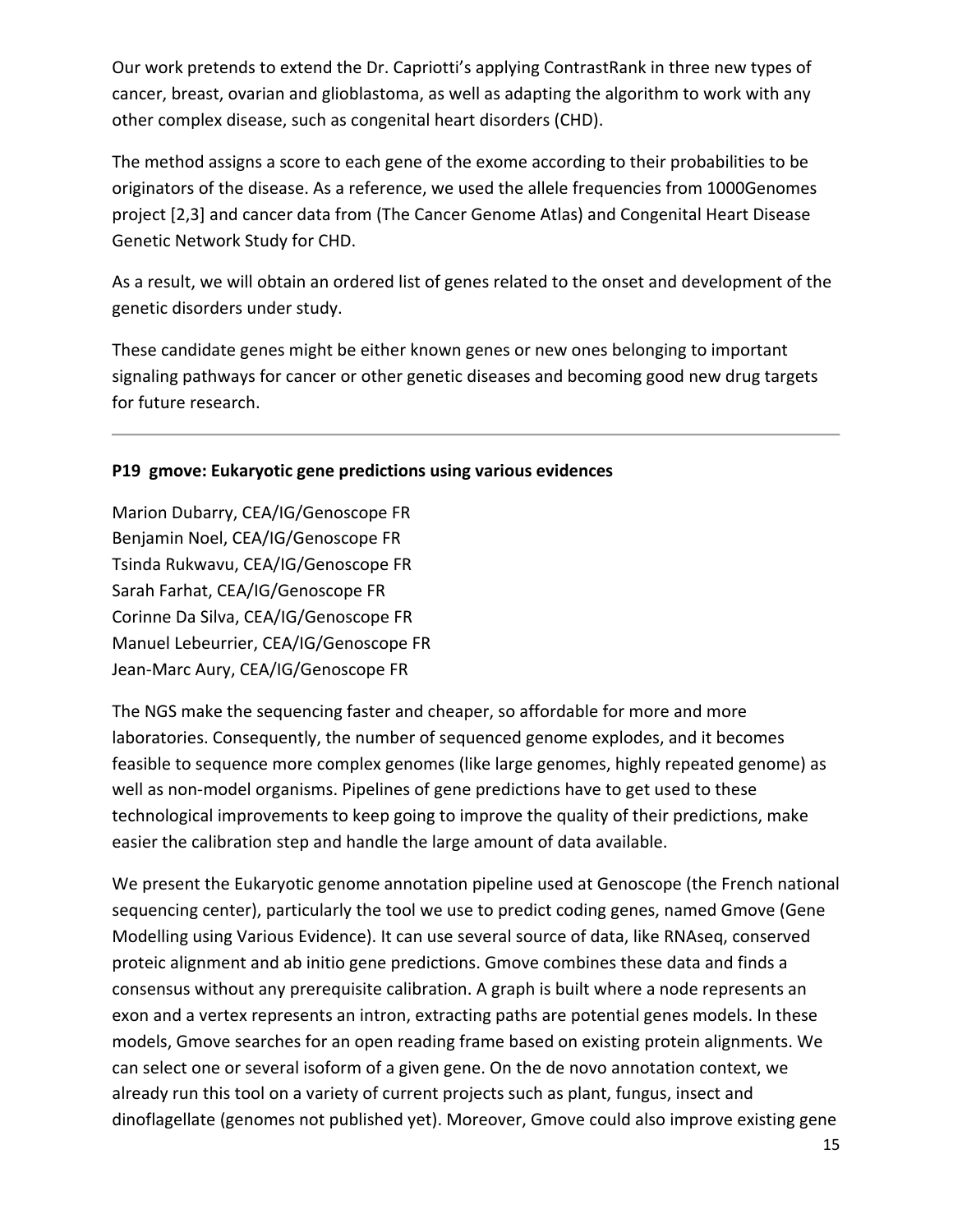Our work pretends to extend the Dr. Capriotti's applying ContrastRank in three new types of cancer, breast, ovarian and glioblastoma, as well as adapting the algorithm to work with any other complex disease, such as congenital heart disorders (CHD).

The method assigns a score to each gene of the exome according to their probabilities to be originators of the disease. As a reference, we used the allele frequencies from 1000Genomes project [2,3] and cancer data from (The Cancer Genome Atlas) and Congenital Heart Disease Genetic Network Study for CHD.

As a result, we will obtain an ordered list of genes related to the onset and development of the genetic disorders under study.

These candidate genes might be either known genes or new ones belonging to important signaling pathways for cancer or other genetic diseases and becoming good new drug targets for future research.

---

### P19 gmove: Eukaryotic gene predictions using various evidences

Marion Dubarry, CEA/IG/Genoscope FR  
Benjamin Noel, CEA/IG/Genoscope FR  
Tsinda Rukwavu, CEA/IG/Genoscope FR  
Sarah Farhat, CEA/IG/Genoscope FR  
Corinne Da Silva, CEA/IG/Genoscope FR  
Manuel Lebeurrier, CEA/IG/Genoscope FR  
Jean-Marc Aury, CEA/IG/Genoscope FR

The NGS make the sequencing faster and cheaper, so affordable for more and more laboratories. Consequently, the number of sequenced genome explodes, and it becomes feasible to sequence more complex genomes (like large genomes, highly repeated genome) as well as non-model organisms. Pipelines of gene predictions have to get used to these technological improvements to keep going to improve the quality of their predictions, make easier the calibration step and handle the large amount of data available.

We present the Eukaryotic genome annotation pipeline used at Genoscope (the French national sequencing center), particularly the tool we use to predict coding genes, named Gmove (Gene Modelling using Various Evidence). It can use several source of data, like RNAseq, conserved proteic alignment and ab initio gene predictions. Gmove combines these data and finds a consensus without any prerequisite calibration. A graph is built where a node represents an exon and a vertex represents an intron, extracting paths are potential genes models. In these models, Gmove searches for an open reading frame based on existing protein alignments. We can select one or several isoform of a given gene. On the de novo annotation context, we already run this tool on a variety of current projects such as plant, fungus, insect and dinoflagellate (genomes not published yet). Moreover, Gmove could also improve existing gene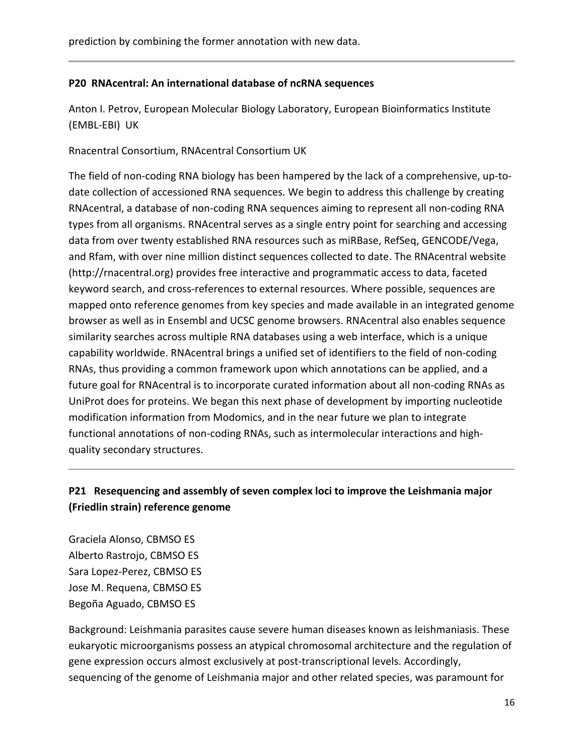prediction by combining the former annotation with new data.

---

### P20 RNAcentral: An international database of ncRNA sequences

Anton I. Petrov, European Molecular Biology Laboratory, European Bioinformatics Institute (EMBL-EBI) UK

Rnacentral Consortium, RNAcentral Consortium UK

The field of non-coding RNA biology has been hampered by the lack of a comprehensive, up-to-date collection of accessioned RNA sequences. We begin to address this challenge by creating RNAcentral, a database of non-coding RNA sequences aiming to represent all non-coding RNA types from all organisms. RNAcentral serves as a single entry point for searching and accessing data from over twenty established RNA resources such as miRBase, RefSeq, GENCODE/Vega, and Rfam, with over nine million distinct sequences collected to date. The RNAcentral website (http://rnacentral.org) provides free interactive and programmatic access to data, faceted keyword search, and cross-references to external resources. Where possible, sequences are mapped onto reference genomes from key species and made available in an integrated genome browser as well as in Ensembl and UCSC genome browsers. RNAcentral also enables sequence similarity searches across multiple RNA databases using a web interface, which is a unique capability worldwide. RNAcentral brings a unified set of identifiers to the field of non-coding RNAs, thus providing a common framework upon which annotations can be applied, and a future goal for RNAcentral is to incorporate curated information about all non-coding RNAs as UniProt does for proteins. We began this next phase of development by importing nucleotide modification information from Modomics, and in the near future we plan to integrate functional annotations of non-coding RNAs, such as intermolecular interactions and high-quality secondary structures.

---

### P21 Resequencing and assembly of seven complex loci to improve the Leishmania major (Friedlin strain) reference genome

Graciela Alonso, CBMSO ES
Alberto Rastrojo, CBMSO ES
Sara Lopez-Perez, CBMSO ES
Jose M. Requena, CBMSO ES
Begoña Aguado, CBMSO ES

Background: Leishmania parasites cause severe human diseases known as leishmaniasis. These eukaryotic microorganisms possess an atypical chromosomal architecture and the regulation of gene expression occurs almost exclusively at post-transcriptional levels. Accordingly, sequencing of the genome of Leishmania major and other related species, was paramount for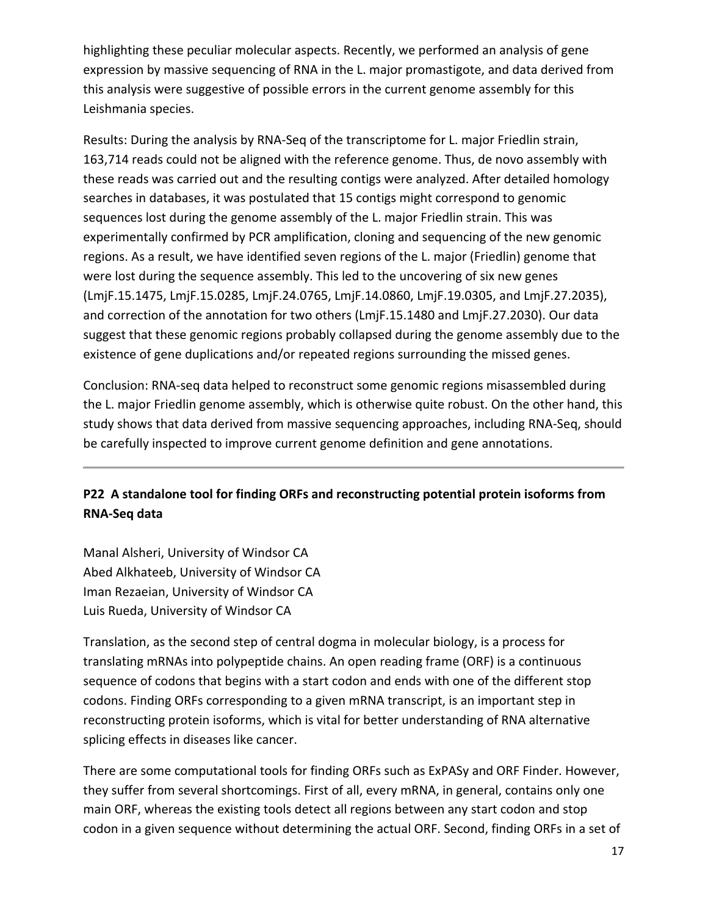highlighting these peculiar molecular aspects. Recently, we performed an analysis of gene expression by massive sequencing of RNA in the L. major promastigote, and data derived from this analysis were suggestive of possible errors in the current genome assembly for this Leishmania species.

Results: During the analysis by RNA-Seq of the transcriptome for L. major Friedlin strain, 163,714 reads could not be aligned with the reference genome. Thus, de novo assembly with these reads was carried out and the resulting contigs were analyzed. After detailed homology searches in databases, it was postulated that 15 contigs might correspond to genomic sequences lost during the genome assembly of the L. major Friedlin strain. This was experimentally confirmed by PCR amplification, cloning and sequencing of the new genomic regions. As a result, we have identified seven regions of the L. major (Friedlin) genome that were lost during the sequence assembly. This led to the uncovering of six new genes (LmjF.15.1475, LmjF.15.0285, LmjF.24.0765, LmjF.14.0860, LmjF.19.0305, and LmjF.27.2035), and correction of the annotation for two others (LmjF.15.1480 and LmjF.27.2030). Our data suggest that these genomic regions probably collapsed during the genome assembly due to the existence of gene duplications and/or repeated regions surrounding the missed genes.

Conclusion: RNA-seq data helped to reconstruct some genomic regions misassembled during the L. major Friedlin genome assembly, which is otherwise quite robust. On the other hand, this study shows that data derived from massive sequencing approaches, including RNA-Seq, should be carefully inspected to improve current genome definition and gene annotations.

---

## P22 A standalone tool for finding ORFs and reconstructing potential protein isoforms from RNA-Seq data

Manal Alsheri, University of Windsor CA
Abed Alkhateeb, University of Windsor CA
Iman Rezaeian, University of Windsor CA
Luis Rueda, University of Windsor CA

Translation, as the second step of central dogma in molecular biology, is a process for translating mRNAs into polypeptide chains. An open reading frame (ORF) is a continuous sequence of codons that begins with a start codon and ends with one of the different stop codons. Finding ORFs corresponding to a given mRNA transcript, is an important step in reconstructing protein isoforms, which is vital for better understanding of RNA alternative splicing effects in diseases like cancer.

There are some computational tools for finding ORFs such as ExPASy and ORF Finder. However, they suffer from several shortcomings. First of all, every mRNA, in general, contains only one main ORF, whereas the existing tools detect all regions between any start codon and stop codon in a given sequence without determining the actual ORF. Second, finding ORFs in a set of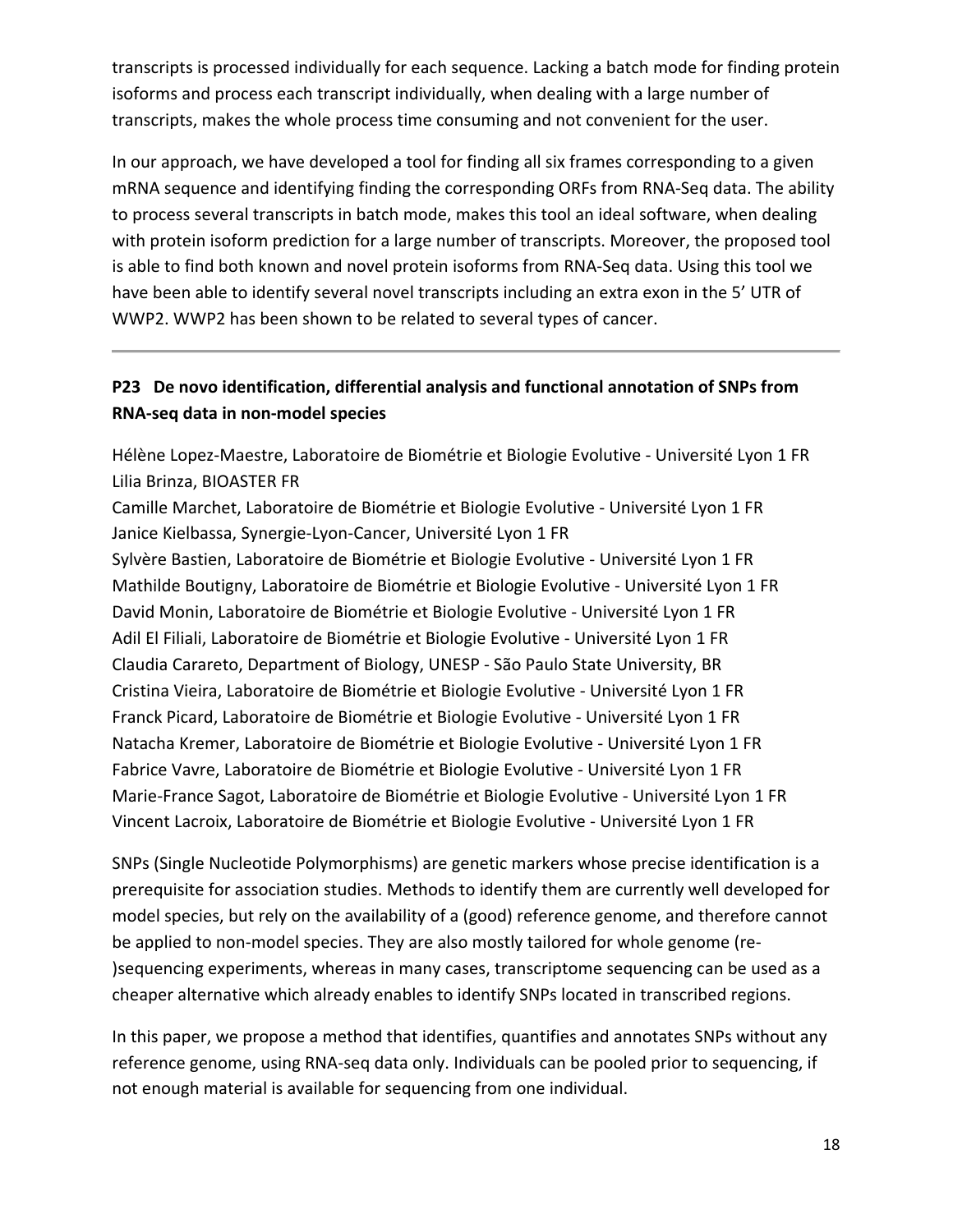transcripts is processed individually for each sequence. Lacking a batch mode for finding protein isoforms and process each transcript individually, when dealing with a large number of transcripts, makes the whole process time consuming and not convenient for the user.

In our approach, we have developed a tool for finding all six frames corresponding to a given mRNA sequence and identifying finding the corresponding ORFs from RNA-Seq data. The ability to process several transcripts in batch mode, makes this tool an ideal software, when dealing with protein isoform prediction for a large number of transcripts. Moreover, the proposed tool is able to find both known and novel protein isoforms from RNA-Seq data. Using this tool we have been able to identify several novel transcripts including an extra exon in the 5' UTR of WWP2. WWP2 has been shown to be related to several types of cancer.

---

### P23 De novo identification, differential analysis and functional annotation of SNPs from RNA-seq data in non-model species

Hélène Lopez-Maestre, Laboratoire de Biométrie et Biologie Evolutive - Université Lyon 1 FR
Lilia Brinza, BIOASTER FR
Camille Marchet, Laboratoire de Biométrie et Biologie Evolutive - Université Lyon 1 FR
Janice Kielbassa, Synergie-Lyon-Cancer, Université Lyon 1 FR
Sylvère Bastien, Laboratoire de Biométrie et Biologie Evolutive - Université Lyon 1 FR
Mathilde Boutigny, Laboratoire de Biométrie et Biologie Evolutive - Université Lyon 1 FR
David Monin, Laboratoire de Biométrie et Biologie Evolutive - Université Lyon 1 FR
Adil El Filiali, Laboratoire de Biométrie et Biologie Evolutive - Université Lyon 1 FR
Claudia Carareto, Department of Biology, UNESP - São Paulo State University, BR
Cristina Vieira, Laboratoire de Biométrie et Biologie Evolutive - Université Lyon 1 FR
Franck Picard, Laboratoire de Biométrie et Biologie Evolutive - Université Lyon 1 FR
Natacha Kremer, Laboratoire de Biométrie et Biologie Evolutive - Université Lyon 1 FR
Fabrice Vavre, Laboratoire de Biométrie et Biologie Evolutive - Université Lyon 1 FR
Marie-France Sagot, Laboratoire de Biométrie et Biologie Evolutive - Université Lyon 1 FR
Vincent Lacroix, Laboratoire de Biométrie et Biologie Evolutive - Université Lyon 1 FR

SNPs (Single Nucleotide Polymorphisms) are genetic markers whose precise identification is a prerequisite for association studies. Methods to identify them are currently well developed for model species, but rely on the availability of a (good) reference genome, and therefore cannot be applied to non-model species. They are also mostly tailored for whole genome (re-)sequencing experiments, whereas in many cases, transcriptome sequencing can be used as a cheaper alternative which already enables to identify SNPs located in transcribed regions.

In this paper, we propose a method that identifies, quantifies and annotates SNPs without any reference genome, using RNA-seq data only. Individuals can be pooled prior to sequencing, if not enough material is available for sequencing from one individual.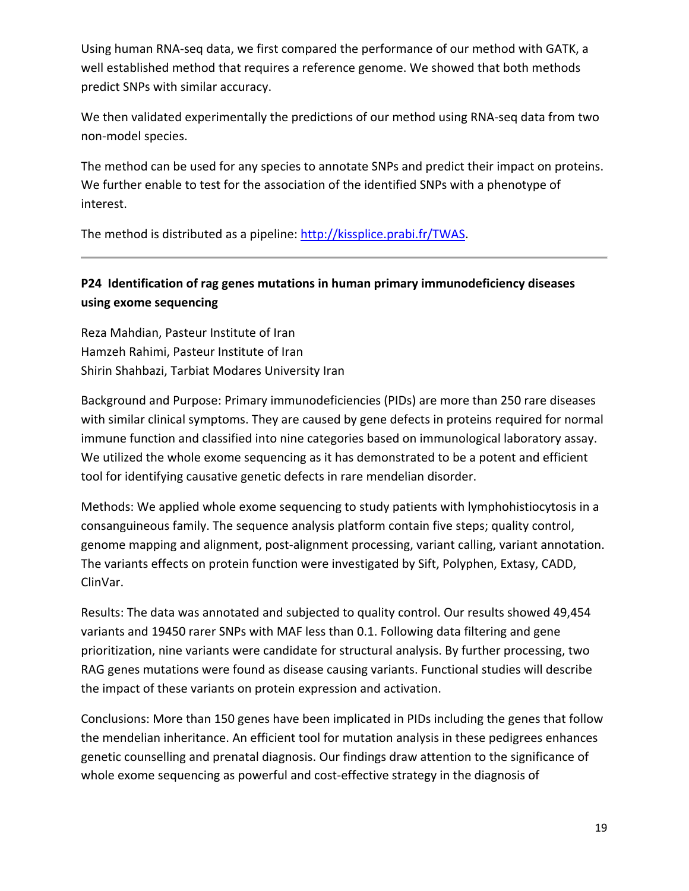Using human RNA-seq data, we first compared the performance of our method with GATK, a well established method that requires a reference genome. We showed that both methods predict SNPs with similar accuracy.

We then validated experimentally the predictions of our method using RNA-seq data from two non-model species.

The method can be used for any species to annotate SNPs and predict their impact on proteins. We further enable to test for the association of the identified SNPs with a phenotype of interest.

The method is distributed as a pipeline: [http://kissplice.prabi.fr/TWAS](http://kissplice.prabi.fr/TWAS).

---

### P24 Identification of rag genes mutations in human primary immunodeficiency diseases using exome sequencing

Reza Mahdian, Pasteur Institute of Iran
Hamzeh Rahimi, Pasteur Institute of Iran
Shirin Shahbazi, Tarbiat Modares University Iran

Background and Purpose: Primary immunodeficiencies (PIDs) are more than 250 rare diseases with similar clinical symptoms. They are caused by gene defects in proteins required for normal immune function and classified into nine categories based on immunological laboratory assay. We utilized the whole exome sequencing as it has demonstrated to be a potent and efficient tool for identifying causative genetic defects in rare mendelian disorder.

Methods: We applied whole exome sequencing to study patients with lymphohistiocytosis in a consanguineous family. The sequence analysis platform contain five steps; quality control, genome mapping and alignment, post-alignment processing, variant calling, variant annotation. The variants effects on protein function were investigated by Sift, Polyphen, Extasy, CADD, ClinVar.

Results: The data was annotated and subjected to quality control. Our results showed 49,454 variants and 19450 rarer SNPs with MAF less than 0.1. Following data filtering and gene prioritization, nine variants were candidate for structural analysis. By further processing, two RAG genes mutations were found as disease causing variants. Functional studies will describe the impact of these variants on protein expression and activation.

Conclusions: More than 150 genes have been implicated in PIDs including the genes that follow the mendelian inheritance. An efficient tool for mutation analysis in these pedigrees enhances genetic counselling and prenatal diagnosis. Our findings draw attention to the significance of whole exome sequencing as powerful and cost-effective strategy in the diagnosis of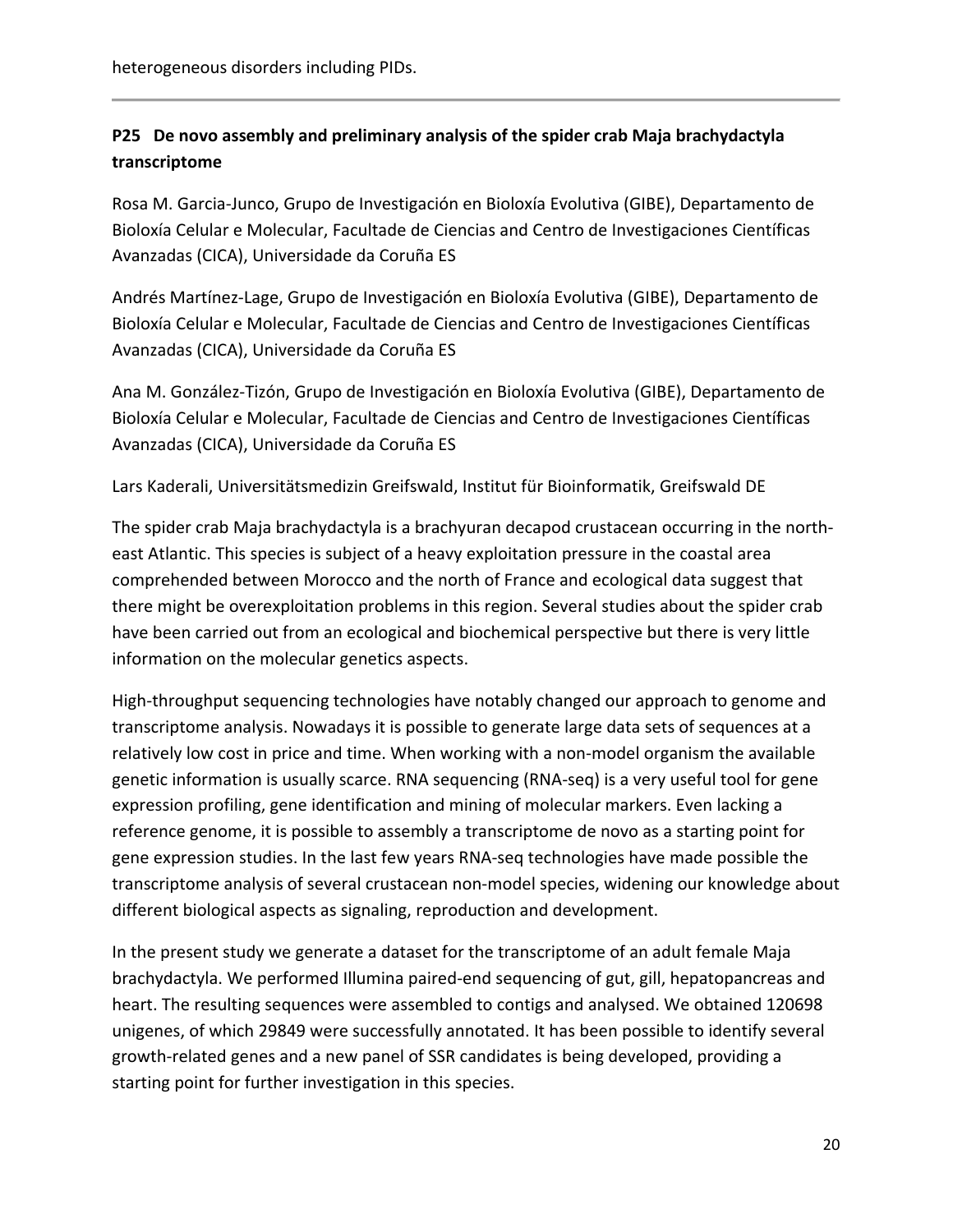heterogeneous disorders including PIDs.

---

### P25 De novo assembly and preliminary analysis of the spider crab Maja brachydactyla transcriptome

Rosa M. Garcia-Junco, Grupo de Investigación en Bioloxía Evolutiva (GIBE), Departamento de Bioloxía Celular e Molecular, Facultade de Ciencias and Centro de Investigaciones Científicas Avanzadas (CICA), Universidade da Coruña ES

Andrés Martínez-Lage, Grupo de Investigación en Bioloxía Evolutiva (GIBE), Departamento de Bioloxía Celular e Molecular, Facultade de Ciencias and Centro de Investigaciones Científicas Avanzadas (CICA), Universidade da Coruña ES

Ana M. González-Tizón, Grupo de Investigación en Bioloxía Evolutiva (GIBE), Departamento de Bioloxía Celular e Molecular, Facultade de Ciencias and Centro de Investigaciones Científicas Avanzadas (CICA), Universidade da Coruña ES

Lars Kaderali, Universitätsmedizin Greifswald, Institut für Bioinformatik, Greifswald DE

The spider crab Maja brachydactyla is a brachyuran decapod crustacean occurring in the north-east Atlantic. This species is subject of a heavy exploitation pressure in the coastal area comprehended between Morocco and the north of France and ecological data suggest that there might be overexploitation problems in this region. Several studies about the spider crab have been carried out from an ecological and biochemical perspective but there is very little information on the molecular genetics aspects.

High-throughput sequencing technologies have notably changed our approach to genome and transcriptome analysis. Nowadays it is possible to generate large data sets of sequences at a relatively low cost in price and time. When working with a non-model organism the available genetic information is usually scarce. RNA sequencing (RNA-seq) is a very useful tool for gene expression profiling, gene identification and mining of molecular markers. Even lacking a reference genome, it is possible to assembly a transcriptome de novo as a starting point for gene expression studies. In the last few years RNA-seq technologies have made possible the transcriptome analysis of several crustacean non-model species, widening our knowledge about different biological aspects as signaling, reproduction and development.

In the present study we generate a dataset for the transcriptome of an adult female Maja brachydactyla. We performed Illumina paired-end sequencing of gut, gill, hepatopancreas and heart. The resulting sequences were assembled to contigs and analysed. We obtained 120698 unigenes, of which 29849 were successfully annotated. It has been possible to identify several growth-related genes and a new panel of SSR candidates is being developed, providing a starting point for further investigation in this species.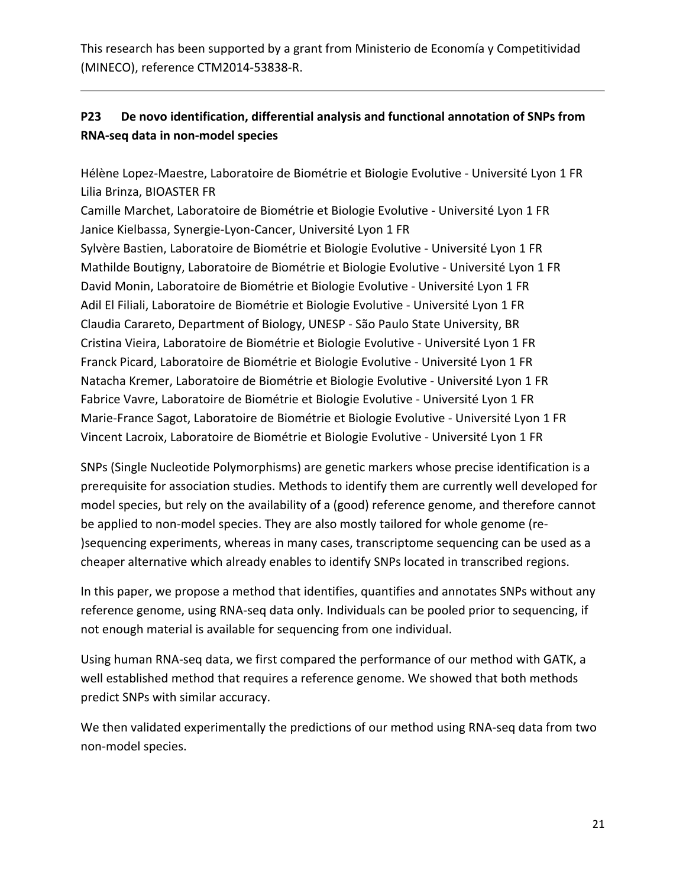This research has been supported by a grant from Ministerio de Economía y Competitividad (MINECO), reference CTM2014-53838-R.

---

## P23 De novo identification, differential analysis and functional annotation of SNPs from RNA-seq data in non-model species

Hélène Lopez-Maestre, Laboratoire de Biométrie et Biologie Evolutive - Université Lyon 1 FR
Lilia Brinza, BIOASTER FR
Camille Marchet, Laboratoire de Biométrie et Biologie Evolutive - Université Lyon 1 FR
Janice Kielbassa, Synergie-Lyon-Cancer, Université Lyon 1 FR
Sylvère Bastien, Laboratoire de Biométrie et Biologie Evolutive - Université Lyon 1 FR
Mathilde Boutigny, Laboratoire de Biométrie et Biologie Evolutive - Université Lyon 1 FR
David Monin, Laboratoire de Biométrie et Biologie Evolutive - Université Lyon 1 FR
Adil El Filiali, Laboratoire de Biométrie et Biologie Evolutive - Université Lyon 1 FR
Claudia Carareto, Department of Biology, UNESP - São Paulo State University, BR
Cristina Vieira, Laboratoire de Biométrie et Biologie Evolutive - Université Lyon 1 FR
Franck Picard, Laboratoire de Biométrie et Biologie Evolutive - Université Lyon 1 FR
Natacha Kremer, Laboratoire de Biométrie et Biologie Evolutive - Université Lyon 1 FR
Fabrice Vavre, Laboratoire de Biométrie et Biologie Evolutive - Université Lyon 1 FR
Marie-France Sagot, Laboratoire de Biométrie et Biologie Evolutive - Université Lyon 1 FR
Vincent Lacroix, Laboratoire de Biométrie et Biologie Evolutive - Université Lyon 1 FR

SNPs (Single Nucleotide Polymorphisms) are genetic markers whose precise identification is a prerequisite for association studies. Methods to identify them are currently well developed for model species, but rely on the availability of a (good) reference genome, and therefore cannot be applied to non-model species. They are also mostly tailored for whole genome (re-)sequencing experiments, whereas in many cases, transcriptome sequencing can be used as a cheaper alternative which already enables to identify SNPs located in transcribed regions.

In this paper, we propose a method that identifies, quantifies and annotates SNPs without any reference genome, using RNA-seq data only. Individuals can be pooled prior to sequencing, if not enough material is available for sequencing from one individual.

Using human RNA-seq data, we first compared the performance of our method with GATK, a well established method that requires a reference genome. We showed that both methods predict SNPs with similar accuracy.

We then validated experimentally the predictions of our method using RNA-seq data from two non-model species.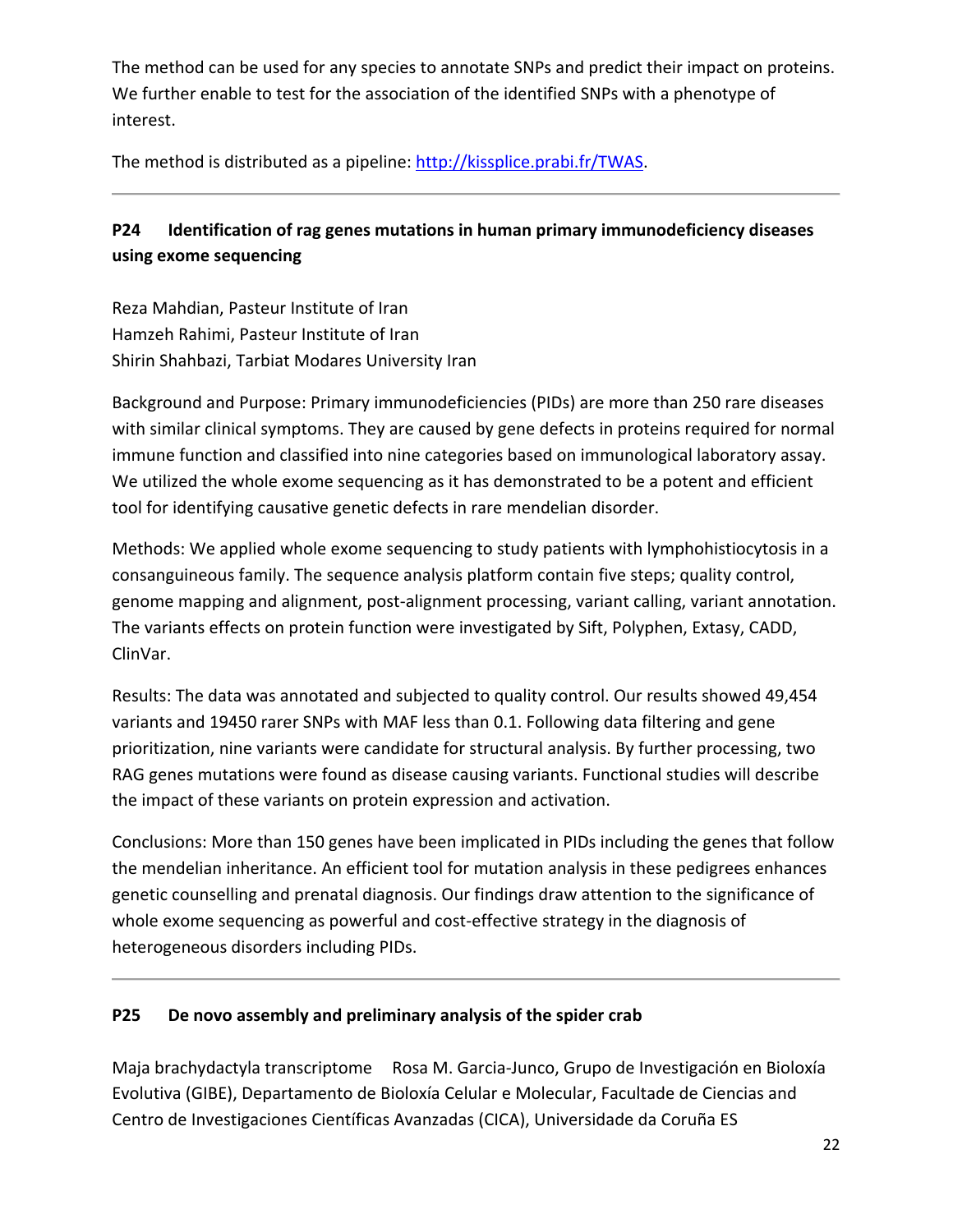The method can be used for any species to annotate SNPs and predict their impact on proteins. We further enable to test for the association of the identified SNPs with a phenotype of interest.

The method is distributed as a pipeline: [http://kissplice.prabi.fr/TWAS](http://kissplice.prabi.fr/TWAS).

---

### P24 Identification of rag genes mutations in human primary immunodeficiency diseases using exome sequencing

Reza Mahdian, Pasteur Institute of Iran
Hamzeh Rahimi, Pasteur Institute of Iran
Shirin Shahbazi, Tarbiat Modares University Iran

Background and Purpose: Primary immunodeficiencies (PIDs) are more than 250 rare diseases with similar clinical symptoms. They are caused by gene defects in proteins required for normal immune function and classified into nine categories based on immunological laboratory assay. We utilized the whole exome sequencing as it has demonstrated to be a potent and efficient tool for identifying causative genetic defects in rare mendelian disorder.

Methods: We applied whole exome sequencing to study patients with lymphohistiocytosis in a consanguineous family. The sequence analysis platform contain five steps; quality control, genome mapping and alignment, post-alignment processing, variant calling, variant annotation. The variants effects on protein function were investigated by Sift, Polyphen, Extasy, CADD, ClinVar.

Results: The data was annotated and subjected to quality control. Our results showed 49,454 variants and 19450 rarer SNPs with MAF less than 0.1. Following data filtering and gene prioritization, nine variants were candidate for structural analysis. By further processing, two RAG genes mutations were found as disease causing variants. Functional studies will describe the impact of these variants on protein expression and activation.

Conclusions: More than 150 genes have been implicated in PIDs including the genes that follow the mendelian inheritance. An efficient tool for mutation analysis in these pedigrees enhances genetic counselling and prenatal diagnosis. Our findings draw attention to the significance of whole exome sequencing as powerful and cost-effective strategy in the diagnosis of heterogeneous disorders including PIDs.

---

### P25 De novo assembly and preliminary analysis of the spider crab

Maja brachydactyla transcriptome Rosa M. Garcia-Junco, Grupo de Investigación en Bioloxía Evolutiva (GIBE), Departamento de Bioloxía Celular e Molecular, Facultade de Ciencias and Centro de Investigaciones Científicas Avanzadas (CICA), Universidade da Coruña ES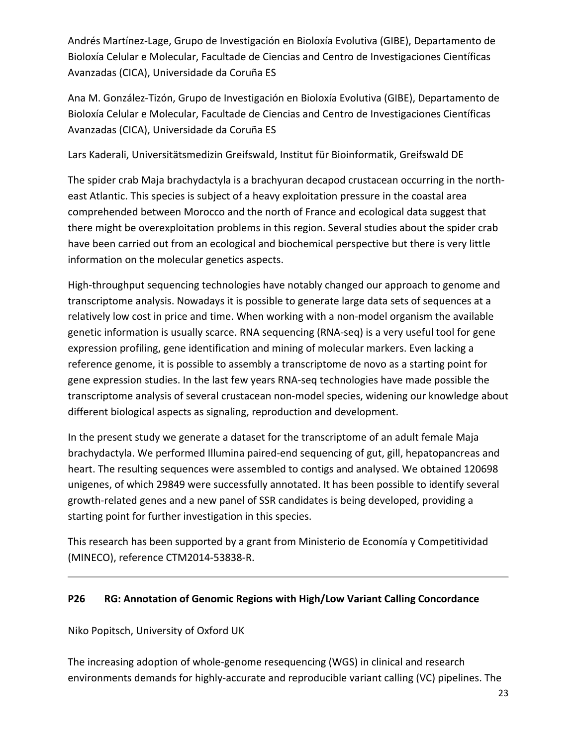Andrés Martínez-Lage, Grupo de Investigación en Bioloxía Evolutiva (GIBE), Departamento de Bioloxía Celular e Molecular, Facultade de Ciencias and Centro de Investigaciones Científicas Avanzadas (CICA), Universidade da Coruña ES

Ana M. González-Tizón, Grupo de Investigación en Bioloxía Evolutiva (GIBE), Departamento de Bioloxía Celular e Molecular, Facultade de Ciencias and Centro de Investigaciones Científicas Avanzadas (CICA), Universidade da Coruña ES

Lars Kaderali, Universitätsmedizin Greifswald, Institut für Bioinformatik, Greifswald DE

The spider crab Maja brachydactyla is a brachyuran decapod crustacean occurring in the north-east Atlantic. This species is subject of a heavy exploitation pressure in the coastal area comprehended between Morocco and the north of France and ecological data suggest that there might be overexploitation problems in this region. Several studies about the spider crab have been carried out from an ecological and biochemical perspective but there is very little information on the molecular genetics aspects.

High-throughput sequencing technologies have notably changed our approach to genome and transcriptome analysis. Nowadays it is possible to generate large data sets of sequences at a relatively low cost in price and time. When working with a non-model organism the available genetic information is usually scarce. RNA sequencing (RNA-seq) is a very useful tool for gene expression profiling, gene identification and mining of molecular markers. Even lacking a reference genome, it is possible to assembly a transcriptome de novo as a starting point for gene expression studies. In the last few years RNA-seq technologies have made possible the transcriptome analysis of several crustacean non-model species, widening our knowledge about different biological aspects as signaling, reproduction and development.

In the present study we generate a dataset for the transcriptome of an adult female Maja brachydactyla. We performed Illumina paired-end sequencing of gut, gill, hepatopancreas and heart. The resulting sequences were assembled to contigs and analysed. We obtained 120698 unigenes, of which 29849 were successfully annotated. It has been possible to identify several growth-related genes and a new panel of SSR candidates is being developed, providing a starting point for further investigation in this species.

This research has been supported by a grant from Ministerio de Economía y Competitividad (MINECO), reference CTM2014-53838-R.

---

### P26 RG: Annotation of Genomic Regions with High/Low Variant Calling Concordance

Niko Popitsch, University of Oxford UK

The increasing adoption of whole-genome resequencing (WGS) in clinical and research environments demands for highly-accurate and reproducible variant calling (VC) pipelines. The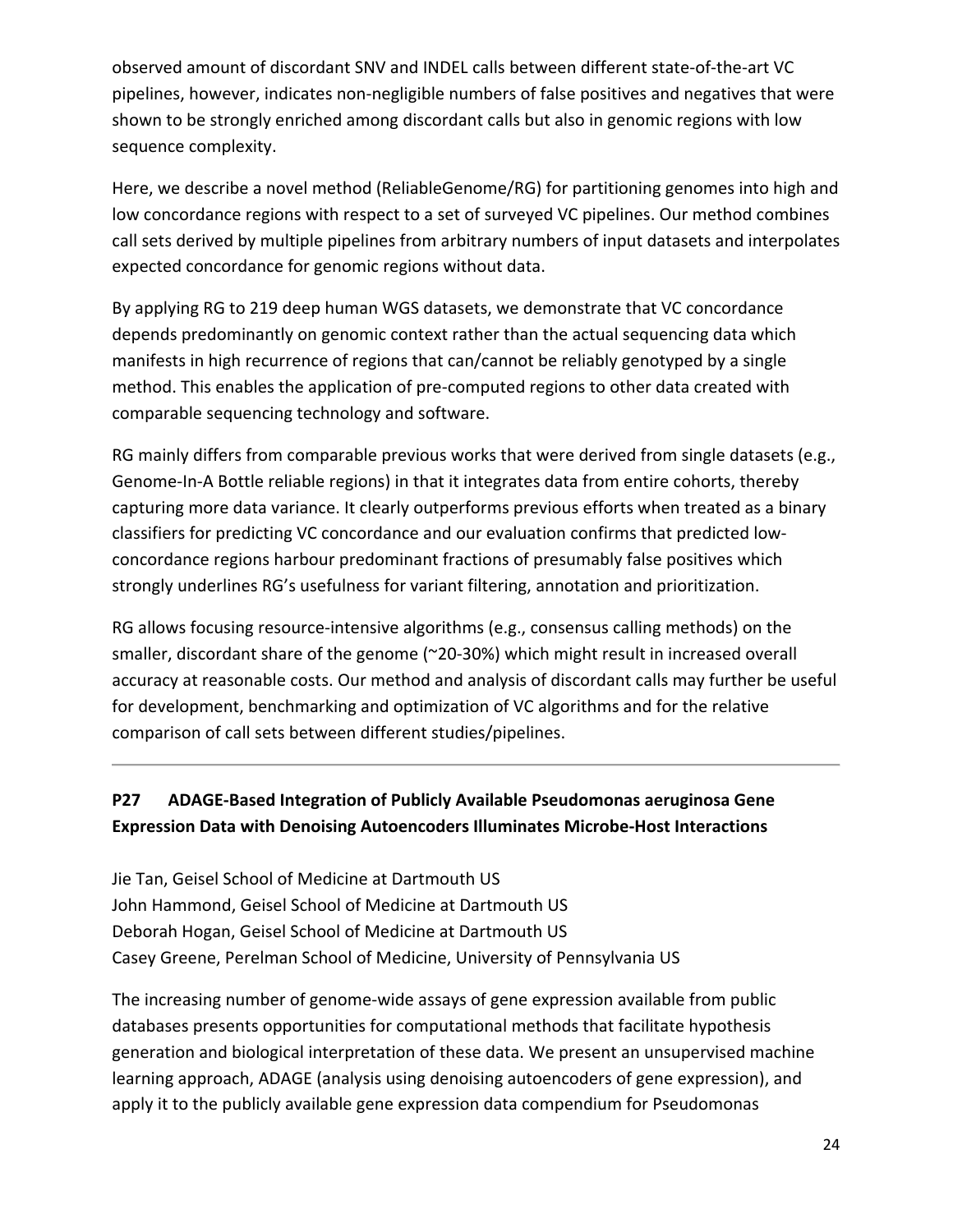observed amount of discordant SNV and INDEL calls between different state-of-the-art VC pipelines, however, indicates non-negligible numbers of false positives and negatives that were shown to be strongly enriched among discordant calls but also in genomic regions with low sequence complexity.

Here, we describe a novel method (ReliableGenome/RG) for partitioning genomes into high and low concordance regions with respect to a set of surveyed VC pipelines. Our method combines call sets derived by multiple pipelines from arbitrary numbers of input datasets and interpolates expected concordance for genomic regions without data.

By applying RG to 219 deep human WGS datasets, we demonstrate that VC concordance depends predominantly on genomic context rather than the actual sequencing data which manifests in high recurrence of regions that can/cannot be reliably genotyped by a single method. This enables the application of pre-computed regions to other data created with comparable sequencing technology and software.

RG mainly differs from comparable previous works that were derived from single datasets (e.g., Genome-In-A Bottle reliable regions) in that it integrates data from entire cohorts, thereby capturing more data variance. It clearly outperforms previous efforts when treated as a binary classifiers for predicting VC concordance and our evaluation confirms that predicted low-concordance regions harbour predominant fractions of presumably false positives which strongly underlines RG's usefulness for variant filtering, annotation and prioritization.

RG allows focusing resource-intensive algorithms (e.g., consensus calling methods) on the smaller, discordant share of the genome (~20-30%) which might result in increased overall accuracy at reasonable costs. Our method and analysis of discordant calls may further be useful for development, benchmarking and optimization of VC algorithms and for the relative comparison of call sets between different studies/pipelines.

---

## P27 ADAGE-Based Integration of Publicly Available Pseudomonas aeruginosa Gene Expression Data with Denoising Autoencoders Illuminates Microbe-Host Interactions

Jie Tan, Geisel School of Medicine at Dartmouth US
John Hammond, Geisel School of Medicine at Dartmouth US
Deborah Hogan, Geisel School of Medicine at Dartmouth US
Casey Greene, Perelman School of Medicine, University of Pennsylvania US

The increasing number of genome-wide assays of gene expression available from public databases presents opportunities for computational methods that facilitate hypothesis generation and biological interpretation of these data. We present an unsupervised machine learning approach, ADAGE (analysis using denoising autoencoders of gene expression), and apply it to the publicly available gene expression data compendium for Pseudomonas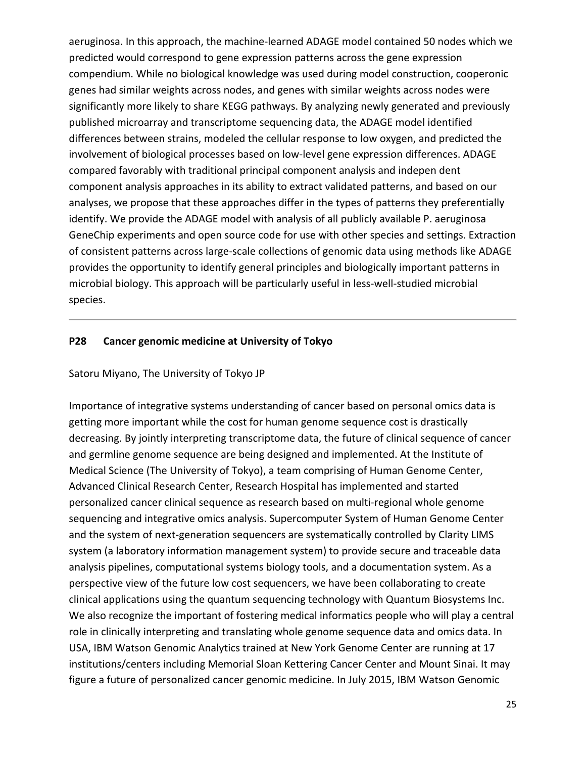aeruginosa. In this approach, the machine-learned ADAGE model contained 50 nodes which we predicted would correspond to gene expression patterns across the gene expression compendium. While no biological knowledge was used during model construction, cooperonic genes had similar weights across nodes, and genes with similar weights across nodes were significantly more likely to share KEGG pathways. By analyzing newly generated and previously published microarray and transcriptome sequencing data, the ADAGE model identified differences between strains, modeled the cellular response to low oxygen, and predicted the involvement of biological processes based on low-level gene expression differences. ADAGE compared favorably with traditional principal component analysis and indepen dent component analysis approaches in its ability to extract validated patterns, and based on our analyses, we propose that these approaches differ in the types of patterns they preferentially identify. We provide the ADAGE model with analysis of all publicly available P. aeruginosa GeneChip experiments and open source code for use with other species and settings. Extraction of consistent patterns across large-scale collections of genomic data using methods like ADAGE provides the opportunity to identify general principles and biologically important patterns in microbial biology. This approach will be particularly useful in less-well-studied microbial species.

---

**P28 Cancer genomic medicine at University of Tokyo**

Satoru Miyano, The University of Tokyo JP

Importance of integrative systems understanding of cancer based on personal omics data is getting more important while the cost for human genome sequence cost is drastically decreasing. By jointly interpreting transcriptome data, the future of clinical sequence of cancer and germline genome sequence are being designed and implemented. At the Institute of Medical Science (The University of Tokyo), a team comprising of Human Genome Center, Advanced Clinical Research Center, Research Hospital has implemented and started personalized cancer clinical sequence as research based on multi-regional whole genome sequencing and integrative omics analysis. Supercomputer System of Human Genome Center and the system of next-generation sequencers are systematically controlled by Clarity LIMS system (a laboratory information management system) to provide secure and traceable data analysis pipelines, computational systems biology tools, and a documentation system. As a perspective view of the future low cost sequencers, we have been collaborating to create clinical applications using the quantum sequencing technology with Quantum Biosystems Inc. We also recognize the important of fostering medical informatics people who will play a central role in clinically interpreting and translating whole genome sequence data and omics data. In USA, IBM Watson Genomic Analytics trained at New York Genome Center are running at 17 institutions/centers including Memorial Sloan Kettering Cancer Center and Mount Sinai. It may figure a future of personalized cancer genomic medicine. In July 2015, IBM Watson Genomic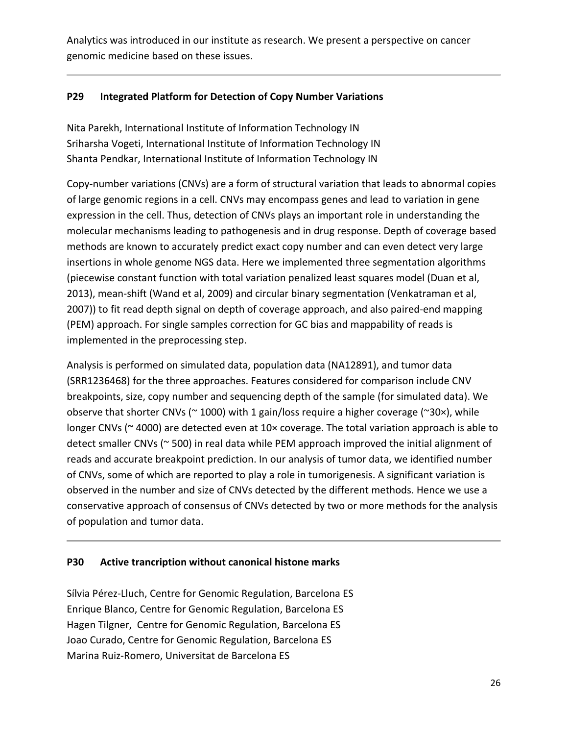Analytics was introduced in our institute as research. We present a perspective on cancer genomic medicine based on these issues.

---

### P29 Integrated Platform for Detection of Copy Number Variations

Nita Parekh, International Institute of Information Technology IN
Sriharsha Vogeti, International Institute of Information Technology IN
Shanta Pendkar, International Institute of Information Technology IN

Copy-number variations (CNVs) are a form of structural variation that leads to abnormal copies of large genomic regions in a cell. CNVs may encompass genes and lead to variation in gene expression in the cell. Thus, detection of CNVs plays an important role in understanding the molecular mechanisms leading to pathogenesis and in drug response. Depth of coverage based methods are known to accurately predict exact copy number and can even detect very large insertions in whole genome NGS data. Here we implemented three segmentation algorithms (piecewise constant function with total variation penalized least squares model (Duan et al, 2013), mean-shift (Wand et al, 2009) and circular binary segmentation (Venkatraman et al, 2007)) to fit read depth signal on depth of coverage approach, and also paired-end mapping (PEM) approach. For single samples correction for GC bias and mappability of reads is implemented in the preprocessing step.

Analysis is performed on simulated data, population data (NA12891), and tumor data (SRR1236468) for the three approaches. Features considered for comparison include CNV breakpoints, size, copy number and sequencing depth of the sample (for simulated data). We observe that shorter CNVs (~ 1000) with 1 gain/loss require a higher coverage (~30×), while longer CNVs (~ 4000) are detected even at 10× coverage. The total variation approach is able to detect smaller CNVs (~ 500) in real data while PEM approach improved the initial alignment of reads and accurate breakpoint prediction. In our analysis of tumor data, we identified number of CNVs, some of which are reported to play a role in tumorigenesis. A significant variation is observed in the number and size of CNVs detected by the different methods. Hence we use a conservative approach of consensus of CNVs detected by two or more methods for the analysis of population and tumor data.

---

### P30 Active trancription without canonical histone marks

Sílvia Pérez-Lluch, Centre for Genomic Regulation, Barcelona ES
Enrique Blanco, Centre for Genomic Regulation, Barcelona ES
Hagen Tilgner, Centre for Genomic Regulation, Barcelona ES
Joao Curado, Centre for Genomic Regulation, Barcelona ES
Marina Ruiz-Romero, Universitat de Barcelona ES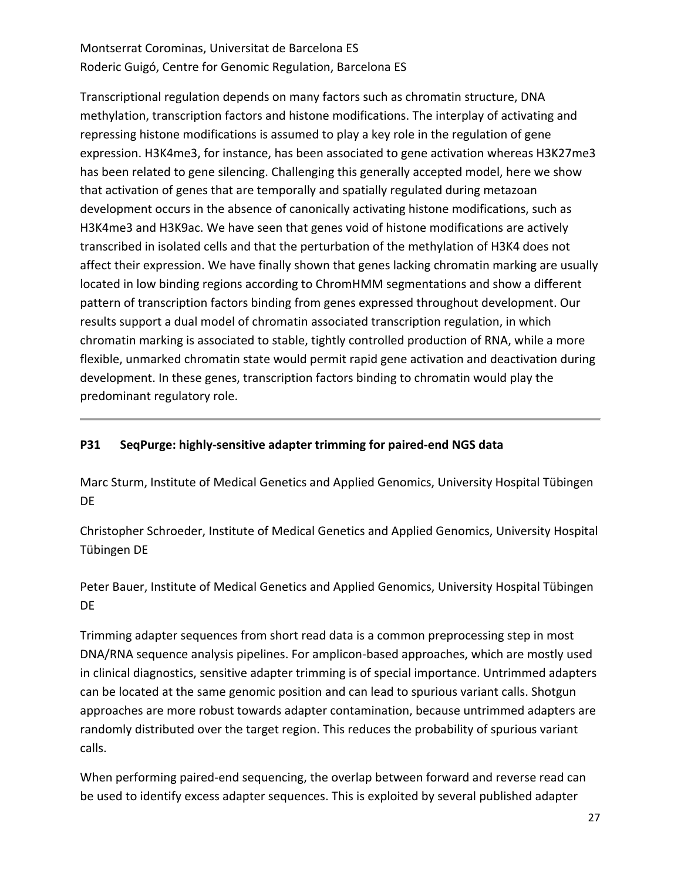Montserrat Corominas, Universitat de Barcelona ES
Roderic Guigó, Centre for Genomic Regulation, Barcelona ES

Transcriptional regulation depends on many factors such as chromatin structure, DNA methylation, transcription factors and histone modifications. The interplay of activating and repressing histone modifications is assumed to play a key role in the regulation of gene expression. H3K4me3, for instance, has been associated to gene activation whereas H3K27me3 has been related to gene silencing. Challenging this generally accepted model, here we show that activation of genes that are temporally and spatially regulated during metazoan development occurs in the absence of canonically activating histone modifications, such as H3K4me3 and H3K9ac. We have seen that genes void of histone modifications are actively transcribed in isolated cells and that the perturbation of the methylation of H3K4 does not affect their expression. We have finally shown that genes lacking chromatin marking are usually located in low binding regions according to ChromHMM segmentations and show a different pattern of transcription factors binding from genes expressed throughout development. Our results support a dual model of chromatin associated transcription regulation, in which chromatin marking is associated to stable, tightly controlled production of RNA, while a more flexible, unmarked chromatin state would permit rapid gene activation and deactivation during development. In these genes, transcription factors binding to chromatin would play the predominant regulatory role.

---

### P31 SeqPurge: highly-sensitive adapter trimming for paired-end NGS data

Marc Sturm, Institute of Medical Genetics and Applied Genomics, University Hospital Tübingen DE

Christopher Schroeder, Institute of Medical Genetics and Applied Genomics, University Hospital Tübingen DE

Peter Bauer, Institute of Medical Genetics and Applied Genomics, University Hospital Tübingen DE

Trimming adapter sequences from short read data is a common preprocessing step in most DNA/RNA sequence analysis pipelines. For amplicon-based approaches, which are mostly used in clinical diagnostics, sensitive adapter trimming is of special importance. Untrimmed adapters can be located at the same genomic position and can lead to spurious variant calls. Shotgun approaches are more robust towards adapter contamination, because untrimmed adapters are randomly distributed over the target region. This reduces the probability of spurious variant calls.

When performing paired-end sequencing, the overlap between forward and reverse read can be used to identify excess adapter sequences. This is exploited by several published adapter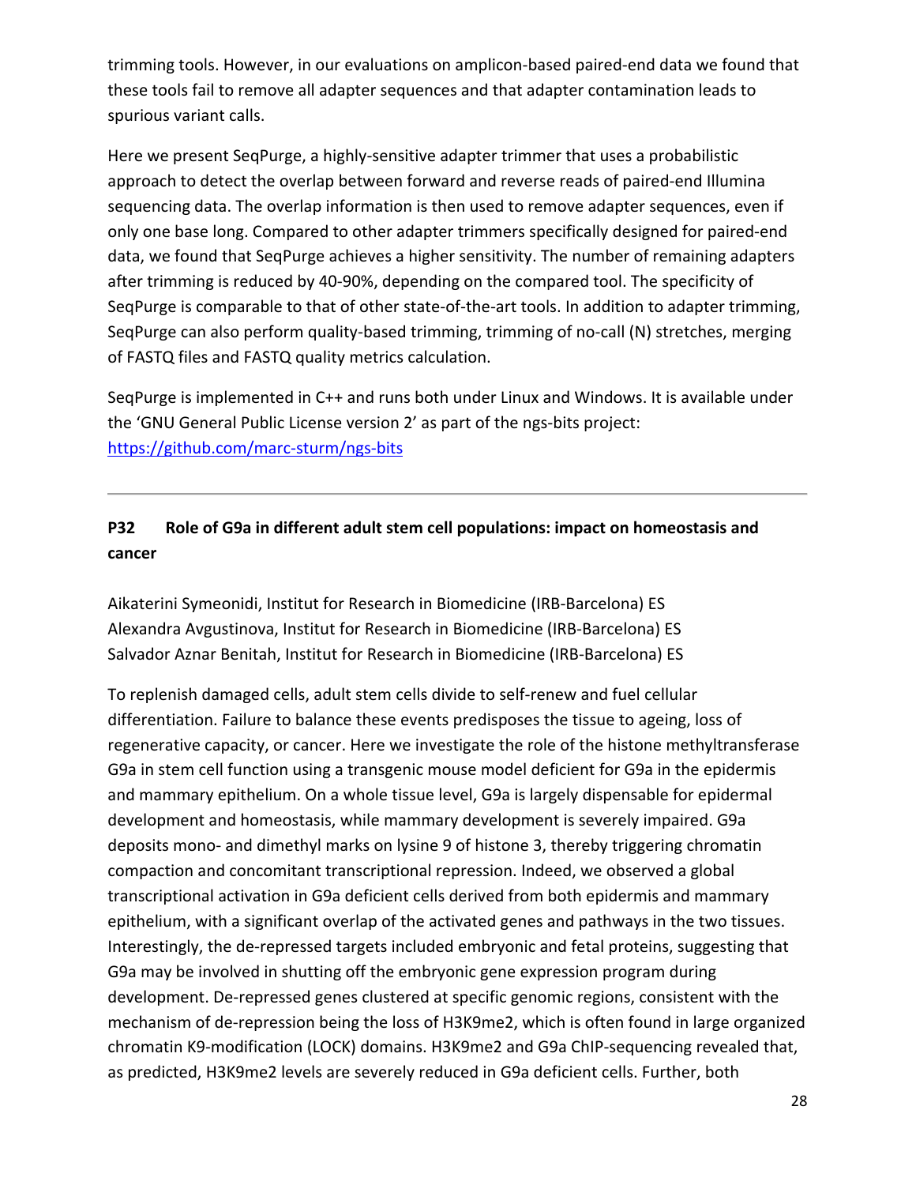trimming tools. However, in our evaluations on amplicon-based paired-end data we found that these tools fail to remove all adapter sequences and that adapter contamination leads to spurious variant calls.

Here we present SeqPurge, a highly-sensitive adapter trimmer that uses a probabilistic approach to detect the overlap between forward and reverse reads of paired-end Illumina sequencing data. The overlap information is then used to remove adapter sequences, even if only one base long. Compared to other adapter trimmers specifically designed for paired-end data, we found that SeqPurge achieves a higher sensitivity. The number of remaining adapters after trimming is reduced by 40-90%, depending on the compared tool. The specificity of SeqPurge is comparable to that of other state-of-the-art tools. In addition to adapter trimming, SeqPurge can also perform quality-based trimming, trimming of no-call (N) stretches, merging of FASTQ files and FASTQ quality metrics calculation.

SeqPurge is implemented in C++ and runs both under Linux and Windows. It is available under the 'GNU General Public License version 2' as part of the ngs-bits project: https://github.com/marc-sturm/ngs-bits

---

### P32 Role of G9a in different adult stem cell populations: impact on homeostasis and cancer

Aikaterini Symeonidi, Institut for Research in Biomedicine (IRB-Barcelona) ES
Alexandra Avgustinova, Institut for Research in Biomedicine (IRB-Barcelona) ES
Salvador Aznar Benitah, Institut for Research in Biomedicine (IRB-Barcelona) ES

To replenish damaged cells, adult stem cells divide to self-renew and fuel cellular differentiation. Failure to balance these events predisposes the tissue to ageing, loss of regenerative capacity, or cancer. Here we investigate the role of the histone methyltransferase G9a in stem cell function using a transgenic mouse model deficient for G9a in the epidermis and mammary epithelium. On a whole tissue level, G9a is largely dispensable for epidermal development and homeostasis, while mammary development is severely impaired. G9a deposits mono- and dimethyl marks on lysine 9 of histone 3, thereby triggering chromatin compaction and concomitant transcriptional repression. Indeed, we observed a global transcriptional activation in G9a deficient cells derived from both epidermis and mammary epithelium, with a significant overlap of the activated genes and pathways in the two tissues. Interestingly, the de-repressed targets included embryonic and fetal proteins, suggesting that G9a may be involved in shutting off the embryonic gene expression program during development. De-repressed genes clustered at specific genomic regions, consistent with the mechanism of de-repression being the loss of H3K9me2, which is often found in large organized chromatin K9-modification (LOCK) domains. H3K9me2 and G9a ChIP-sequencing revealed that, as predicted, H3K9me2 levels are severely reduced in G9a deficient cells. Further, both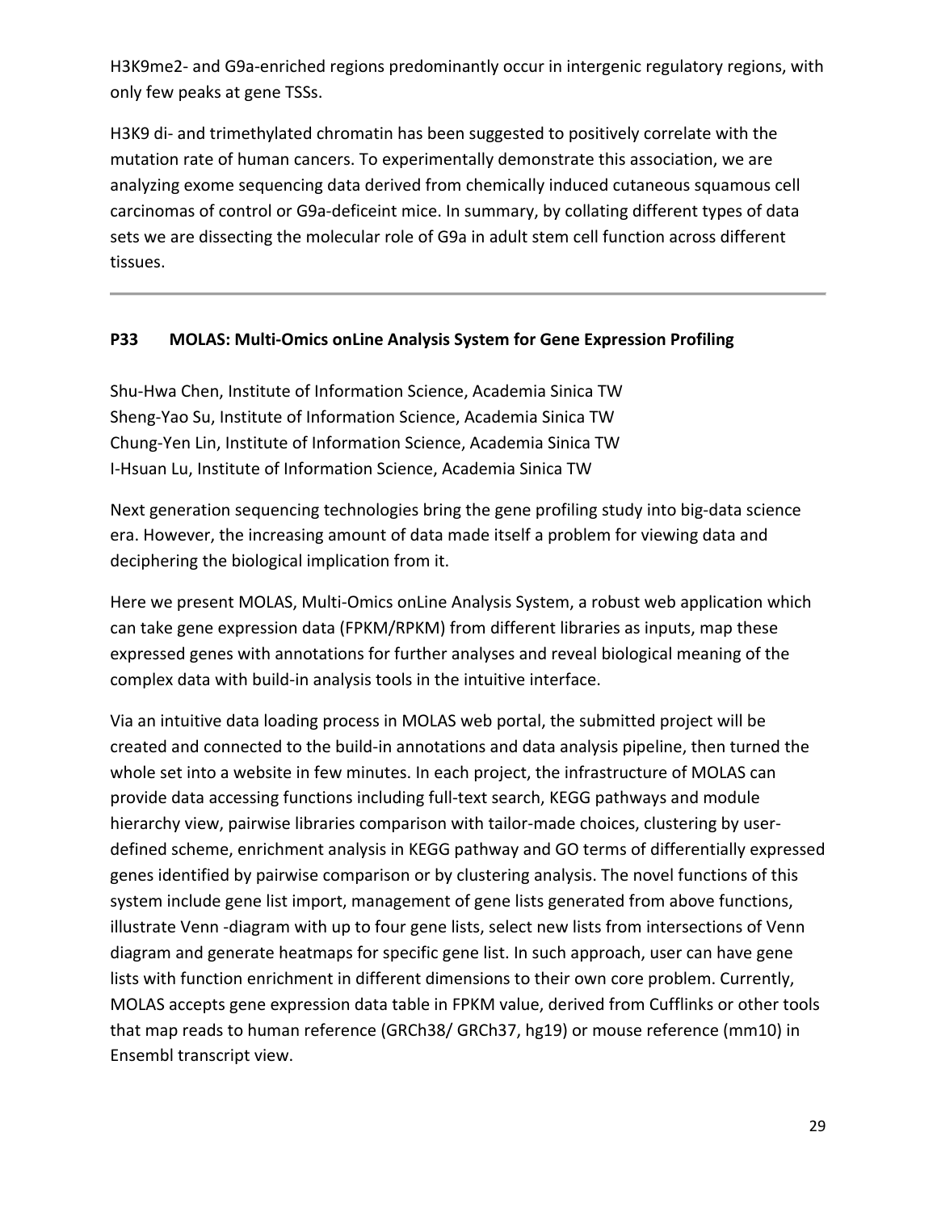H3K9me2- and G9a-enriched regions predominantly occur in intergenic regulatory regions, with only few peaks at gene TSSs.

H3K9 di- and trimethylated chromatin has been suggested to positively correlate with the mutation rate of human cancers. To experimentally demonstrate this association, we are analyzing exome sequencing data derived from chemically induced cutaneous squamous cell carcinomas of control or G9a-deficeint mice. In summary, by collating different types of data sets we are dissecting the molecular role of G9a in adult stem cell function across different tissues.

---

### P33 MOLAS: Multi-Omics onLine Analysis System for Gene Expression Profiling

Shu-Hwa Chen, Institute of Information Science, Academia Sinica TW
Sheng-Yao Su, Institute of Information Science, Academia Sinica TW
Chung-Yen Lin, Institute of Information Science, Academia Sinica TW
I-Hsuan Lu, Institute of Information Science, Academia Sinica TW

Next generation sequencing technologies bring the gene profiling study into big-data science era. However, the increasing amount of data made itself a problem for viewing data and deciphering the biological implication from it.

Here we present MOLAS, Multi-Omics onLine Analysis System, a robust web application which can take gene expression data (FPKM/RPKM) from different libraries as inputs, map these expressed genes with annotations for further analyses and reveal biological meaning of the complex data with build-in analysis tools in the intuitive interface.

Via an intuitive data loading process in MOLAS web portal, the submitted project will be created and connected to the build-in annotations and data analysis pipeline, then turned the whole set into a website in few minutes. In each project, the infrastructure of MOLAS can provide data accessing functions including full-text search, KEGG pathways and module hierarchy view, pairwise libraries comparison with tailor-made choices, clustering by user-defined scheme, enrichment analysis in KEGG pathway and GO terms of differentially expressed genes identified by pairwise comparison or by clustering analysis. The novel functions of this system include gene list import, management of gene lists generated from above functions, illustrate Venn -diagram with up to four gene lists, select new lists from intersections of Venn diagram and generate heatmaps for specific gene list. In such approach, user can have gene lists with function enrichment in different dimensions to their own core problem. Currently, MOLAS accepts gene expression data table in FPKM value, derived from Cufflinks or other tools that map reads to human reference (GRCh38/ GRCh37, hg19) or mouse reference (mm10) in Ensembl transcript view.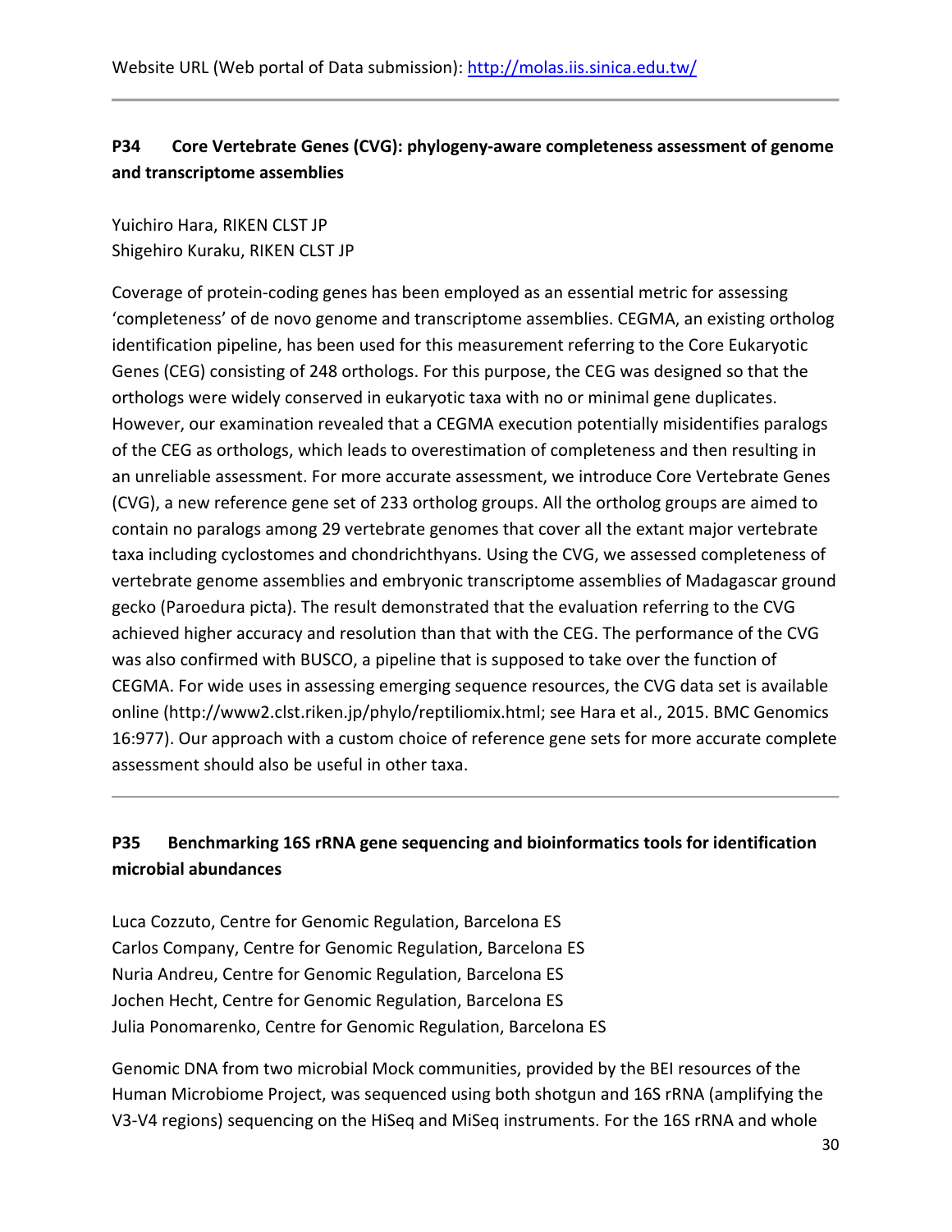Website URL (Web portal of Data submission): http://molas.iis.sinica.edu.tw/

---

### P34 Core Vertebrate Genes (CVG): phylogeny-aware completeness assessment of genome and transcriptome assemblies

Yuichiro Hara, RIKEN CLST JP
Shigehiro Kuraku, RIKEN CLST JP

Coverage of protein-coding genes has been employed as an essential metric for assessing 'completeness' of de novo genome and transcriptome assemblies. CEGMA, an existing ortholog identification pipeline, has been used for this measurement referring to the Core Eukaryotic Genes (CEG) consisting of 248 orthologs. For this purpose, the CEG was designed so that the orthologs were widely conserved in eukaryotic taxa with no or minimal gene duplicates. However, our examination revealed that a CEGMA execution potentially misidentifies paralogs of the CEG as orthologs, which leads to overestimation of completeness and then resulting in an unreliable assessment. For more accurate assessment, we introduce Core Vertebrate Genes (CVG), a new reference gene set of 233 ortholog groups. All the ortholog groups are aimed to contain no paralogs among 29 vertebrate genomes that cover all the extant major vertebrate taxa including cyclostomes and chondrichthyans. Using the CVG, we assessed completeness of vertebrate genome assemblies and embryonic transcriptome assemblies of Madagascar ground gecko (Paroedura picta). The result demonstrated that the evaluation referring to the CVG achieved higher accuracy and resolution than that with the CEG. The performance of the CVG was also confirmed with BUSCO, a pipeline that is supposed to take over the function of CEGMA. For wide uses in assessing emerging sequence resources, the CVG data set is available online (http://www2.clst.riken.jp/phylo/reptiliomix.html; see Hara et al., 2015. BMC Genomics 16:977). Our approach with a custom choice of reference gene sets for more accurate complete assessment should also be useful in other taxa.

---

### P35 Benchmarking 16S rRNA gene sequencing and bioinformatics tools for identification microbial abundances

Luca Cozzuto, Centre for Genomic Regulation, Barcelona ES
Carlos Company, Centre for Genomic Regulation, Barcelona ES
Nuria Andreu, Centre for Genomic Regulation, Barcelona ES
Jochen Hecht, Centre for Genomic Regulation, Barcelona ES
Julia Ponomarenko, Centre for Genomic Regulation, Barcelona ES

Genomic DNA from two microbial Mock communities, provided by the BEI resources of the Human Microbiome Project, was sequenced using both shotgun and 16S rRNA (amplifying the V3-V4 regions) sequencing on the HiSeq and MiSeq instruments. For the 16S rRNA and whole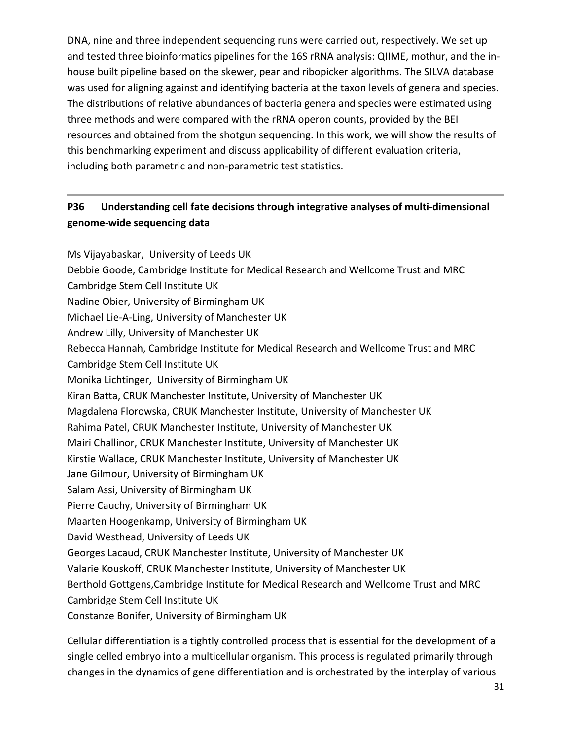DNA, nine and three independent sequencing runs were carried out, respectively. We set up and tested three bioinformatics pipelines for the 16S rRNA analysis: QIIME, mothur, and the in-house built pipeline based on the skewer, pear and ribopicker algorithms. The SILVA database was used for aligning against and identifying bacteria at the taxon levels of genera and species. The distributions of relative abundances of bacteria genera and species were estimated using three methods and were compared with the rRNA operon counts, provided by the BEI resources and obtained from the shotgun sequencing. In this work, we will show the results of this benchmarking experiment and discuss applicability of different evaluation criteria, including both parametric and non-parametric test statistics.

---

## P36 Understanding cell fate decisions through integrative analyses of multi-dimensional genome-wide sequencing data

Ms Vijayabaskar, University of Leeds UK
Debbie Goode, Cambridge Institute for Medical Research and Wellcome Trust and MRC Cambridge Stem Cell Institute UK
Nadine Obier, University of Birmingham UK
Michael Lie-A-Ling, University of Manchester UK
Andrew Lilly, University of Manchester UK
Rebecca Hannah, Cambridge Institute for Medical Research and Wellcome Trust and MRC Cambridge Stem Cell Institute UK
Monika Lichtinger, University of Birmingham UK
Kiran Batta, CRUK Manchester Institute, University of Manchester UK
Magdalena Florowska, CRUK Manchester Institute, University of Manchester UK
Rahima Patel, CRUK Manchester Institute, University of Manchester UK
Mairi Challinor, CRUK Manchester Institute, University of Manchester UK
Kirstie Wallace, CRUK Manchester Institute, University of Manchester UK
Jane Gilmour, University of Birmingham UK
Salam Assi, University of Birmingham UK
Pierre Cauchy, University of Birmingham UK
Maarten Hoogenkamp, University of Birmingham UK
David Westhead, University of Leeds UK
Georges Lacaud, CRUK Manchester Institute, University of Manchester UK
Valarie Kouskoff, CRUK Manchester Institute, University of Manchester UK
Berthold Gottgens,Cambridge Institute for Medical Research and Wellcome Trust and MRC Cambridge Stem Cell Institute UK
Constanze Bonifer, University of Birmingham UK

Cellular differentiation is a tightly controlled process that is essential for the development of a single celled embryo into a multicellular organism. This process is regulated primarily through changes in the dynamics of gene differentiation and is orchestrated by the interplay of various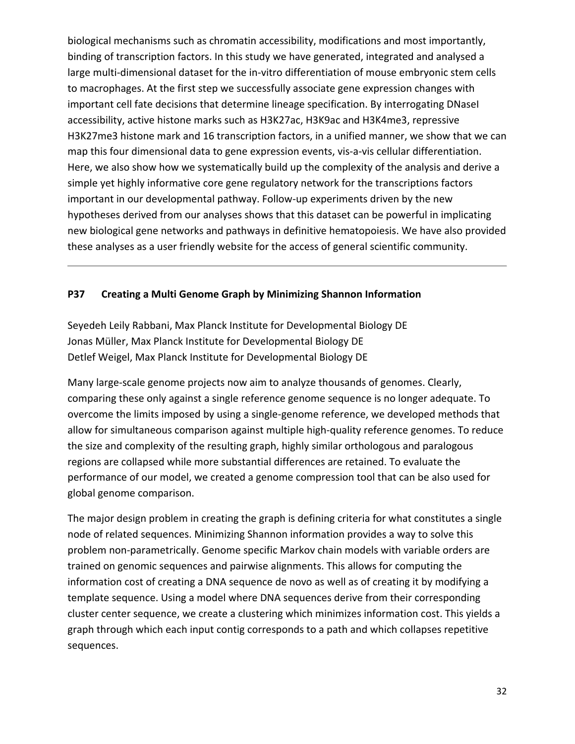biological mechanisms such as chromatin accessibility, modifications and most importantly, binding of transcription factors. In this study we have generated, integrated and analysed a large multi-dimensional dataset for the in-vitro differentiation of mouse embryonic stem cells to macrophages. At the first step we successfully associate gene expression changes with important cell fate decisions that determine lineage specification. By interrogating DNaseI accessibility, active histone marks such as H3K27ac, H3K9ac and H3K4me3, repressive H3K27me3 histone mark and 16 transcription factors, in a unified manner, we show that we can map this four dimensional data to gene expression events, vis-a-vis cellular differentiation. Here, we also show how we systematically build up the complexity of the analysis and derive a simple yet highly informative core gene regulatory network for the transcriptions factors important in our developmental pathway. Follow-up experiments driven by the new hypotheses derived from our analyses shows that this dataset can be powerful in implicating new biological gene networks and pathways in definitive hematopoiesis. We have also provided these analyses as a user friendly website for the access of general scientific community.

---

### P37 Creating a Multi Genome Graph by Minimizing Shannon Information

Seyedeh Leily Rabbani, Max Planck Institute for Developmental Biology DE
Jonas Müller, Max Planck Institute for Developmental Biology DE
Detlef Weigel, Max Planck Institute for Developmental Biology DE

Many large-scale genome projects now aim to analyze thousands of genomes. Clearly, comparing these only against a single reference genome sequence is no longer adequate. To overcome the limits imposed by using a single-genome reference, we developed methods that allow for simultaneous comparison against multiple high-quality reference genomes. To reduce the size and complexity of the resulting graph, highly similar orthologous and paralogous regions are collapsed while more substantial differences are retained. To evaluate the performance of our model, we created a genome compression tool that can be also used for global genome comparison.

The major design problem in creating the graph is defining criteria for what constitutes a single node of related sequences. Minimizing Shannon information provides a way to solve this problem non-parametrically. Genome specific Markov chain models with variable orders are trained on genomic sequences and pairwise alignments. This allows for computing the information cost of creating a DNA sequence de novo as well as of creating it by modifying a template sequence. Using a model where DNA sequences derive from their corresponding cluster center sequence, we create a clustering which minimizes information cost. This yields a graph through which each input contig corresponds to a path and which collapses repetitive sequences.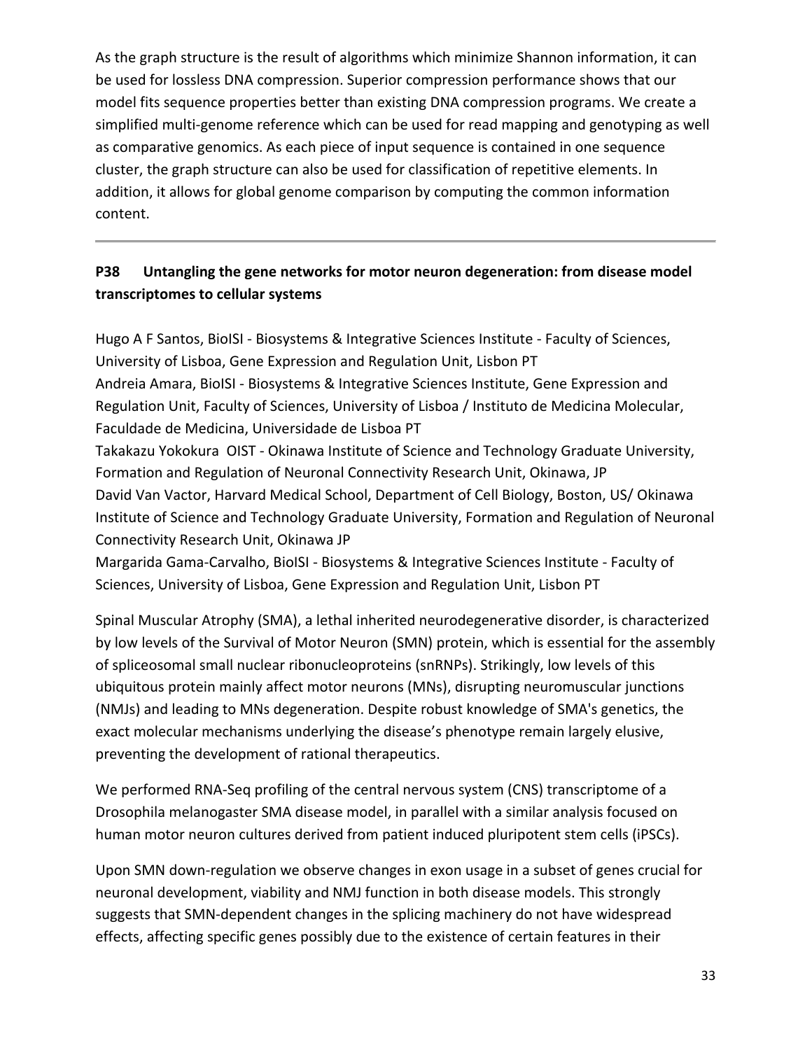As the graph structure is the result of algorithms which minimize Shannon information, it can be used for lossless DNA compression. Superior compression performance shows that our model fits sequence properties better than existing DNA compression programs. We create a simplified multi-genome reference which can be used for read mapping and genotyping as well as comparative genomics. As each piece of input sequence is contained in one sequence cluster, the graph structure can also be used for classification of repetitive elements. In addition, it allows for global genome comparison by computing the common information content.

---

### P38 Untangling the gene networks for motor neuron degeneration: from disease model transcriptomes to cellular systems

Hugo A F Santos, BioISI - Biosystems & Integrative Sciences Institute - Faculty of Sciences, University of Lisboa, Gene Expression and Regulation Unit, Lisbon PT
Andreia Amara, BioISI - Biosystems & Integrative Sciences Institute, Gene Expression and Regulation Unit, Faculty of Sciences, University of Lisboa / Instituto de Medicina Molecular, Faculdade de Medicina, Universidade de Lisboa PT
Takakazu Yokokura OIST - Okinawa Institute of Science and Technology Graduate University, Formation and Regulation of Neuronal Connectivity Research Unit, Okinawa, JP
David Van Vactor, Harvard Medical School, Department of Cell Biology, Boston, US/ Okinawa Institute of Science and Technology Graduate University, Formation and Regulation of Neuronal Connectivity Research Unit, Okinawa JP
Margarida Gama-Carvalho, BioISI - Biosystems & Integrative Sciences Institute - Faculty of Sciences, University of Lisboa, Gene Expression and Regulation Unit, Lisbon PT

Spinal Muscular Atrophy (SMA), a lethal inherited neurodegenerative disorder, is characterized by low levels of the Survival of Motor Neuron (SMN) protein, which is essential for the assembly of spliceosomal small nuclear ribonucleoproteins (snRNPs). Strikingly, low levels of this ubiquitous protein mainly affect motor neurons (MNs), disrupting neuromuscular junctions (NMJs) and leading to MNs degeneration. Despite robust knowledge of SMA's genetics, the exact molecular mechanisms underlying the disease's phenotype remain largely elusive, preventing the development of rational therapeutics.

We performed RNA-Seq profiling of the central nervous system (CNS) transcriptome of a Drosophila melanogaster SMA disease model, in parallel with a similar analysis focused on human motor neuron cultures derived from patient induced pluripotent stem cells (iPSCs).

Upon SMN down-regulation we observe changes in exon usage in a subset of genes crucial for neuronal development, viability and NMJ function in both disease models. This strongly suggests that SMN-dependent changes in the splicing machinery do not have widespread effects, affecting specific genes possibly due to the existence of certain features in their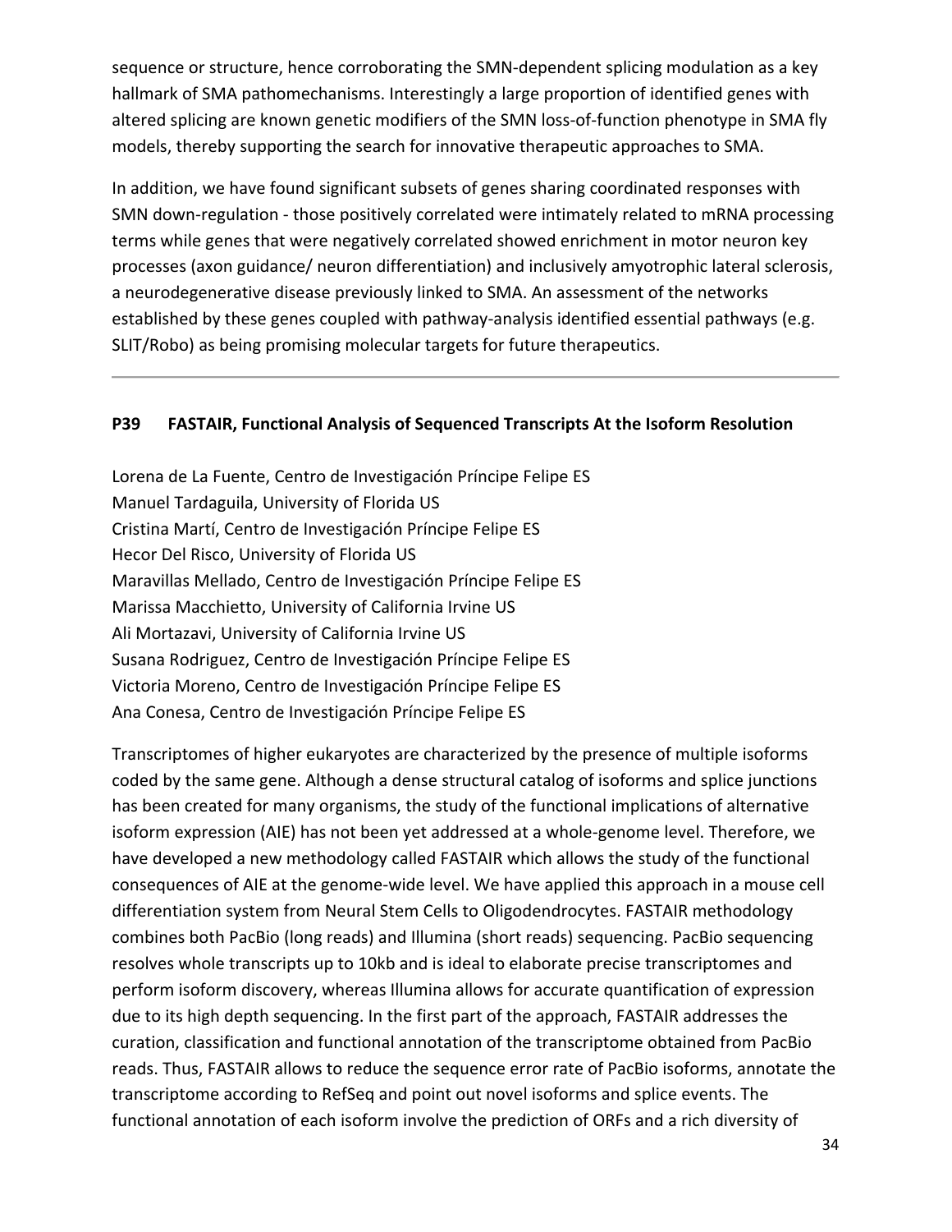sequence or structure, hence corroborating the SMN-dependent splicing modulation as a key hallmark of SMA pathomechanisms. Interestingly a large proportion of identified genes with altered splicing are known genetic modifiers of the SMN loss-of-function phenotype in SMA fly models, thereby supporting the search for innovative therapeutic approaches to SMA.

In addition, we have found significant subsets of genes sharing coordinated responses with SMN down-regulation - those positively correlated were intimately related to mRNA processing terms while genes that were negatively correlated showed enrichment in motor neuron key processes (axon guidance/ neuron differentiation) and inclusively amyotrophic lateral sclerosis, a neurodegenerative disease previously linked to SMA. An assessment of the networks established by these genes coupled with pathway-analysis identified essential pathways (e.g. SLIT/Robo) as being promising molecular targets for future therapeutics.

---

### P39 FASTAIR, Functional Analysis of Sequenced Transcripts At the Isoform Resolution

Lorena de La Fuente, Centro de Investigación Príncipe Felipe ES
Manuel Tardaguila, University of Florida US
Cristina Martí, Centro de Investigación Príncipe Felipe ES
Hecor Del Risco, University of Florida US
Maravillas Mellado, Centro de Investigación Príncipe Felipe ES
Marissa Macchietto, University of California Irvine US
Ali Mortazavi, University of California Irvine US
Susana Rodriguez, Centro de Investigación Príncipe Felipe ES
Victoria Moreno, Centro de Investigación Príncipe Felipe ES
Ana Conesa, Centro de Investigación Príncipe Felipe ES

Transcriptomes of higher eukaryotes are characterized by the presence of multiple isoforms coded by the same gene. Although a dense structural catalog of isoforms and splice junctions has been created for many organisms, the study of the functional implications of alternative isoform expression (AIE) has not been yet addressed at a whole-genome level. Therefore, we have developed a new methodology called FASTAIR which allows the study of the functional consequences of AIE at the genome-wide level. We have applied this approach in a mouse cell differentiation system from Neural Stem Cells to Oligodendrocytes. FASTAIR methodology combines both PacBio (long reads) and Illumina (short reads) sequencing. PacBio sequencing resolves whole transcripts up to 10kb and is ideal to elaborate precise transcriptomes and perform isoform discovery, whereas Illumina allows for accurate quantification of expression due to its high depth sequencing. In the first part of the approach, FASTAIR addresses the curation, classification and functional annotation of the transcriptome obtained from PacBio reads. Thus, FASTAIR allows to reduce the sequence error rate of PacBio isoforms, annotate the transcriptome according to RefSeq and point out novel isoforms and splice events. The functional annotation of each isoform involve the prediction of ORFs and a rich diversity of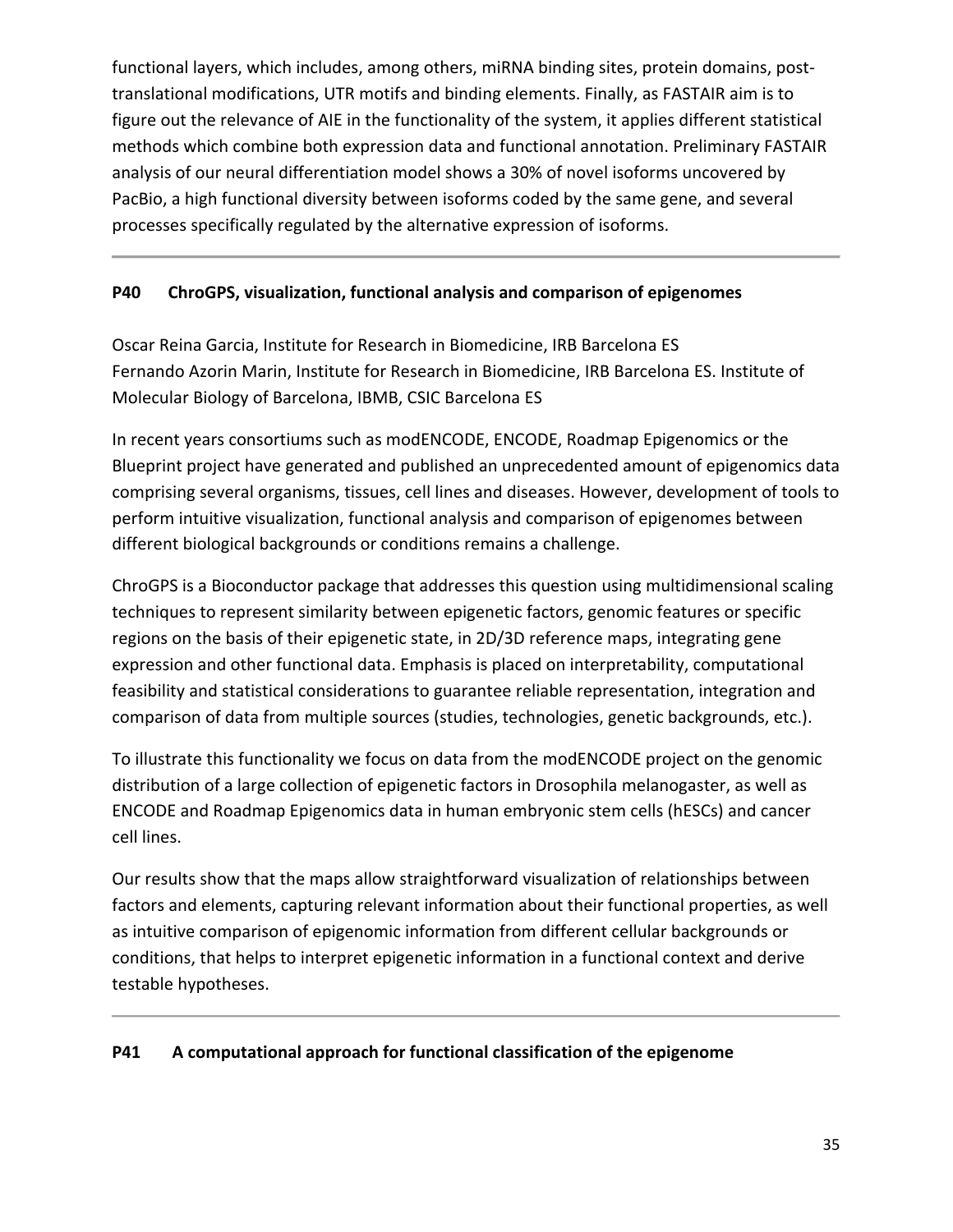functional layers, which includes, among others, miRNA binding sites, protein domains, post-translational modifications, UTR motifs and binding elements. Finally, as FASTAIR aim is to figure out the relevance of AIE in the functionality of the system, it applies different statistical methods which combine both expression data and functional annotation. Preliminary FASTAIR analysis of our neural differentiation model shows a 30% of novel isoforms uncovered by PacBio, a high functional diversity between isoforms coded by the same gene, and several processes specifically regulated by the alternative expression of isoforms.

---

### P40 ChroGPS, visualization, functional analysis and comparison of epigenomes

Oscar Reina Garcia, Institute for Research in Biomedicine, IRB Barcelona ES
Fernando Azorin Marin, Institute for Research in Biomedicine, IRB Barcelona ES. Institute of Molecular Biology of Barcelona, IBMB, CSIC Barcelona ES

In recent years consortiums such as modENCODE, ENCODE, Roadmap Epigenomics or the Blueprint project have generated and published an unprecedented amount of epigenomics data comprising several organisms, tissues, cell lines and diseases. However, development of tools to perform intuitive visualization, functional analysis and comparison of epigenomes between different biological backgrounds or conditions remains a challenge.

ChroGPS is a Bioconductor package that addresses this question using multidimensional scaling techniques to represent similarity between epigenetic factors, genomic features or specific regions on the basis of their epigenetic state, in 2D/3D reference maps, integrating gene expression and other functional data. Emphasis is placed on interpretability, computational feasibility and statistical considerations to guarantee reliable representation, integration and comparison of data from multiple sources (studies, technologies, genetic backgrounds, etc.).

To illustrate this functionality we focus on data from the modENCODE project on the genomic distribution of a large collection of epigenetic factors in Drosophila melanogaster, as well as ENCODE and Roadmap Epigenomics data in human embryonic stem cells (hESCs) and cancer cell lines.

Our results show that the maps allow straightforward visualization of relationships between factors and elements, capturing relevant information about their functional properties, as well as intuitive comparison of epigenomic information from different cellular backgrounds or conditions, that helps to interpret epigenetic information in a functional context and derive testable hypotheses.

---

### P41 A computational approach for functional classification of the epigenome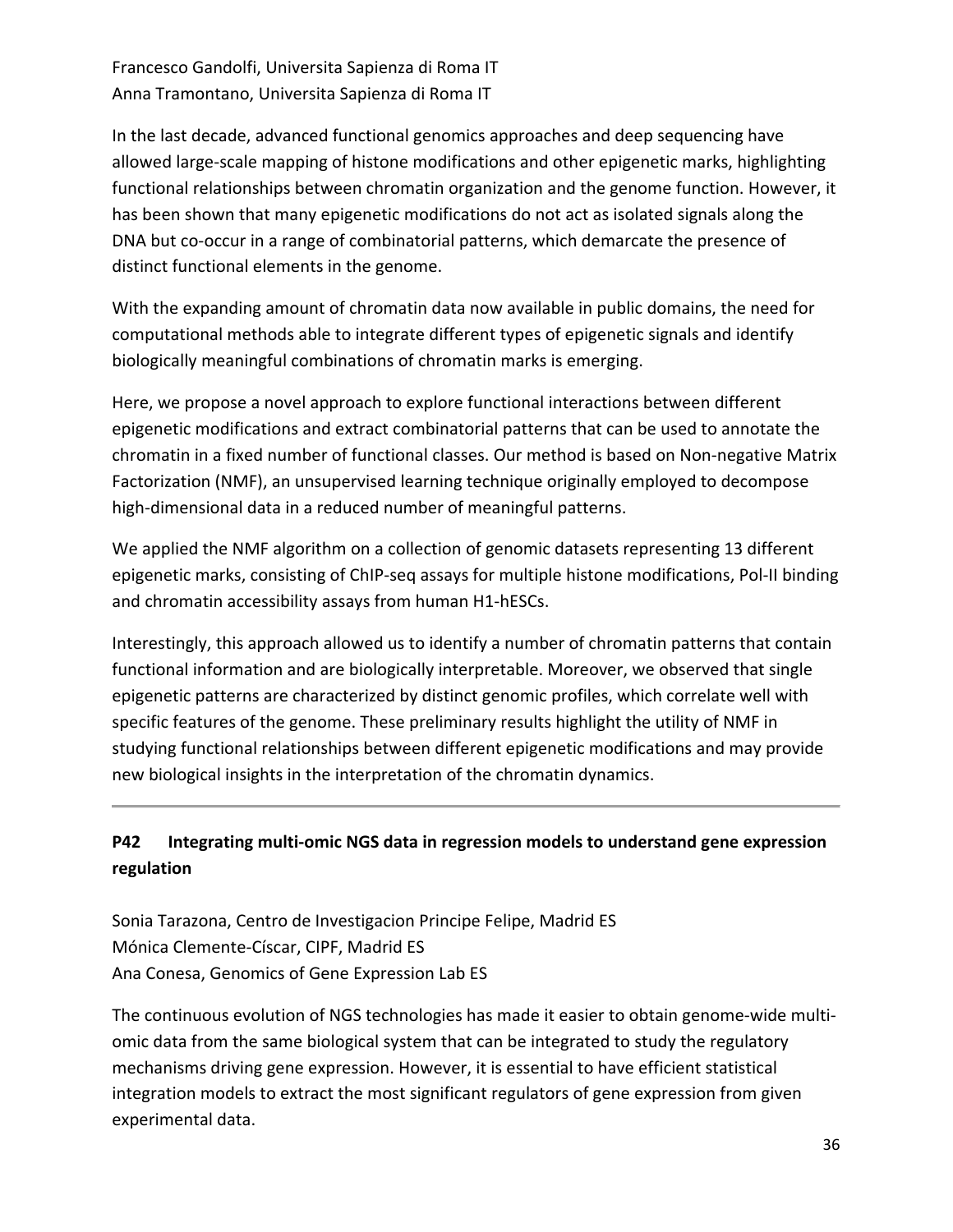Francesco Gandolfi, Universita Sapienza di Roma IT
Anna Tramontano, Universita Sapienza di Roma IT

In the last decade, advanced functional genomics approaches and deep sequencing have allowed large-scale mapping of histone modifications and other epigenetic marks, highlighting functional relationships between chromatin organization and the genome function. However, it has been shown that many epigenetic modifications do not act as isolated signals along the DNA but co-occur in a range of combinatorial patterns, which demarcate the presence of distinct functional elements in the genome.

With the expanding amount of chromatin data now available in public domains, the need for computational methods able to integrate different types of epigenetic signals and identify biologically meaningful combinations of chromatin marks is emerging.

Here, we propose a novel approach to explore functional interactions between different epigenetic modifications and extract combinatorial patterns that can be used to annotate the chromatin in a fixed number of functional classes. Our method is based on Non-negative Matrix Factorization (NMF), an unsupervised learning technique originally employed to decompose high-dimensional data in a reduced number of meaningful patterns.

We applied the NMF algorithm on a collection of genomic datasets representing 13 different epigenetic marks, consisting of ChIP-seq assays for multiple histone modifications, Pol-II binding and chromatin accessibility assays from human H1-hESCs.

Interestingly, this approach allowed us to identify a number of chromatin patterns that contain functional information and are biologically interpretable. Moreover, we observed that single epigenetic patterns are characterized by distinct genomic profiles, which correlate well with specific features of the genome. These preliminary results highlight the utility of NMF in studying functional relationships between different epigenetic modifications and may provide new biological insights in the interpretation of the chromatin dynamics.

---

## P42 Integrating multi-omic NGS data in regression models to understand gene expression regulation

Sonia Tarazona, Centro de Investigacion Principe Felipe, Madrid ES
Mónica Clemente-Císcar, CIPF, Madrid ES
Ana Conesa, Genomics of Gene Expression Lab ES

The continuous evolution of NGS technologies has made it easier to obtain genome-wide multi-omic data from the same biological system that can be integrated to study the regulatory mechanisms driving gene expression. However, it is essential to have efficient statistical integration models to extract the most significant regulators of gene expression from given experimental data.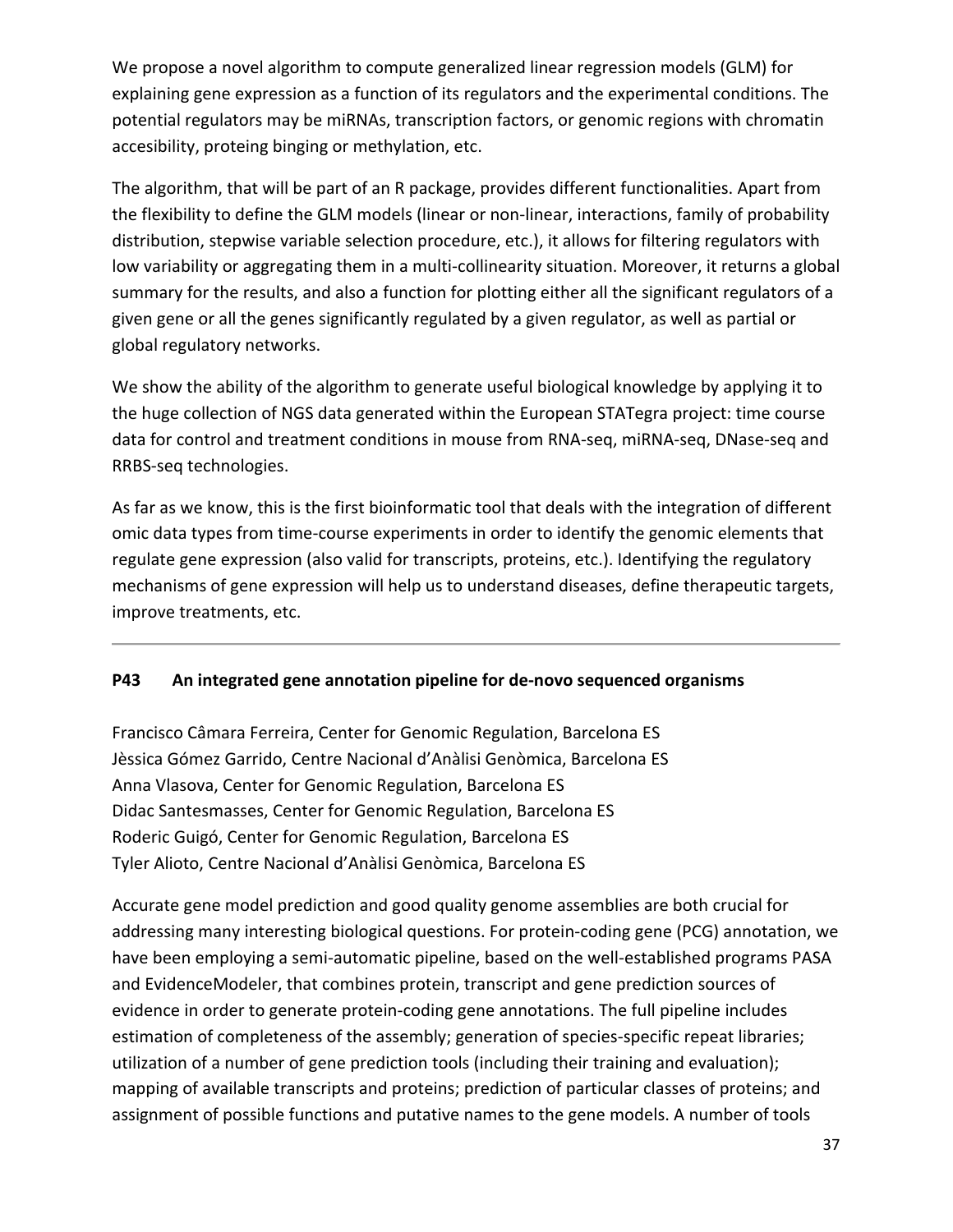We propose a novel algorithm to compute generalized linear regression models (GLM) for explaining gene expression as a function of its regulators and the experimental conditions. The potential regulators may be miRNAs, transcription factors, or genomic regions with chromatin accesibility, proteing binging or methylation, etc.

The algorithm, that will be part of an R package, provides different functionalities. Apart from the flexibility to define the GLM models (linear or non-linear, interactions, family of probability distribution, stepwise variable selection procedure, etc.), it allows for filtering regulators with low variability or aggregating them in a multi-collinearity situation. Moreover, it returns a global summary for the results, and also a function for plotting either all the significant regulators of a given gene or all the genes significantly regulated by a given regulator, as well as partial or global regulatory networks.

We show the ability of the algorithm to generate useful biological knowledge by applying it to the huge collection of NGS data generated within the European STATegra project: time course data for control and treatment conditions in mouse from RNA-seq, miRNA-seq, DNase-seq and RRBS-seq technologies.

As far as we know, this is the first bioinformatic tool that deals with the integration of different omic data types from time-course experiments in order to identify the genomic elements that regulate gene expression (also valid for transcripts, proteins, etc.). Identifying the regulatory mechanisms of gene expression will help us to understand diseases, define therapeutic targets, improve treatments, etc.

---

## P43 An integrated gene annotation pipeline for de-novo sequenced organisms

Francisco Câmara Ferreira, Center for Genomic Regulation, Barcelona ES
Jèssica Gómez Garrido, Centre Nacional d'Anàlisi Genòmica, Barcelona ES
Anna Vlasova, Center for Genomic Regulation, Barcelona ES
Didac Santesmasses, Center for Genomic Regulation, Barcelona ES
Roderic Guigó, Center for Genomic Regulation, Barcelona ES
Tyler Alioto, Centre Nacional d'Anàlisi Genòmica, Barcelona ES

Accurate gene model prediction and good quality genome assemblies are both crucial for addressing many interesting biological questions. For protein-coding gene (PCG) annotation, we have been employing a semi-automatic pipeline, based on the well-established programs PASA and EvidenceModeler, that combines protein, transcript and gene prediction sources of evidence in order to generate protein-coding gene annotations. The full pipeline includes estimation of completeness of the assembly; generation of species-specific repeat libraries; utilization of a number of gene prediction tools (including their training and evaluation); mapping of available transcripts and proteins; prediction of particular classes of proteins; and assignment of possible functions and putative names to the gene models. A number of tools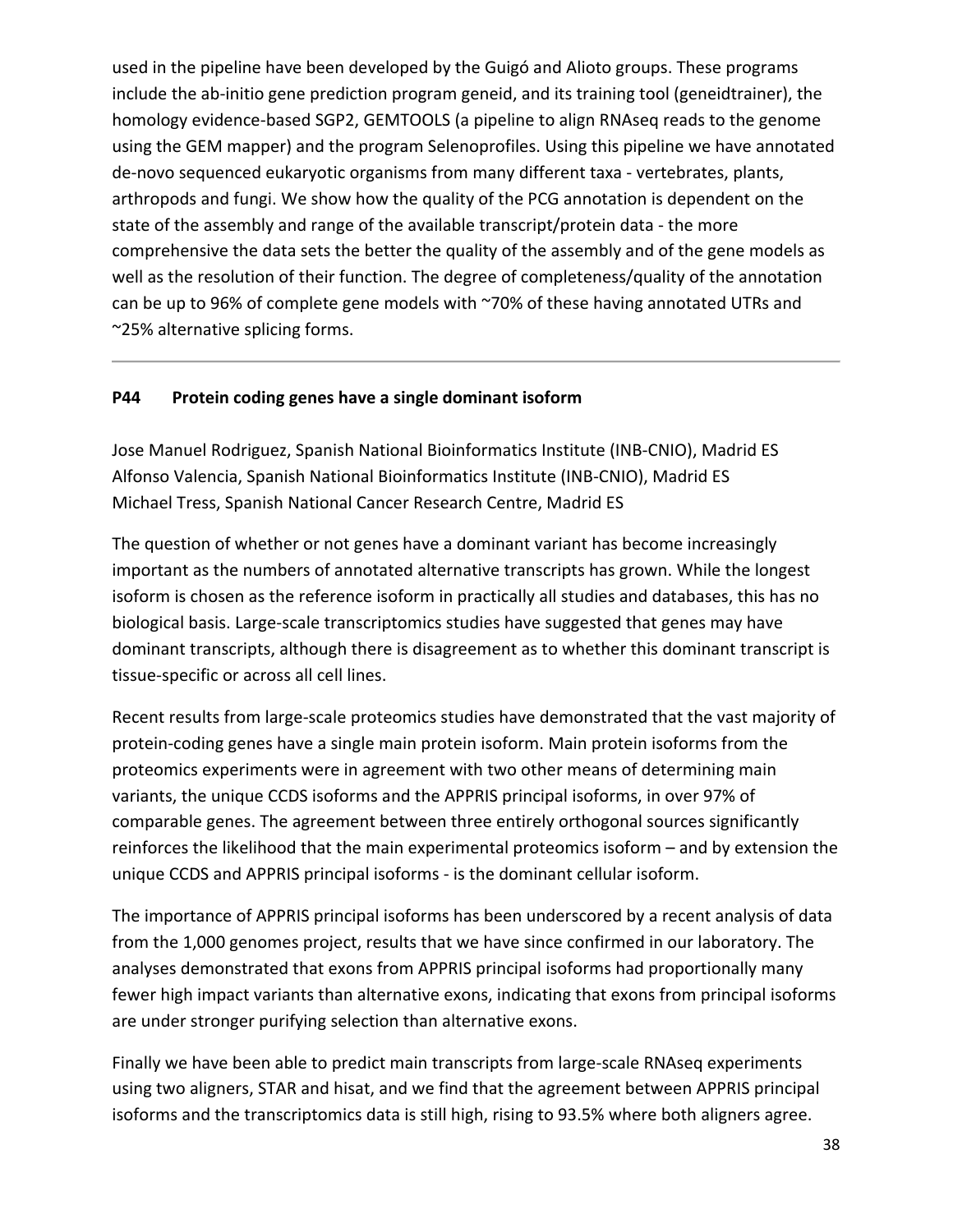used in the pipeline have been developed by the Guigó and Alioto groups. These programs include the ab-initio gene prediction program geneid, and its training tool (geneidtrainer), the homology evidence-based SGP2, GEMTOOLS (a pipeline to align RNAseq reads to the genome using the GEM mapper) and the program Selenoprofiles. Using this pipeline we have annotated de-novo sequenced eukaryotic organisms from many different taxa - vertebrates, plants, arthropods and fungi. We show how the quality of the PCG annotation is dependent on the state of the assembly and range of the available transcript/protein data - the more comprehensive the data sets the better the quality of the assembly and of the gene models as well as the resolution of their function. The degree of completeness/quality of the annotation can be up to 96% of complete gene models with ~70% of these having annotated UTRs and ~25% alternative splicing forms.

---

### P44 Protein coding genes have a single dominant isoform

Jose Manuel Rodriguez, Spanish National Bioinformatics Institute (INB-CNIO), Madrid ES
Alfonso Valencia, Spanish National Bioinformatics Institute (INB-CNIO), Madrid ES
Michael Tress, Spanish National Cancer Research Centre, Madrid ES

The question of whether or not genes have a dominant variant has become increasingly important as the numbers of annotated alternative transcripts has grown. While the longest isoform is chosen as the reference isoform in practically all studies and databases, this has no biological basis. Large-scale transcriptomics studies have suggested that genes may have dominant transcripts, although there is disagreement as to whether this dominant transcript is tissue-specific or across all cell lines.

Recent results from large-scale proteomics studies have demonstrated that the vast majority of protein-coding genes have a single main protein isoform. Main protein isoforms from the proteomics experiments were in agreement with two other means of determining main variants, the unique CCDS isoforms and the APPRIS principal isoforms, in over 97% of comparable genes. The agreement between three entirely orthogonal sources significantly reinforces the likelihood that the main experimental proteomics isoform – and by extension the unique CCDS and APPRIS principal isoforms - is the dominant cellular isoform.

The importance of APPRIS principal isoforms has been underscored by a recent analysis of data from the 1,000 genomes project, results that we have since confirmed in our laboratory. The analyses demonstrated that exons from APPRIS principal isoforms had proportionally many fewer high impact variants than alternative exons, indicating that exons from principal isoforms are under stronger purifying selection than alternative exons.

Finally we have been able to predict main transcripts from large-scale RNAseq experiments using two aligners, STAR and hisat, and we find that the agreement between APPRIS principal isoforms and the transcriptomics data is still high, rising to 93.5% where both aligners agree.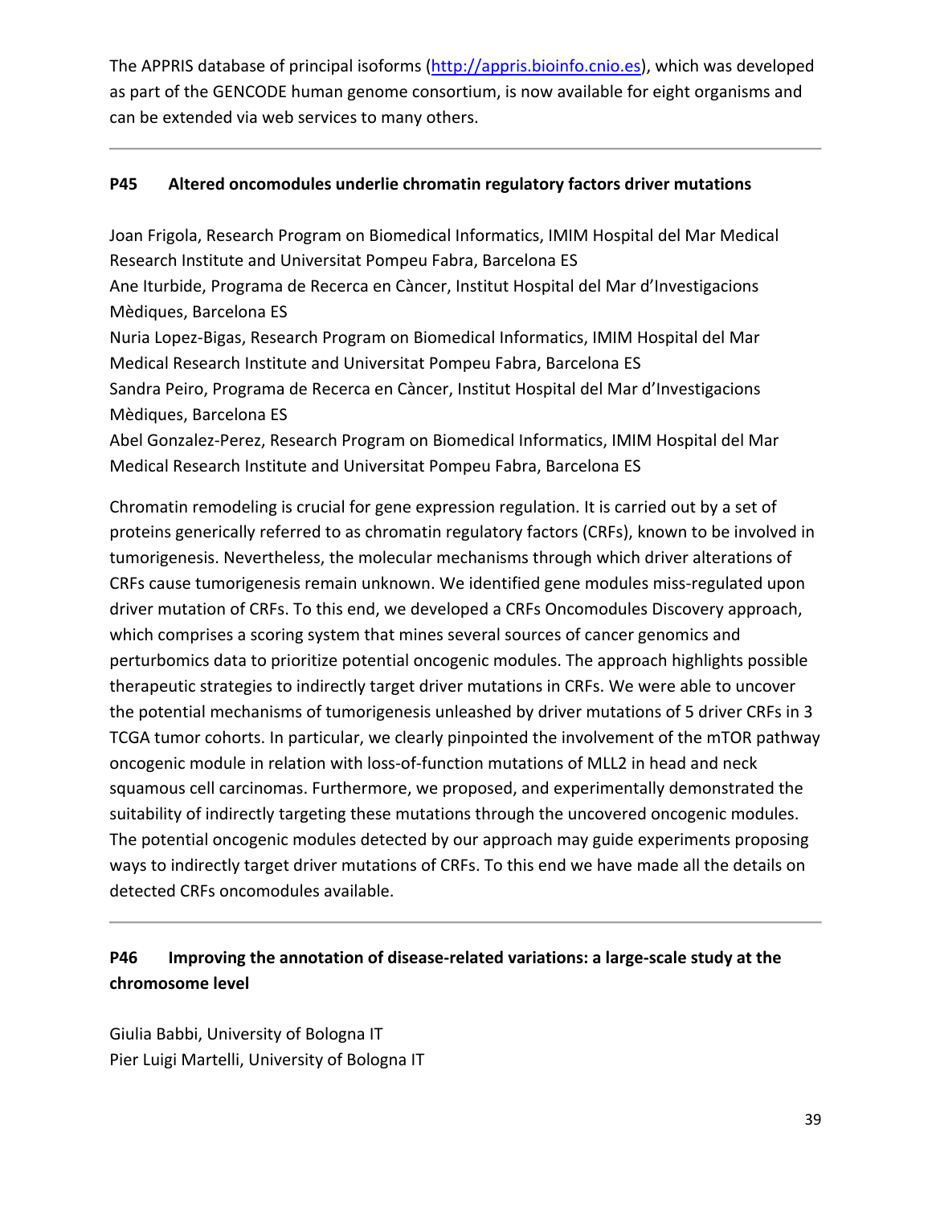The APPRIS database of principal isoforms ([http://appris.bioinfo.cnio.es](http://appris.bioinfo.cnio.es)), which was developed as part of the GENCODE human genome consortium, is now available for eight organisms and can be extended via web services to many others.

---

### P45 Altered oncomodules underlie chromatin regulatory factors driver mutations

Joan Frigola, Research Program on Biomedical Informatics, IMIM Hospital del Mar Medical Research Institute and Universitat Pompeu Fabra, Barcelona ES
Ane Iturbide, Programa de Recerca en Càncer, Institut Hospital del Mar d'Investigacions Mèdiques, Barcelona ES
Nuria Lopez-Bigas, Research Program on Biomedical Informatics, IMIM Hospital del Mar Medical Research Institute and Universitat Pompeu Fabra, Barcelona ES
Sandra Peiro, Programa de Recerca en Càncer, Institut Hospital del Mar d'Investigacions Mèdiques, Barcelona ES
Abel Gonzalez-Perez, Research Program on Biomedical Informatics, IMIM Hospital del Mar Medical Research Institute and Universitat Pompeu Fabra, Barcelona ES

Chromatin remodeling is crucial for gene expression regulation. It is carried out by a set of proteins generically referred to as chromatin regulatory factors (CRFs), known to be involved in tumorigenesis. Nevertheless, the molecular mechanisms through which driver alterations of CRFs cause tumorigenesis remain unknown. We identified gene modules miss-regulated upon driver mutation of CRFs. To this end, we developed a CRFs Oncomodules Discovery approach, which comprises a scoring system that mines several sources of cancer genomics and perturbomics data to prioritize potential oncogenic modules. The approach highlights possible therapeutic strategies to indirectly target driver mutations in CRFs. We were able to uncover the potential mechanisms of tumorigenesis unleashed by driver mutations of 5 driver CRFs in 3 TCGA tumor cohorts. In particular, we clearly pinpointed the involvement of the mTOR pathway oncogenic module in relation with loss-of-function mutations of MLL2 in head and neck squamous cell carcinomas. Furthermore, we proposed, and experimentally demonstrated the suitability of indirectly targeting these mutations through the uncovered oncogenic modules. The potential oncogenic modules detected by our approach may guide experiments proposing ways to indirectly target driver mutations of CRFs. To this end we have made all the details on detected CRFs oncomodules available.

---

### P46 Improving the annotation of disease-related variations: a large-scale study at the chromosome level

Giulia Babbi, University of Bologna IT
Pier Luigi Martelli, University of Bologna IT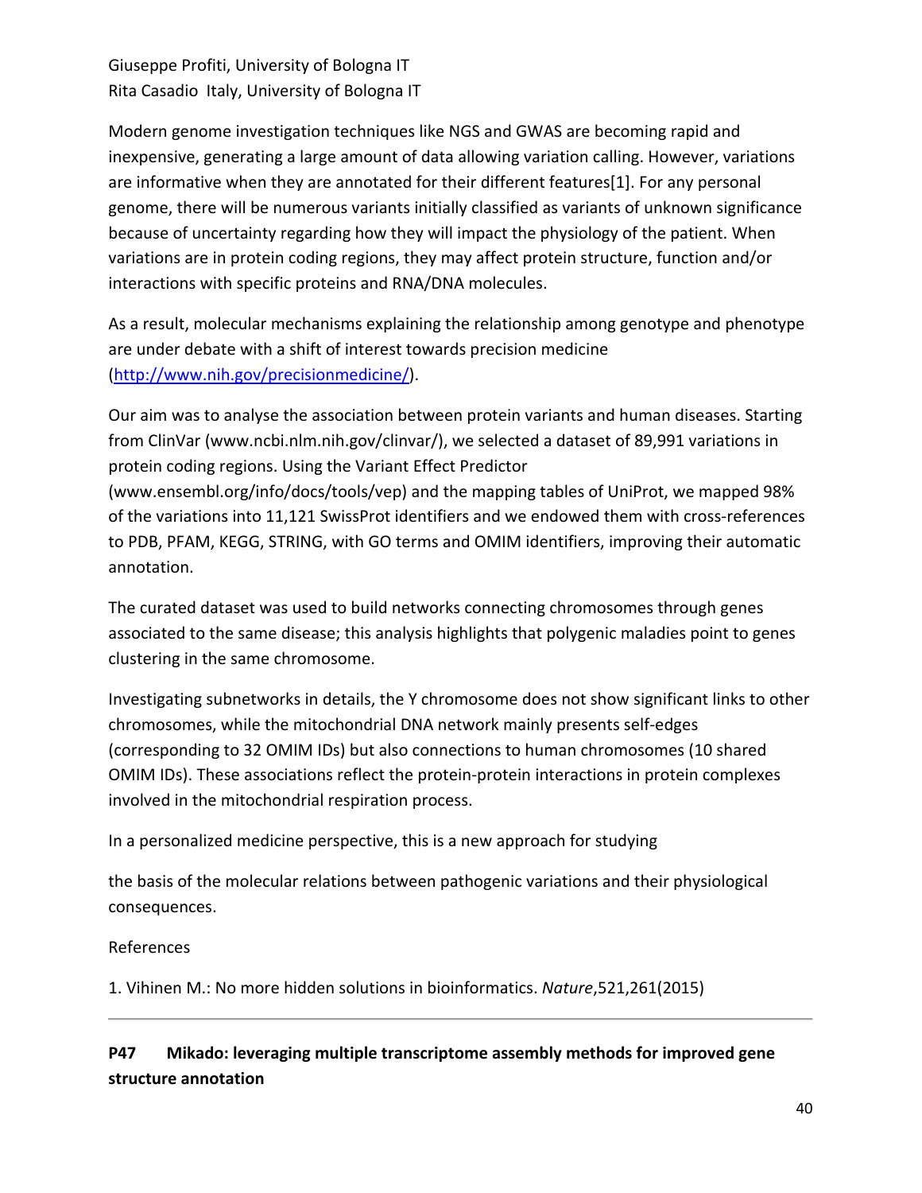Giuseppe Profiti, University of Bologna IT
Rita Casadio Italy, University of Bologna IT

Modern genome investigation techniques like NGS and GWAS are becoming rapid and inexpensive, generating a large amount of data allowing variation calling. However, variations are informative when they are annotated for their different features[1]. For any personal genome, there will be numerous variants initially classified as variants of unknown significance because of uncertainty regarding how they will impact the physiology of the patient. When variations are in protein coding regions, they may affect protein structure, function and/or interactions with specific proteins and RNA/DNA molecules.

As a result, molecular mechanisms explaining the relationship among genotype and phenotype are under debate with a shift of interest towards precision medicine (http://www.nih.gov/precisionmedicine/).

Our aim was to analyse the association between protein variants and human diseases. Starting from ClinVar (www.ncbi.nlm.nih.gov/clinvar/), we selected a dataset of 89,991 variations in protein coding regions. Using the Variant Effect Predictor (www.ensembl.org/info/docs/tools/vep) and the mapping tables of UniProt, we mapped 98% of the variations into 11,121 SwissProt identifiers and we endowed them with cross-references to PDB, PFAM, KEGG, STRING, with GO terms and OMIM identifiers, improving their automatic annotation.

The curated dataset was used to build networks connecting chromosomes through genes associated to the same disease; this analysis highlights that polygenic maladies point to genes clustering in the same chromosome.

Investigating subnetworks in details, the Y chromosome does not show significant links to other chromosomes, while the mitochondrial DNA network mainly presents self-edges (corresponding to 32 OMIM IDs) but also connections to human chromosomes (10 shared OMIM IDs). These associations reflect the protein-protein interactions in protein complexes involved in the mitochondrial respiration process.

In a personalized medicine perspective, this is a new approach for studying

the basis of the molecular relations between pathogenic variations and their physiological consequences.

References

1. Vihinen M.: No more hidden solutions in bioinformatics. *Nature*,521,261(2015)

---

## P47 Mikado: leveraging multiple transcriptome assembly methods for improved gene structure annotation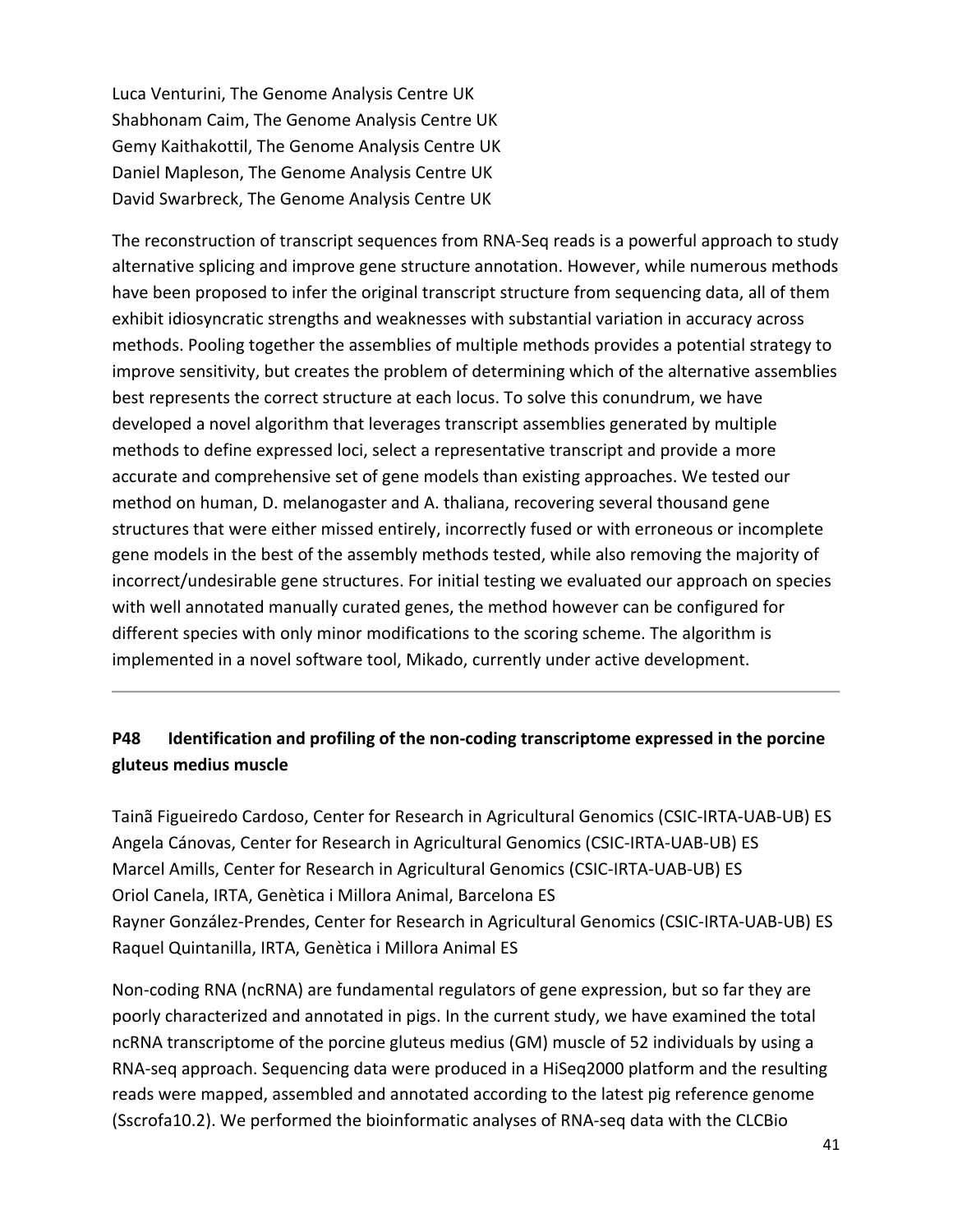Luca Venturini, The Genome Analysis Centre UK
Shabhonam Caim, The Genome Analysis Centre UK
Gemy Kaithakottil, The Genome Analysis Centre UK
Daniel Mapleson, The Genome Analysis Centre UK
David Swarbreck, The Genome Analysis Centre UK

The reconstruction of transcript sequences from RNA-Seq reads is a powerful approach to study alternative splicing and improve gene structure annotation. However, while numerous methods have been proposed to infer the original transcript structure from sequencing data, all of them exhibit idiosyncratic strengths and weaknesses with substantial variation in accuracy across methods. Pooling together the assemblies of multiple methods provides a potential strategy to improve sensitivity, but creates the problem of determining which of the alternative assemblies best represents the correct structure at each locus. To solve this conundrum, we have developed a novel algorithm that leverages transcript assemblies generated by multiple methods to define expressed loci, select a representative transcript and provide a more accurate and comprehensive set of gene models than existing approaches. We tested our method on human, D. melanogaster and A. thaliana, recovering several thousand gene structures that were either missed entirely, incorrectly fused or with erroneous or incomplete gene models in the best of the assembly methods tested, while also removing the majority of incorrect/undesirable gene structures. For initial testing we evaluated our approach on species with well annotated manually curated genes, the method however can be configured for different species with only minor modifications to the scoring scheme. The algorithm is implemented in a novel software tool, Mikado, currently under active development.

---

## P48 Identification and profiling of the non-coding transcriptome expressed in the porcine gluteus medius muscle

Tainã Figueiredo Cardoso, Center for Research in Agricultural Genomics (CSIC-IRTA-UAB-UB) ES
Angela Cánovas, Center for Research in Agricultural Genomics (CSIC-IRTA-UAB-UB) ES
Marcel Amills, Center for Research in Agricultural Genomics (CSIC-IRTA-UAB-UB) ES
Oriol Canela, IRTA, Genètica i Millora Animal, Barcelona ES
Rayner González-Prendes, Center for Research in Agricultural Genomics (CSIC-IRTA-UAB-UB) ES
Raquel Quintanilla, IRTA, Genètica i Millora Animal ES

Non-coding RNA (ncRNA) are fundamental regulators of gene expression, but so far they are poorly characterized and annotated in pigs. In the current study, we have examined the total ncRNA transcriptome of the porcine gluteus medius (GM) muscle of 52 individuals by using a RNA-seq approach. Sequencing data were produced in a HiSeq2000 platform and the resulting reads were mapped, assembled and annotated according to the latest pig reference genome (Sscrofa10.2). We performed the bioinformatic analyses of RNA-seq data with the CLCBio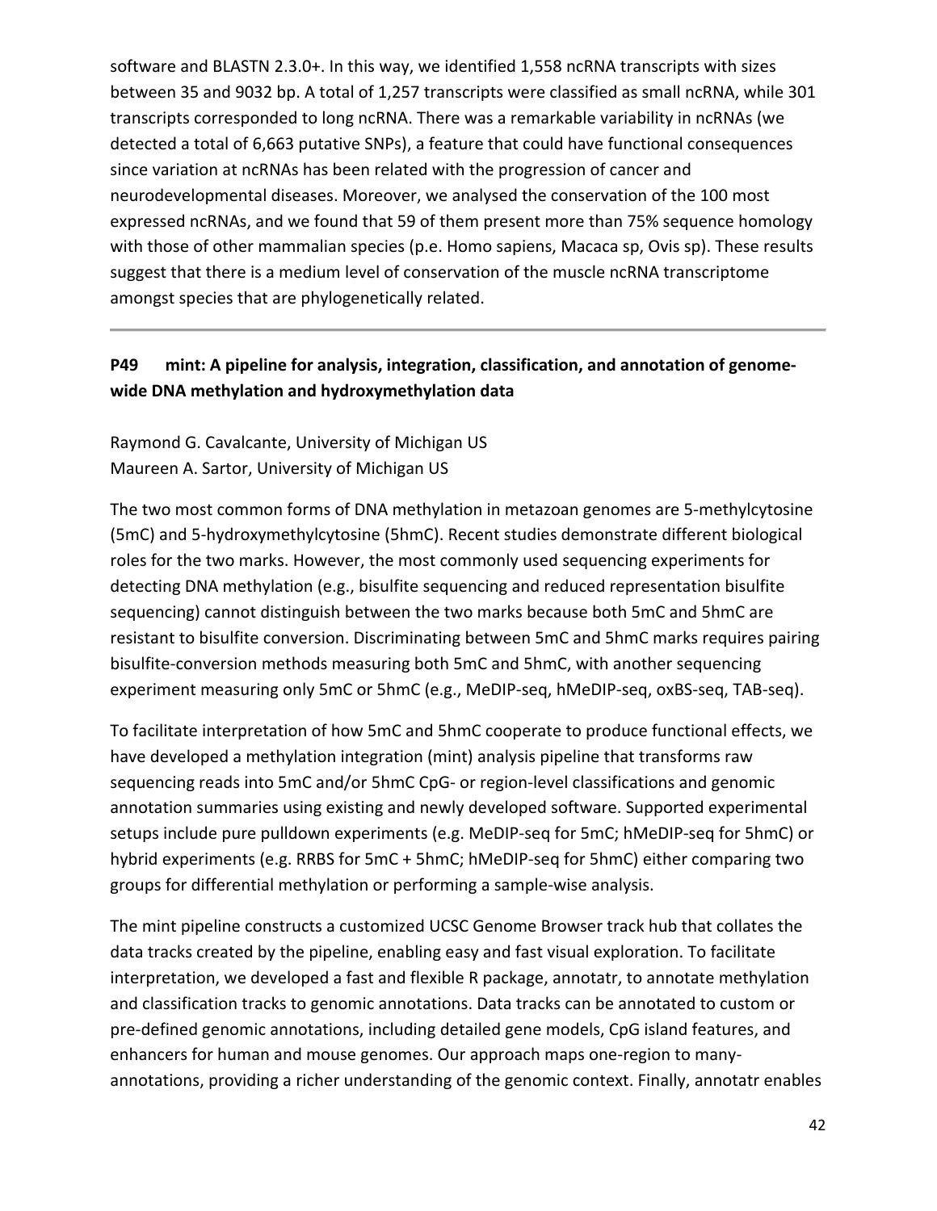software and BLASTN 2.3.0+. In this way, we identified 1,558 ncRNA transcripts with sizes between 35 and 9032 bp. A total of 1,257 transcripts were classified as small ncRNA, while 301 transcripts corresponded to long ncRNA. There was a remarkable variability in ncRNAs (we detected a total of 6,663 putative SNPs), a feature that could have functional consequences since variation at ncRNAs has been related with the progression of cancer and neurodevelopmental diseases. Moreover, we analysed the conservation of the 100 most expressed ncRNAs, and we found that 59 of them present more than 75% sequence homology with those of other mammalian species (p.e. Homo sapiens, Macaca sp, Ovis sp). These results suggest that there is a medium level of conservation of the muscle ncRNA transcriptome amongst species that are phylogenetically related.

---

## P49 mint: A pipeline for analysis, integration, classification, and annotation of genome-wide DNA methylation and hydroxymethylation data

Raymond G. Cavalcante, University of Michigan US
Maureen A. Sartor, University of Michigan US

The two most common forms of DNA methylation in metazoan genomes are 5-methylcytosine (5mC) and 5-hydroxymethylcytosine (5hmC). Recent studies demonstrate different biological roles for the two marks. However, the most commonly used sequencing experiments for detecting DNA methylation (e.g., bisulfite sequencing and reduced representation bisulfite sequencing) cannot distinguish between the two marks because both 5mC and 5hmC are resistant to bisulfite conversion. Discriminating between 5mC and 5hmC marks requires pairing bisulfite-conversion methods measuring both 5mC and 5hmC, with another sequencing experiment measuring only 5mC or 5hmC (e.g., MeDIP-seq, hMeDIP-seq, oxBS-seq, TAB-seq).

To facilitate interpretation of how 5mC and 5hmC cooperate to produce functional effects, we have developed a methylation integration (mint) analysis pipeline that transforms raw sequencing reads into 5mC and/or 5hmC CpG- or region-level classifications and genomic annotation summaries using existing and newly developed software. Supported experimental setups include pure pulldown experiments (e.g. MeDIP-seq for 5mC; hMeDIP-seq for 5hmC) or hybrid experiments (e.g. RRBS for 5mC + 5hmC; hMeDIP-seq for 5hmC) either comparing two groups for differential methylation or performing a sample-wise analysis.

The mint pipeline constructs a customized UCSC Genome Browser track hub that collates the data tracks created by the pipeline, enabling easy and fast visual exploration. To facilitate interpretation, we developed a fast and flexible R package, annotatr, to annotate methylation and classification tracks to genomic annotations. Data tracks can be annotated to custom or pre-defined genomic annotations, including detailed gene models, CpG island features, and enhancers for human and mouse genomes. Our approach maps one-region to many-annotations, providing a richer understanding of the genomic context. Finally, annotatr enables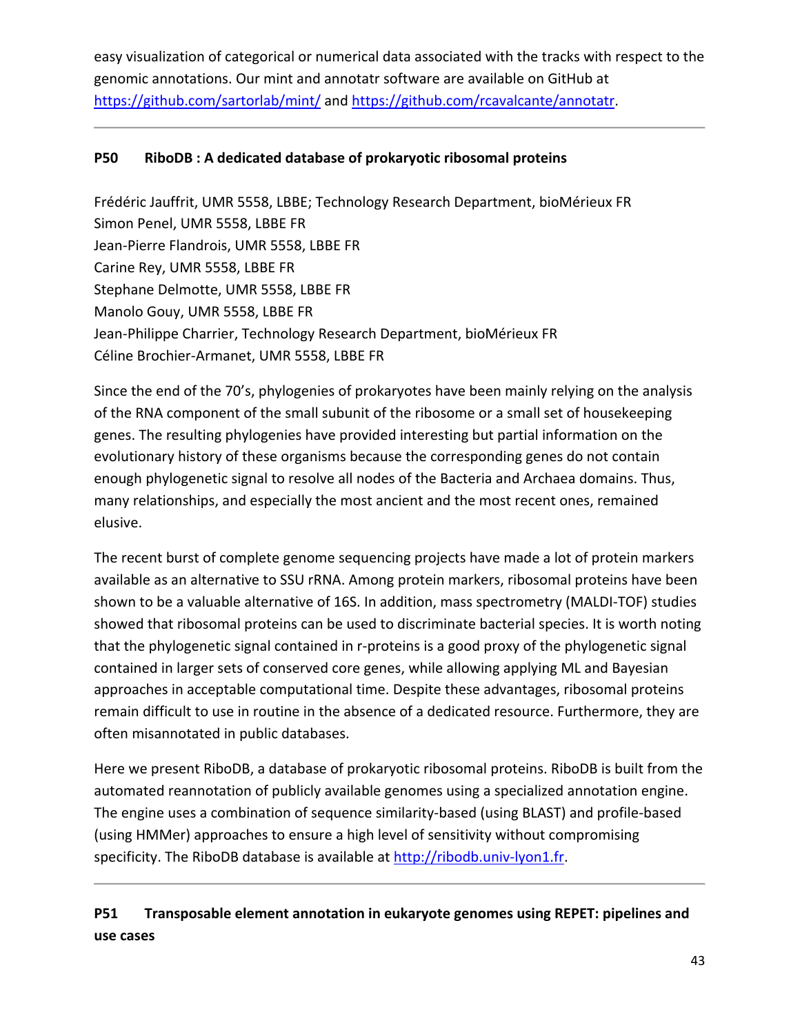easy visualization of categorical or numerical data associated with the tracks with respect to the genomic annotations. Our mint and annotatr software are available on GitHub at https://github.com/sartorlab/mint/ and https://github.com/rcavalcante/annotatr.

---

### P50 RiboDB : A dedicated database of prokaryotic ribosomal proteins

Frédéric Jauffrit, UMR 5558, LBBE; Technology Research Department, bioMérieux FR
Simon Penel, UMR 5558, LBBE FR
Jean-Pierre Flandrois, UMR 5558, LBBE FR
Carine Rey, UMR 5558, LBBE FR
Stephane Delmotte, UMR 5558, LBBE FR
Manolo Gouy, UMR 5558, LBBE FR
Jean-Philippe Charrier, Technology Research Department, bioMérieux FR
Céline Brochier-Armanet, UMR 5558, LBBE FR

Since the end of the 70's, phylogenies of prokaryotes have been mainly relying on the analysis of the RNA component of the small subunit of the ribosome or a small set of housekeeping genes. The resulting phylogenies have provided interesting but partial information on the evolutionary history of these organisms because the corresponding genes do not contain enough phylogenetic signal to resolve all nodes of the Bacteria and Archaea domains. Thus, many relationships, and especially the most ancient and the most recent ones, remained elusive.

The recent burst of complete genome sequencing projects have made a lot of protein markers available as an alternative to SSU rRNA. Among protein markers, ribosomal proteins have been shown to be a valuable alternative of 16S. In addition, mass spectrometry (MALDI-TOF) studies showed that ribosomal proteins can be used to discriminate bacterial species. It is worth noting that the phylogenetic signal contained in r-proteins is a good proxy of the phylogenetic signal contained in larger sets of conserved core genes, while allowing applying ML and Bayesian approaches in acceptable computational time. Despite these advantages, ribosomal proteins remain difficult to use in routine in the absence of a dedicated resource. Furthermore, they are often misannotated in public databases.

Here we present RiboDB, a database of prokaryotic ribosomal proteins. RiboDB is built from the automated reannotation of publicly available genomes using a specialized annotation engine. The engine uses a combination of sequence similarity-based (using BLAST) and profile-based (using HMMer) approaches to ensure a high level of sensitivity without compromising specificity. The RiboDB database is available at http://ribodb.univ-lyon1.fr.

---

### P51 Transposable element annotation in eukaryote genomes using REPET: pipelines and use cases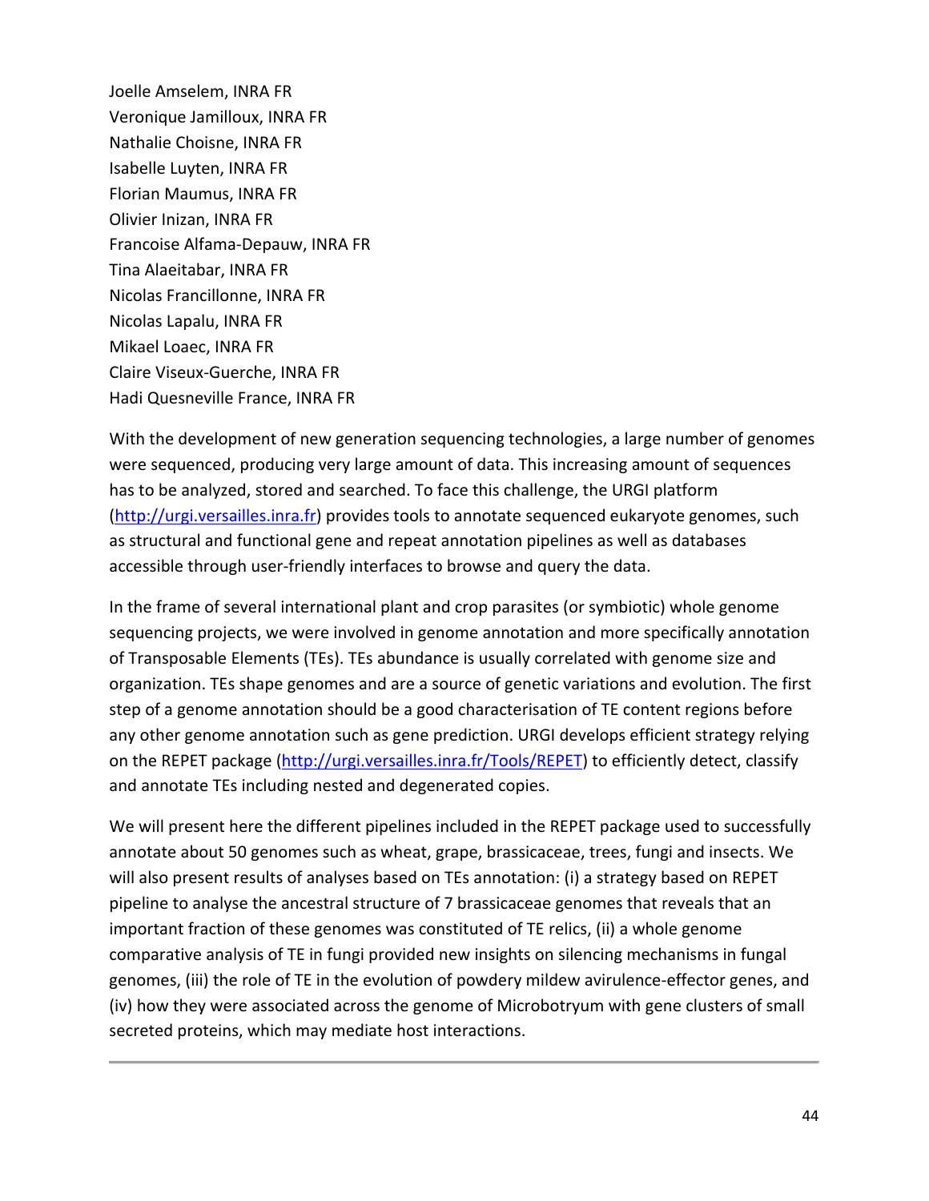Joelle Amselem, INRA FR
Veronique Jamilloux, INRA FR
Nathalie Choisne, INRA FR
Isabelle Luyten, INRA FR
Florian Maumus, INRA FR
Olivier Inizan, INRA FR
Francoise Alfama-Depauw, INRA FR
Tina Alaeitabar, INRA FR
Nicolas Francillonne, INRA FR
Nicolas Lapalu, INRA FR
Mikael Loaec, INRA FR
Claire Viseux-Guerche, INRA FR
Hadi Quesneville France, INRA FR

With the development of new generation sequencing technologies, a large number of genomes were sequenced, producing very large amount of data. This increasing amount of sequences has to be analyzed, stored and searched. To face this challenge, the URGI platform (http://urgi.versailles.inra.fr) provides tools to annotate sequenced eukaryote genomes, such as structural and functional gene and repeat annotation pipelines as well as databases accessible through user-friendly interfaces to browse and query the data.

In the frame of several international plant and crop parasites (or symbiotic) whole genome sequencing projects, we were involved in genome annotation and more specifically annotation of Transposable Elements (TEs). TEs abundance is usually correlated with genome size and organization. TEs shape genomes and are a source of genetic variations and evolution. The first step of a genome annotation should be a good characterisation of TE content regions before any other genome annotation such as gene prediction. URGI develops efficient strategy relying on the REPET package (http://urgi.versailles.inra.fr/Tools/REPET) to efficiently detect, classify and annotate TEs including nested and degenerated copies.

We will present here the different pipelines included in the REPET package used to successfully annotate about 50 genomes such as wheat, grape, brassicaceae, trees, fungi and insects. We will also present results of analyses based on TEs annotation: (i) a strategy based on REPET pipeline to analyse the ancestral structure of 7 brassicaceae genomes that reveals that an important fraction of these genomes was constituted of TE relics, (ii) a whole genome comparative analysis of TE in fungi provided new insights on silencing mechanisms in fungal genomes, (iii) the role of TE in the evolution of powdery mildew avirulence-effector genes, and (iv) how they were associated across the genome of Microbotryum with gene clusters of small secreted proteins, which may mediate host interactions.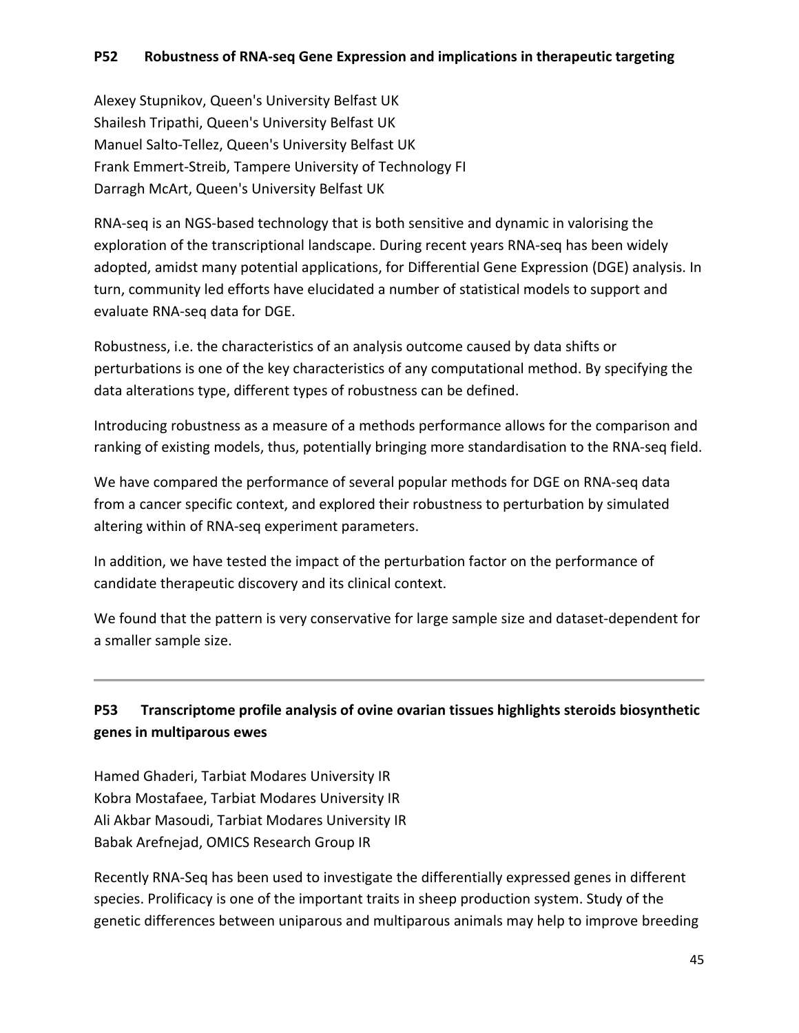### P52 Robustness of RNA-seq Gene Expression and implications in therapeutic targeting

Alexey Stupnikov, Queen's University Belfast UK
Shailesh Tripathi, Queen's University Belfast UK
Manuel Salto-Tellez, Queen's University Belfast UK
Frank Emmert-Streib, Tampere University of Technology FI
Darragh McArt, Queen's University Belfast UK

RNA-seq is an NGS-based technology that is both sensitive and dynamic in valorising the exploration of the transcriptional landscape. During recent years RNA-seq has been widely adopted, amidst many potential applications, for Differential Gene Expression (DGE) analysis. In turn, community led efforts have elucidated a number of statistical models to support and evaluate RNA-seq data for DGE.

Robustness, i.e. the characteristics of an analysis outcome caused by data shifts or perturbations is one of the key characteristics of any computational method. By specifying the data alterations type, different types of robustness can be defined.

Introducing robustness as a measure of a methods performance allows for the comparison and ranking of existing models, thus, potentially bringing more standardisation to the RNA-seq field.

We have compared the performance of several popular methods for DGE on RNA-seq data from a cancer specific context, and explored their robustness to perturbation by simulated altering within of RNA-seq experiment parameters.

In addition, we have tested the impact of the perturbation factor on the performance of candidate therapeutic discovery and its clinical context.

We found that the pattern is very conservative for large sample size and dataset-dependent for a smaller sample size.

---

### P53 Transcriptome profile analysis of ovine ovarian tissues highlights steroids biosynthetic genes in multiparous ewes

Hamed Ghaderi, Tarbiat Modares University IR
Kobra Mostafaee, Tarbiat Modares University IR
Ali Akbar Masoudi, Tarbiat Modares University IR
Babak Arefnejad, OMICS Research Group IR

Recently RNA-Seq has been used to investigate the differentially expressed genes in different species. Prolificacy is one of the important traits in sheep production system. Study of the genetic differences between uniparous and multiparous animals may help to improve breeding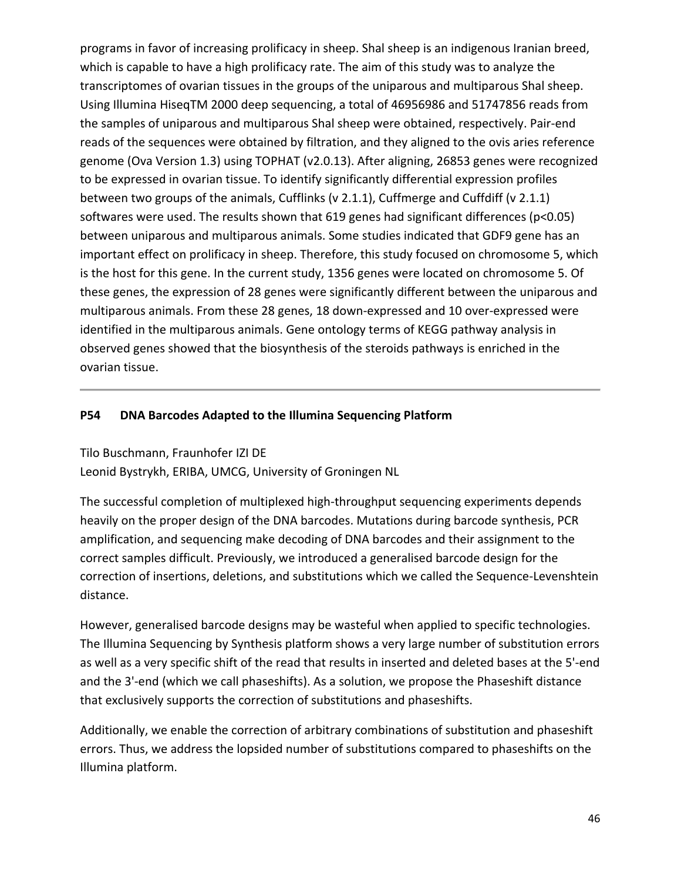programs in favor of increasing prolificacy in sheep. Shal sheep is an indigenous Iranian breed, which is capable to have a high prolificacy rate. The aim of this study was to analyze the transcriptomes of ovarian tissues in the groups of the uniparous and multiparous Shal sheep. Using Illumina HiseqTM 2000 deep sequencing, a total of 46956986 and 51747856 reads from the samples of uniparous and multiparous Shal sheep were obtained, respectively. Pair-end reads of the sequences were obtained by filtration, and they aligned to the ovis aries reference genome (Ova Version 1.3) using TOPHAT (v2.0.13). After aligning, 26853 genes were recognized to be expressed in ovarian tissue. To identify significantly differential expression profiles between two groups of the animals, Cufflinks (v 2.1.1), Cuffmerge and Cuffdiff (v 2.1.1) softwares were used. The results shown that 619 genes had significant differences ($p<0.05$) between uniparous and multiparous animals. Some studies indicated that GDF9 gene has an important effect on prolificacy in sheep. Therefore, this study focused on chromosome 5, which is the host for this gene. In the current study, 1356 genes were located on chromosome 5. Of these genes, the expression of 28 genes were significantly different between the uniparous and multiparous animals. From these 28 genes, 18 down-expressed and 10 over-expressed were identified in the multiparous animals. Gene ontology terms of KEGG pathway analysis in observed genes showed that the biosynthesis of the steroids pathways is enriched in the ovarian tissue.

---

### P54 DNA Barcodes Adapted to the Illumina Sequencing Platform

Tilo Buschmann, Fraunhofer IZI DE
Leonid Bystrykh, ERIBA, UMCG, University of Groningen NL

The successful completion of multiplexed high-throughput sequencing experiments depends heavily on the proper design of the DNA barcodes. Mutations during barcode synthesis, PCR amplification, and sequencing make decoding of DNA barcodes and their assignment to the correct samples difficult. Previously, we introduced a generalised barcode design for the correction of insertions, deletions, and substitutions which we called the Sequence-Levenshtein distance.

However, generalised barcode designs may be wasteful when applied to specific technologies. The Illumina Sequencing by Synthesis platform shows a very large number of substitution errors as well as a very specific shift of the read that results in inserted and deleted bases at the 5'-end and the 3'-end (which we call phaseshifts). As a solution, we propose the Phaseshift distance that exclusively supports the correction of substitutions and phaseshifts.

Additionally, we enable the correction of arbitrary combinations of substitution and phaseshift errors. Thus, we address the lopsided number of substitutions compared to phaseshifts on the Illumina platform.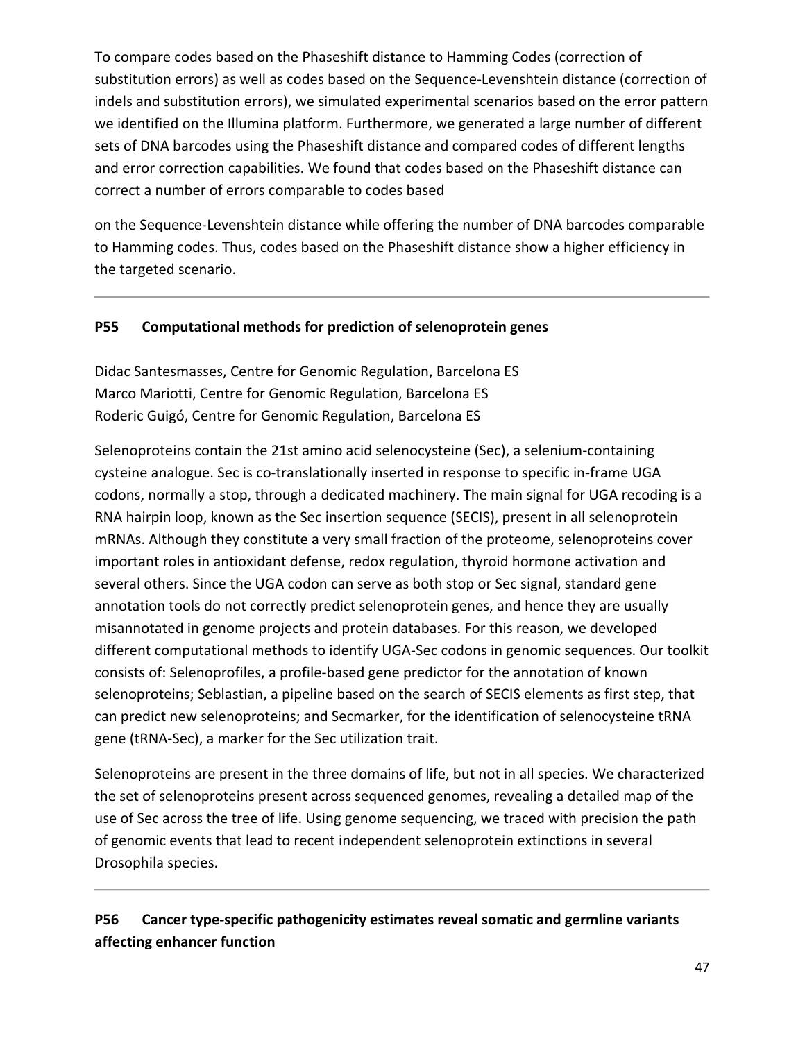To compare codes based on the Phaseshift distance to Hamming Codes (correction of substitution errors) as well as codes based on the Sequence-Levenshtein distance (correction of indels and substitution errors), we simulated experimental scenarios based on the error pattern we identified on the Illumina platform. Furthermore, we generated a large number of different sets of DNA barcodes using the Phaseshift distance and compared codes of different lengths and error correction capabilities. We found that codes based on the Phaseshift distance can correct a number of errors comparable to codes based

on the Sequence-Levenshtein distance while offering the number of DNA barcodes comparable to Hamming codes. Thus, codes based on the Phaseshift distance show a higher efficiency in the targeted scenario.

---

### P55 Computational methods for prediction of selenoprotein genes

Didac Santesmasses, Centre for Genomic Regulation, Barcelona ES
Marco Mariotti, Centre for Genomic Regulation, Barcelona ES
Roderic Guigó, Centre for Genomic Regulation, Barcelona ES

Selenoproteins contain the 21st amino acid selenocysteine (Sec), a selenium-containing cysteine analogue. Sec is co-translationally inserted in response to specific in-frame UGA codons, normally a stop, through a dedicated machinery. The main signal for UGA recoding is a RNA hairpin loop, known as the Sec insertion sequence (SECIS), present in all selenoprotein mRNAs. Although they constitute a very small fraction of the proteome, selenoproteins cover important roles in antioxidant defense, redox regulation, thyroid hormone activation and several others. Since the UGA codon can serve as both stop or Sec signal, standard gene annotation tools do not correctly predict selenoprotein genes, and hence they are usually misannotated in genome projects and protein databases. For this reason, we developed different computational methods to identify UGA-Sec codons in genomic sequences. Our toolkit consists of: Selenoprofiles, a profile-based gene predictor for the annotation of known selenoproteins; Seblastian, a pipeline based on the search of SECIS elements as first step, that can predict new selenoproteins; and Secmarker, for the identification of selenocysteine tRNA gene (tRNA-Sec), a marker for the Sec utilization trait.

Selenoproteins are present in the three domains of life, but not in all species. We characterized the set of selenoproteins present across sequenced genomes, revealing a detailed map of the use of Sec across the tree of life. Using genome sequencing, we traced with precision the path of genomic events that lead to recent independent selenoprotein extinctions in several Drosophila species.

---

### P56 Cancer type-specific pathogenicity estimates reveal somatic and germline variants affecting enhancer function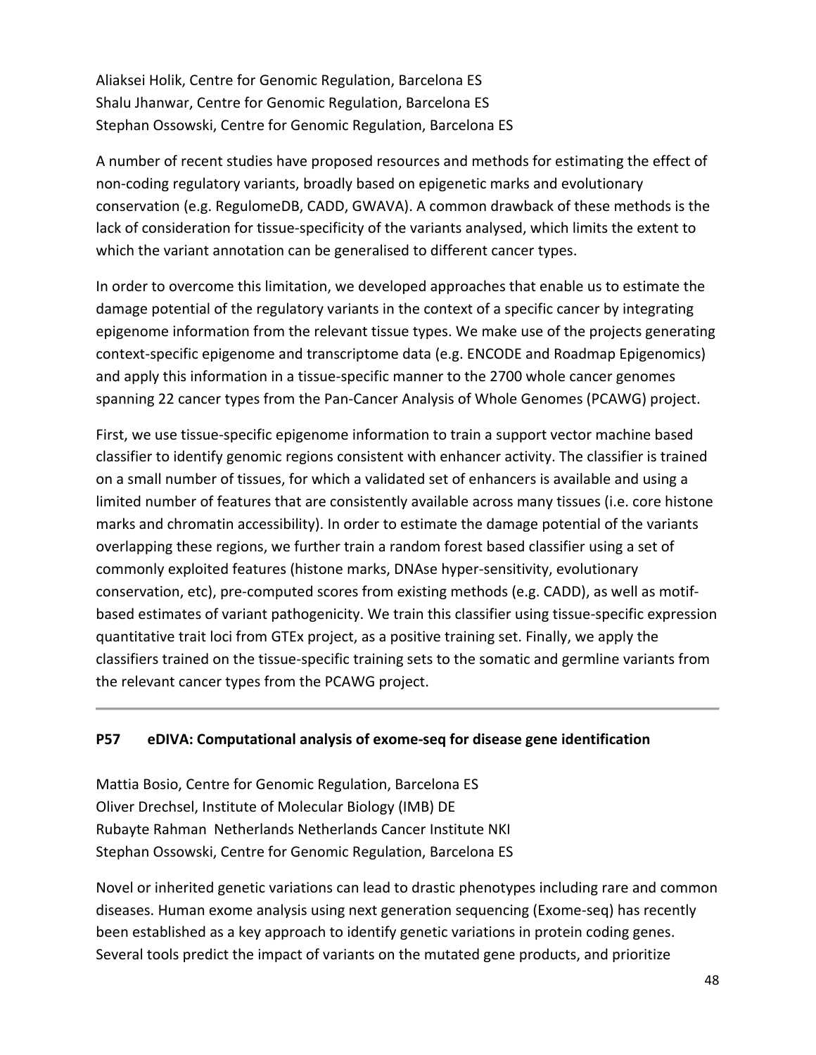Aliaksei Holik, Centre for Genomic Regulation, Barcelona ES
Shalu Jhanwar, Centre for Genomic Regulation, Barcelona ES
Stephan Ossowski, Centre for Genomic Regulation, Barcelona ES

A number of recent studies have proposed resources and methods for estimating the effect of non-coding regulatory variants, broadly based on epigenetic marks and evolutionary conservation (e.g. RegulomeDB, CADD, GWAVA). A common drawback of these methods is the lack of consideration for tissue-specificity of the variants analysed, which limits the extent to which the variant annotation can be generalised to different cancer types.

In order to overcome this limitation, we developed approaches that enable us to estimate the damage potential of the regulatory variants in the context of a specific cancer by integrating epigenome information from the relevant tissue types. We make use of the projects generating context-specific epigenome and transcriptome data (e.g. ENCODE and Roadmap Epigenomics) and apply this information in a tissue-specific manner to the 2700 whole cancer genomes spanning 22 cancer types from the Pan-Cancer Analysis of Whole Genomes (PCAWG) project.

First, we use tissue-specific epigenome information to train a support vector machine based classifier to identify genomic regions consistent with enhancer activity. The classifier is trained on a small number of tissues, for which a validated set of enhancers is available and using a limited number of features that are consistently available across many tissues (i.e. core histone marks and chromatin accessibility). In order to estimate the damage potential of the variants overlapping these regions, we further train a random forest based classifier using a set of commonly exploited features (histone marks, DNAse hyper-sensitivity, evolutionary conservation, etc), pre-computed scores from existing methods (e.g. CADD), as well as motif-based estimates of variant pathogenicity. We train this classifier using tissue-specific expression quantitative trait loci from GTEx project, as a positive training set. Finally, we apply the classifiers trained on the tissue-specific training sets to the somatic and germline variants from the relevant cancer types from the PCAWG project.

---

**P57 eDIVA: Computational analysis of exome-seq for disease gene identification**

Mattia Bosio, Centre for Genomic Regulation, Barcelona ES
Oliver Drechsel, Institute of Molecular Biology (IMB) DE
Rubayte Rahman Netherlands Netherlands Cancer Institute NKI
Stephan Ossowski, Centre for Genomic Regulation, Barcelona ES

Novel or inherited genetic variations can lead to drastic phenotypes including rare and common diseases. Human exome analysis using next generation sequencing (Exome-seq) has recently been established as a key approach to identify genetic variations in protein coding genes. Several tools predict the impact of variants on the mutated gene products, and prioritize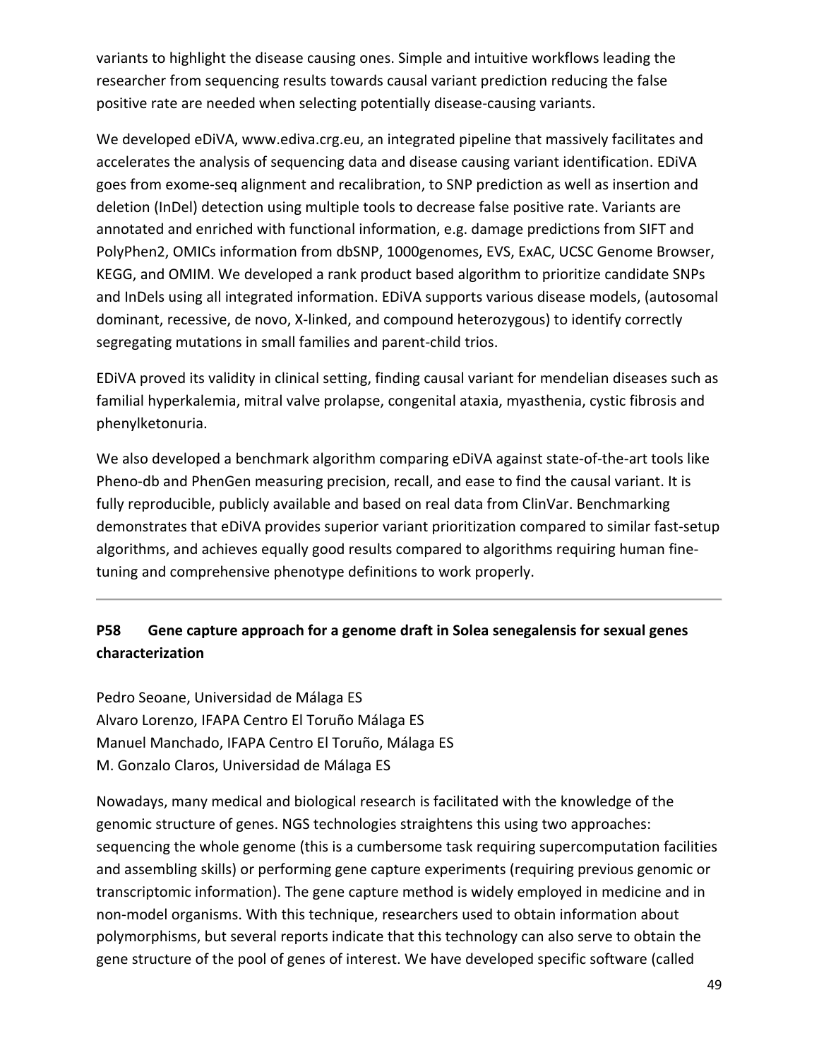variants to highlight the disease causing ones. Simple and intuitive workflows leading the researcher from sequencing results towards causal variant prediction reducing the false positive rate are needed when selecting potentially disease-causing variants.

We developed eDiVA, www.ediva.crg.eu, an integrated pipeline that massively facilitates and accelerates the analysis of sequencing data and disease causing variant identification. EDiVA goes from exome-seq alignment and recalibration, to SNP prediction as well as insertion and deletion (InDel) detection using multiple tools to decrease false positive rate. Variants are annotated and enriched with functional information, e.g. damage predictions from SIFT and PolyPhen2, OMICs information from dbSNP, 1000genomes, EVS, ExAC, UCSC Genome Browser, KEGG, and OMIM. We developed a rank product based algorithm to prioritize candidate SNPs and InDels using all integrated information. EDiVA supports various disease models, (autosomal dominant, recessive, de novo, X-linked, and compound heterozygous) to identify correctly segregating mutations in small families and parent-child trios.

EDiVA proved its validity in clinical setting, finding causal variant for mendelian diseases such as familial hyperkalemia, mitral valve prolapse, congenital ataxia, myasthenia, cystic fibrosis and phenylketonuria.

We also developed a benchmark algorithm comparing eDiVA against state-of-the-art tools like Pheno-db and PhenGen measuring precision, recall, and ease to find the causal variant. It is fully reproducible, publicly available and based on real data from ClinVar. Benchmarking demonstrates that eDiVA provides superior variant prioritization compared to similar fast-setup algorithms, and achieves equally good results compared to algorithms requiring human fine-tuning and comprehensive phenotype definitions to work properly.

---

### P58 Gene capture approach for a genome draft in Solea senegalensis for sexual genes characterization

Pedro Seoane, Universidad de Málaga ES
Alvaro Lorenzo, IFAPA Centro El Toruño Málaga ES
Manuel Manchado, IFAPA Centro El Toruño, Málaga ES
M. Gonzalo Claros, Universidad de Málaga ES

Nowadays, many medical and biological research is facilitated with the knowledge of the genomic structure of genes. NGS technologies straightens this using two approaches: sequencing the whole genome (this is a cumbersome task requiring supercomputation facilities and assembling skills) or performing gene capture experiments (requiring previous genomic or transcriptomic information). The gene capture method is widely employed in medicine and in non-model organisms. With this technique, researchers used to obtain information about polymorphisms, but several reports indicate that this technology can also serve to obtain the gene structure of the pool of genes of interest. We have developed specific software (called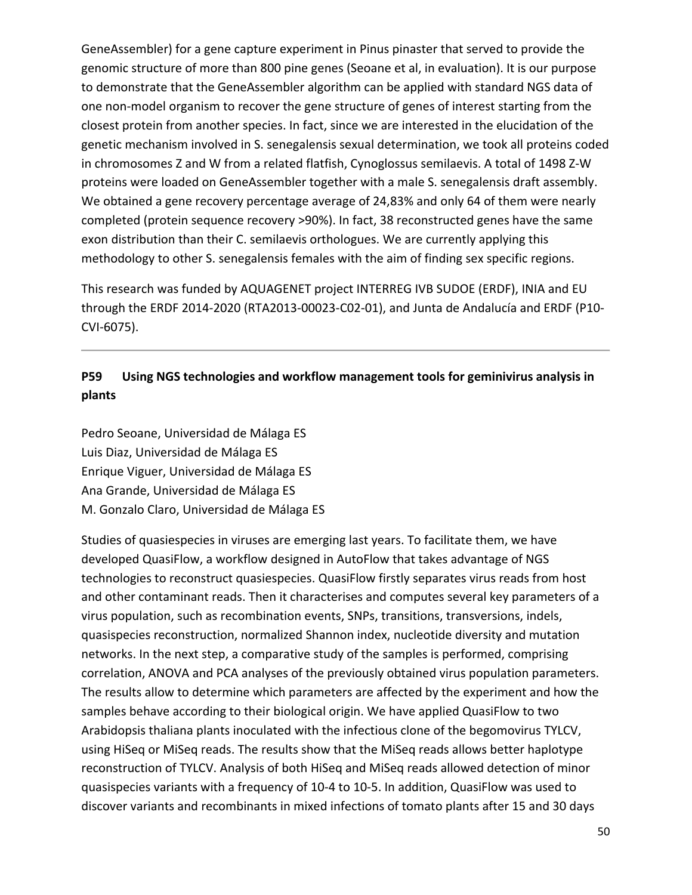GeneAssembler) for a gene capture experiment in Pinus pinaster that served to provide the genomic structure of more than 800 pine genes (Seoane et al, in evaluation). It is our purpose to demonstrate that the GeneAssembler algorithm can be applied with standard NGS data of one non-model organism to recover the gene structure of genes of interest starting from the closest protein from another species. In fact, since we are interested in the elucidation of the genetic mechanism involved in S. senegalensis sexual determination, we took all proteins coded in chromosomes Z and W from a related flatfish, Cynoglossus semilaevis. A total of 1498 Z-W proteins were loaded on GeneAssembler together with a male S. senegalensis draft assembly. We obtained a gene recovery percentage average of 24,83% and only 64 of them were nearly completed (protein sequence recovery >90%). In fact, 38 reconstructed genes have the same exon distribution than their C. semilaevis orthologues. We are currently applying this methodology to other S. senegalensis females with the aim of finding sex specific regions.

This research was funded by AQUAGENET project INTERREG IVB SUDOE (ERDF), INIA and EU through the ERDF 2014-2020 (RTA2013-00023-C02-01), and Junta de Andalucía and ERDF (P10-CVI-6075).

---

## P59 Using NGS technologies and workflow management tools for geminivirus analysis in plants

Pedro Seoane, Universidad de Málaga ES
Luis Diaz, Universidad de Málaga ES
Enrique Viguer, Universidad de Málaga ES
Ana Grande, Universidad de Málaga ES
M. Gonzalo Claro, Universidad de Málaga ES

Studies of quasiespecies in viruses are emerging last years. To facilitate them, we have developed QuasiFlow, a workflow designed in AutoFlow that takes advantage of NGS technologies to reconstruct quasiespecies. QuasiFlow firstly separates virus reads from host and other contaminant reads. Then it characterises and computes several key parameters of a virus population, such as recombination events, SNPs, transitions, transversions, indels, quasispecies reconstruction, normalized Shannon index, nucleotide diversity and mutation networks. In the next step, a comparative study of the samples is performed, comprising correlation, ANOVA and PCA analyses of the previously obtained virus population parameters. The results allow to determine which parameters are affected by the experiment and how the samples behave according to their biological origin. We have applied QuasiFlow to two Arabidopsis thaliana plants inoculated with the infectious clone of the begomovirus TYLCV, using HiSeq or MiSeq reads. The results show that the MiSeq reads allows better haplotype reconstruction of TYLCV. Analysis of both HiSeq and MiSeq reads allowed detection of minor quasispecies variants with a frequency of $10^{-4}$ to $10^{-5}$. In addition, QuasiFlow was used to discover variants and recombinants in mixed infections of tomato plants after 15 and 30 days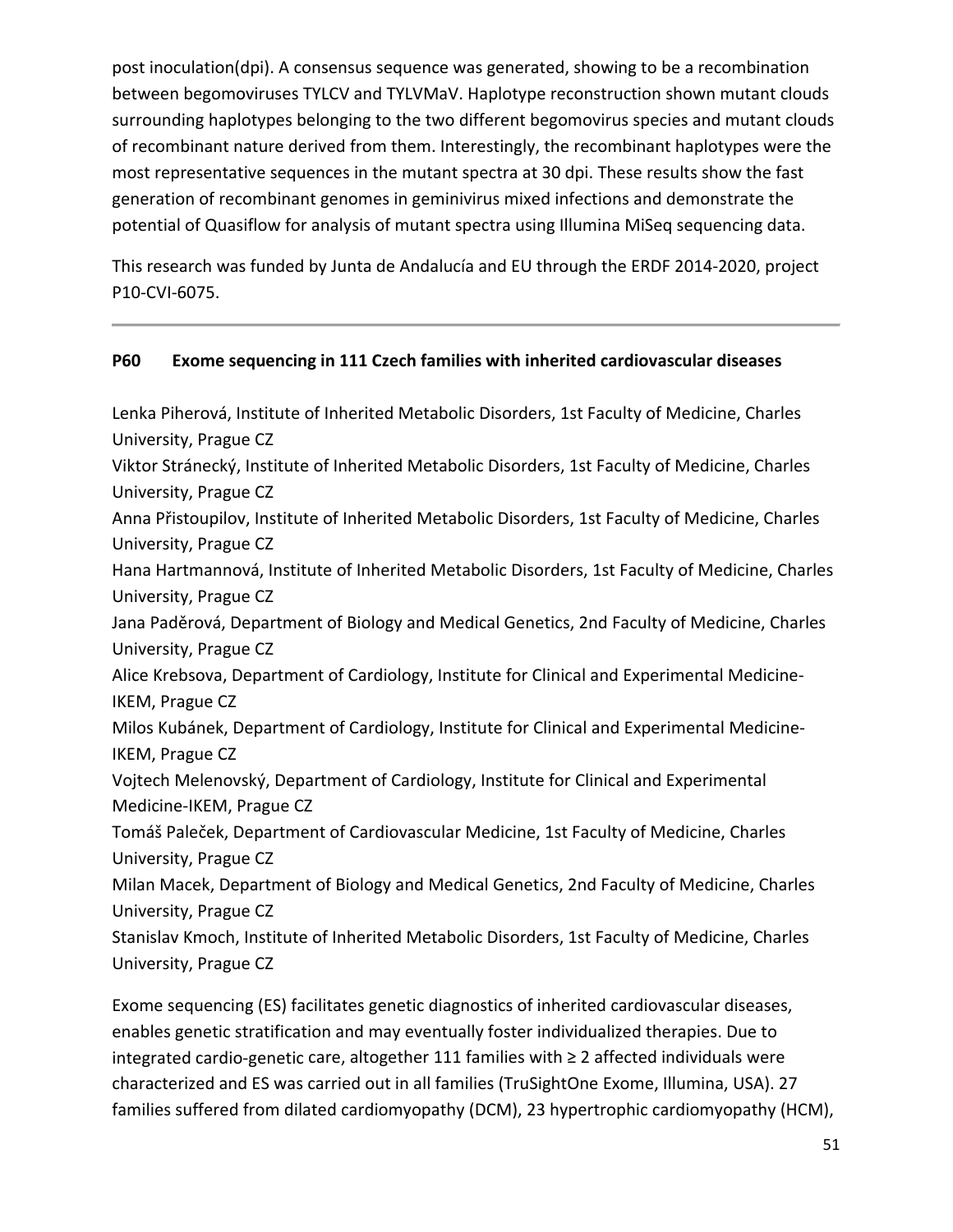post inoculation(dpi). A consensus sequence was generated, showing to be a recombination between begomoviruses TYLCV and TYLVMaV. Haplotype reconstruction shown mutant clouds surrounding haplotypes belonging to the two different begomovirus species and mutant clouds of recombinant nature derived from them. Interestingly, the recombinant haplotypes were the most representative sequences in the mutant spectra at 30 dpi. These results show the fast generation of recombinant genomes in geminivirus mixed infections and demonstrate the potential of Quasiflow for analysis of mutant spectra using Illumina MiSeq sequencing data.

This research was funded by Junta de Andalucía and EU through the ERDF 2014-2020, project P10-CVI-6075.

---

### P60 Exome sequencing in 111 Czech families with inherited cardiovascular diseases

Lenka Piherová, Institute of Inherited Metabolic Disorders, 1st Faculty of Medicine, Charles University, Prague CZ
Viktor Stránecký, Institute of Inherited Metabolic Disorders, 1st Faculty of Medicine, Charles University, Prague CZ
Anna Přistoupilov, Institute of Inherited Metabolic Disorders, 1st Faculty of Medicine, Charles University, Prague CZ
Hana Hartmannová, Institute of Inherited Metabolic Disorders, 1st Faculty of Medicine, Charles University, Prague CZ
Jana Paděrová, Department of Biology and Medical Genetics, 2nd Faculty of Medicine, Charles University, Prague CZ
Alice Krebsova, Department of Cardiology, Institute for Clinical and Experimental Medicine-IKEM, Prague CZ
Milos Kubánek, Department of Cardiology, Institute for Clinical and Experimental Medicine-IKEM, Prague CZ
Vojtech Melenovský, Department of Cardiology, Institute for Clinical and Experimental Medicine-IKEM, Prague CZ
Tomáš Paleček, Department of Cardiovascular Medicine, 1st Faculty of Medicine, Charles University, Prague CZ
Milan Macek, Department of Biology and Medical Genetics, 2nd Faculty of Medicine, Charles University, Prague CZ
Stanislav Kmoch, Institute of Inherited Metabolic Disorders, 1st Faculty of Medicine, Charles University, Prague CZ

Exome sequencing (ES) facilitates genetic diagnostics of inherited cardiovascular diseases, enables genetic stratification and may eventually foster individualized therapies. Due to integrated cardio-genetic care, altogether 111 families with ≥ 2 affected individuals were characterized and ES was carried out in all families (TruSightOne Exome, Illumina, USA). 27 families suffered from dilated cardiomyopathy (DCM), 23 hypertrophic cardiomyopathy (HCM),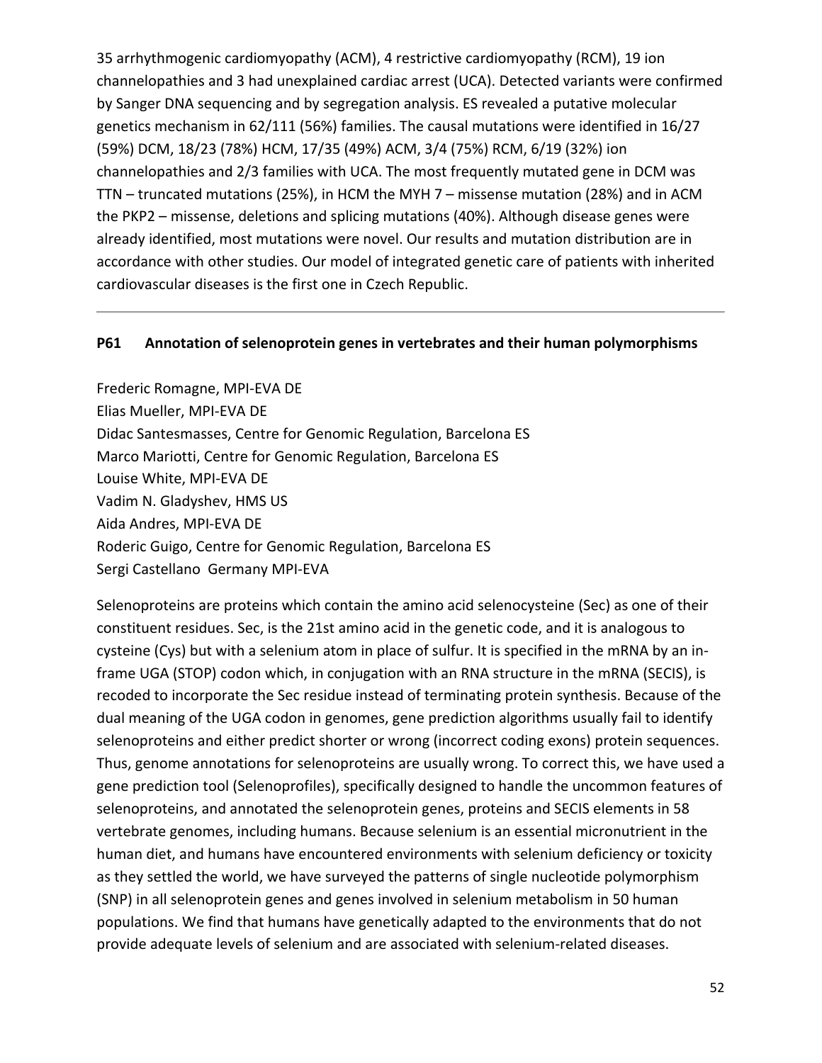35 arrhythmogenic cardiomyopathy (ACM), 4 restrictive cardiomyopathy (RCM), 19 ion channelopathies and 3 had unexplained cardiac arrest (UCA). Detected variants were confirmed by Sanger DNA sequencing and by segregation analysis. ES revealed a putative molecular genetics mechanism in 62/111 (56%) families. The causal mutations were identified in 16/27 (59%) DCM, 18/23 (78%) HCM, 17/35 (49%) ACM, 3/4 (75%) RCM, 6/19 (32%) ion channelopathies and 2/3 families with UCA. The most frequently mutated gene in DCM was TTN – truncated mutations (25%), in HCM the MYH 7 – missense mutation (28%) and in ACM the PKP2 – missense, deletions and splicing mutations (40%). Although disease genes were already identified, most mutations were novel. Our results and mutation distribution are in accordance with other studies. Our model of integrated genetic care of patients with inherited cardiovascular diseases is the first one in Czech Republic.

---

**P61 Annotation of selenoprotein genes in vertebrates and their human polymorphisms**

Frederic Romagne, MPI-EVA DE
Elias Mueller, MPI-EVA DE
Didac Santesmasses, Centre for Genomic Regulation, Barcelona ES
Marco Mariotti, Centre for Genomic Regulation, Barcelona ES
Louise White, MPI-EVA DE
Vadim N. Gladyshev, HMS US
Aida Andres, MPI-EVA DE
Roderic Guigo, Centre for Genomic Regulation, Barcelona ES
Sergi Castellano Germany MPI-EVA

Selenoproteins are proteins which contain the amino acid selenocysteine (Sec) as one of their constituent residues. Sec, is the 21st amino acid in the genetic code, and it is analogous to cysteine (Cys) but with a selenium atom in place of sulfur. It is specified in the mRNA by an in-frame UGA (STOP) codon which, in conjugation with an RNA structure in the mRNA (SECIS), is recoded to incorporate the Sec residue instead of terminating protein synthesis. Because of the dual meaning of the UGA codon in genomes, gene prediction algorithms usually fail to identify selenoproteins and either predict shorter or wrong (incorrect coding exons) protein sequences. Thus, genome annotations for selenoproteins are usually wrong. To correct this, we have used a gene prediction tool (Selenoprofiles), specifically designed to handle the uncommon features of selenoproteins, and annotated the selenoprotein genes, proteins and SECIS elements in 58 vertebrate genomes, including humans. Because selenium is an essential micronutrient in the human diet, and humans have encountered environments with selenium deficiency or toxicity as they settled the world, we have surveyed the patterns of single nucleotide polymorphism (SNP) in all selenoprotein genes and genes involved in selenium metabolism in 50 human populations. We find that humans have genetically adapted to the environments that do not provide adequate levels of selenium and are associated with selenium-related diseases.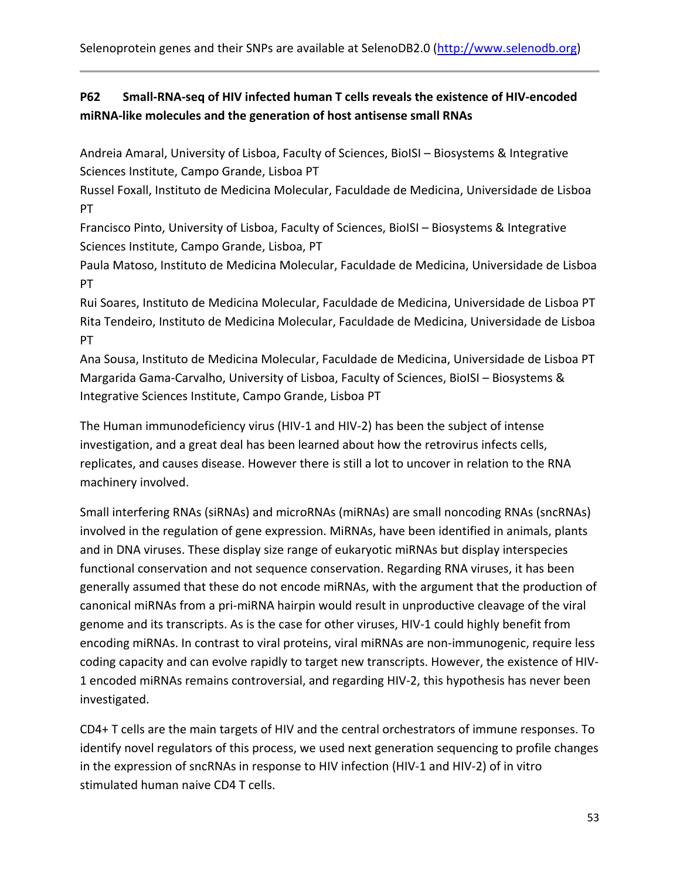Selenoprotein genes and their SNPs are available at SelenoDB2.0 (http://www.selenodb.org)

## P62 Small-RNA-seq of HIV infected human T cells reveals the existence of HIV-encoded miRNA-like molecules and the generation of host antisense small RNAs

Andreia Amaral, University of Lisboa, Faculty of Sciences, BioISI – Biosystems & Integrative Sciences Institute, Campo Grande, Lisboa PT

Russel Foxall, Instituto de Medicina Molecular, Faculdade de Medicina, Universidade de Lisboa PT

Francisco Pinto, University of Lisboa, Faculty of Sciences, BioISI – Biosystems & Integrative Sciences Institute, Campo Grande, Lisboa, PT

Paula Matoso, Instituto de Medicina Molecular, Faculdade de Medicina, Universidade de Lisboa PT

Rui Soares, Instituto de Medicina Molecular, Faculdade de Medicina, Universidade de Lisboa PT

Rita Tendeiro, Instituto de Medicina Molecular, Faculdade de Medicina, Universidade de Lisboa PT

Ana Sousa, Instituto de Medicina Molecular, Faculdade de Medicina, Universidade de Lisboa PT

Margarida Gama-Carvalho, University of Lisboa, Faculty of Sciences, BioISI – Biosystems & Integrative Sciences Institute, Campo Grande, Lisboa PT

The Human immunodeficiency virus (HIV-1 and HIV-2) has been the subject of intense investigation, and a great deal has been learned about how the retrovirus infects cells, replicates, and causes disease. However there is still a lot to uncover in relation to the RNA machinery involved.

Small interfering RNAs (siRNAs) and microRNAs (miRNAs) are small noncoding RNAs (sncRNAs) involved in the regulation of gene expression. MiRNAs, have been identified in animals, plants and in DNA viruses. These display size range of eukaryotic miRNAs but display interspecies functional conservation and not sequence conservation. Regarding RNA viruses, it has been generally assumed that these do not encode miRNAs, with the argument that the production of canonical miRNAs from a pri-miRNA hairpin would result in unproductive cleavage of the viral genome and its transcripts. As is the case for other viruses, HIV-1 could highly benefit from encoding miRNAs. In contrast to viral proteins, viral miRNAs are non-immunogenic, require less coding capacity and can evolve rapidly to target new transcripts. However, the existence of HIV-1 encoded miRNAs remains controversial, and regarding HIV-2, this hypothesis has never been investigated.

CD4+ T cells are the main targets of HIV and the central orchestrators of immune responses. To identify novel regulators of this process, we used next generation sequencing to profile changes in the expression of sncRNAs in response to HIV infection (HIV-1 and HIV-2) of in vitro stimulated human naive CD4 T cells.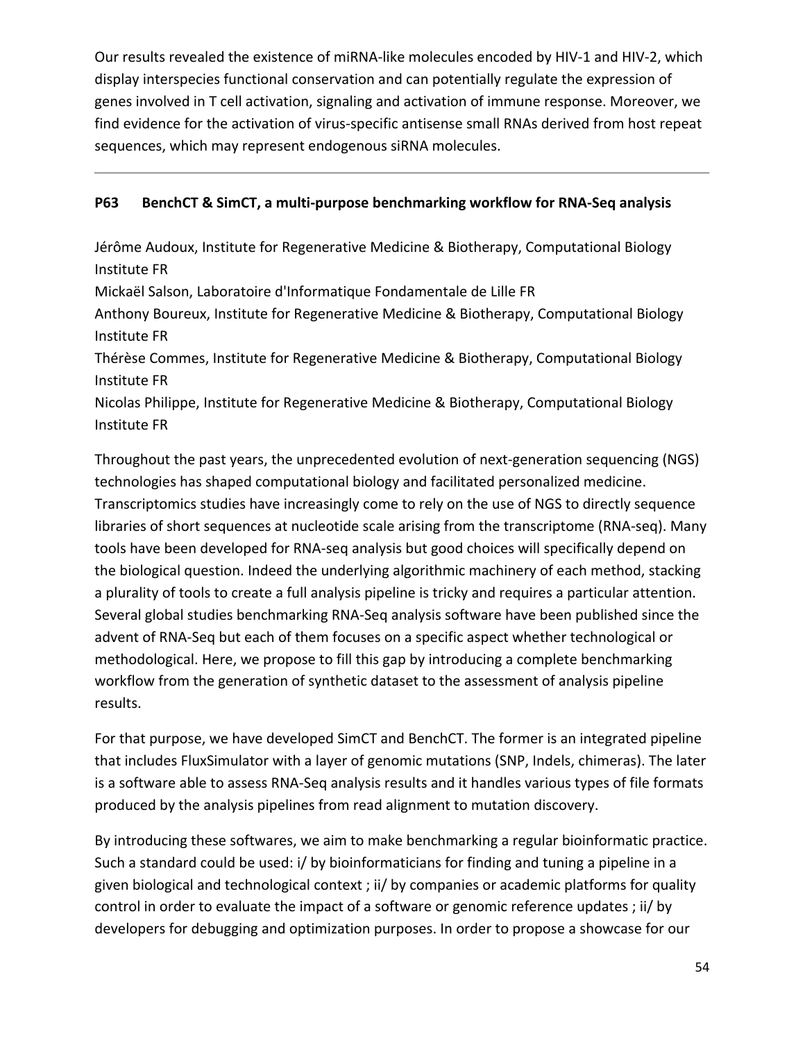Our results revealed the existence of miRNA-like molecules encoded by HIV-1 and HIV-2, which display interspecies functional conservation and can potentially regulate the expression of genes involved in T cell activation, signaling and activation of immune response. Moreover, we find evidence for the activation of virus-specific antisense small RNAs derived from host repeat sequences, which may represent endogenous siRNA molecules.

---

### P63 BenchCT & SimCT, a multi-purpose benchmarking workflow for RNA-Seq analysis

Jérôme Audoux, Institute for Regenerative Medicine & Biotherapy, Computational Biology Institute FR
Mickaël Salson, Laboratoire d'Informatique Fondamentale de Lille FR
Anthony Boureux, Institute for Regenerative Medicine & Biotherapy, Computational Biology Institute FR
Thérèse Commes, Institute for Regenerative Medicine & Biotherapy, Computational Biology Institute FR
Nicolas Philippe, Institute for Regenerative Medicine & Biotherapy, Computational Biology Institute FR

Throughout the past years, the unprecedented evolution of next-generation sequencing (NGS) technologies has shaped computational biology and facilitated personalized medicine. Transcriptomics studies have increasingly come to rely on the use of NGS to directly sequence libraries of short sequences at nucleotide scale arising from the transcriptome (RNA-seq). Many tools have been developed for RNA-seq analysis but good choices will specifically depend on the biological question. Indeed the underlying algorithmic machinery of each method, stacking a plurality of tools to create a full analysis pipeline is tricky and requires a particular attention. Several global studies benchmarking RNA-Seq analysis software have been published since the advent of RNA-Seq but each of them focuses on a specific aspect whether technological or methodological. Here, we propose to fill this gap by introducing a complete benchmarking workflow from the generation of synthetic dataset to the assessment of analysis pipeline results.

For that purpose, we have developed SimCT and BenchCT. The former is an integrated pipeline that includes FluxSimulator with a layer of genomic mutations (SNP, Indels, chimeras). The later is a software able to assess RNA-Seq analysis results and it handles various types of file formats produced by the analysis pipelines from read alignment to mutation discovery.

By introducing these softwares, we aim to make benchmarking a regular bioinformatic practice. Such a standard could be used: i/ by bioinformaticians for finding and tuning a pipeline in a given biological and technological context ; ii/ by companies or academic platforms for quality control in order to evaluate the impact of a software or genomic reference updates ; ii/ by developers for debugging and optimization purposes. In order to propose a showcase for our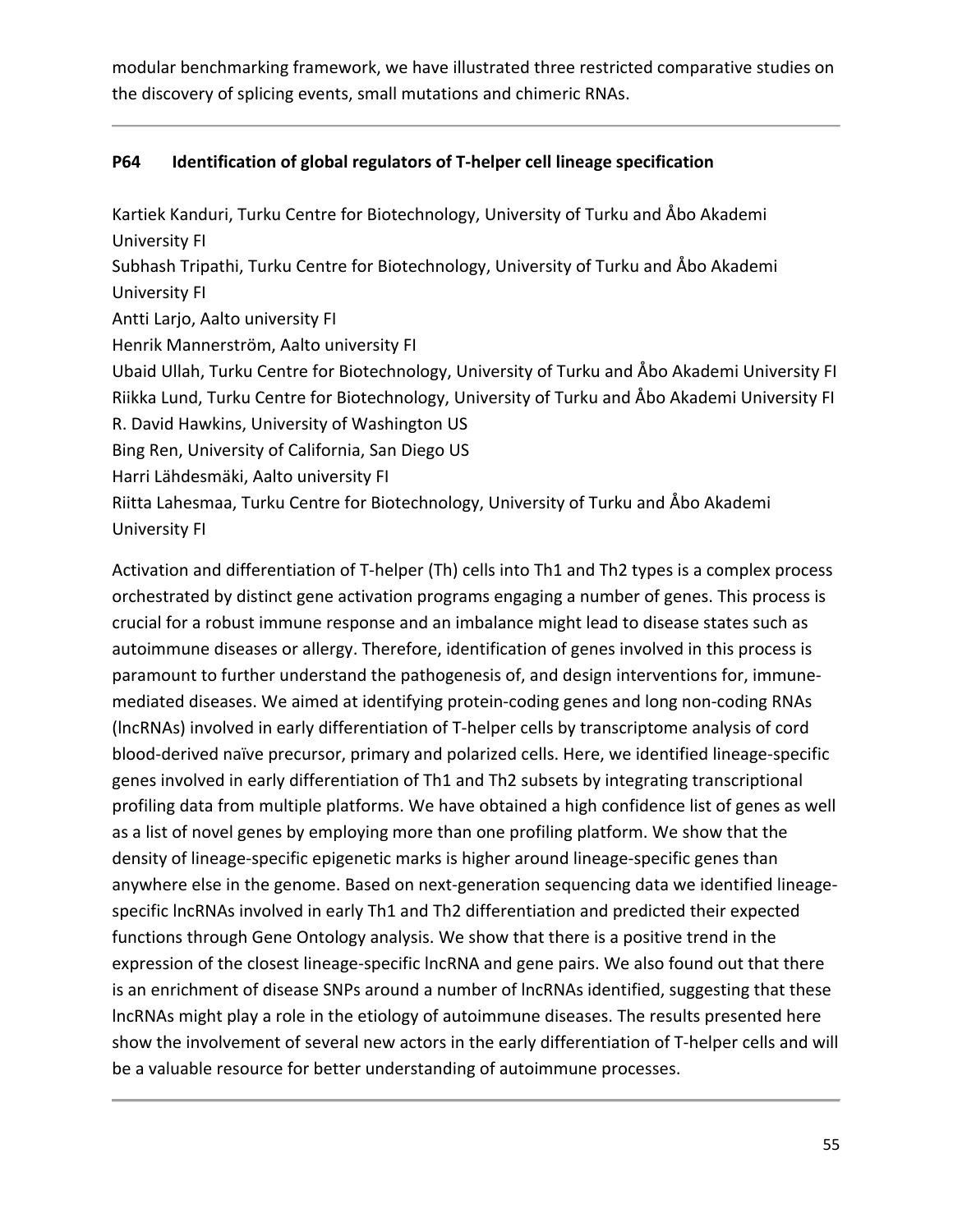modular benchmarking framework, we have illustrated three restricted comparative studies on the discovery of splicing events, small mutations and chimeric RNAs.

---

### P64 Identification of global regulators of T-helper cell lineage specification

Kartiek Kanduri, Turku Centre for Biotechnology, University of Turku and Åbo Akademi University FI
Subhash Tripathi, Turku Centre for Biotechnology, University of Turku and Åbo Akademi University FI
Antti Larjo, Aalto university FI
Henrik Mannerström, Aalto university FI
Ubaid Ullah, Turku Centre for Biotechnology, University of Turku and Åbo Akademi University FI
Riikka Lund, Turku Centre for Biotechnology, University of Turku and Åbo Akademi University FI
R. David Hawkins, University of Washington US
Bing Ren, University of California, San Diego US
Harri Lähdesmäki, Aalto university FI
Riitta Lahesmaa, Turku Centre for Biotechnology, University of Turku and Åbo Akademi University FI

Activation and differentiation of T-helper (Th) cells into Th1 and Th2 types is a complex process orchestrated by distinct gene activation programs engaging a number of genes. This process is crucial for a robust immune response and an imbalance might lead to disease states such as autoimmune diseases or allergy. Therefore, identification of genes involved in this process is paramount to further understand the pathogenesis of, and design interventions for, immune-mediated diseases. We aimed at identifying protein-coding genes and long non-coding RNAs (lncRNAs) involved in early differentiation of T-helper cells by transcriptome analysis of cord blood-derived naïve precursor, primary and polarized cells. Here, we identified lineage-specific genes involved in early differentiation of Th1 and Th2 subsets by integrating transcriptional profiling data from multiple platforms. We have obtained a high confidence list of genes as well as a list of novel genes by employing more than one profiling platform. We show that the density of lineage-specific epigenetic marks is higher around lineage-specific genes than anywhere else in the genome. Based on next-generation sequencing data we identified lineage-specific lncRNAs involved in early Th1 and Th2 differentiation and predicted their expected functions through Gene Ontology analysis. We show that there is a positive trend in the expression of the closest lineage-specific lncRNA and gene pairs. We also found out that there is an enrichment of disease SNPs around a number of lncRNAs identified, suggesting that these lncRNAs might play a role in the etiology of autoimmune diseases. The results presented here show the involvement of several new actors in the early differentiation of T-helper cells and will be a valuable resource for better understanding of autoimmune processes.

---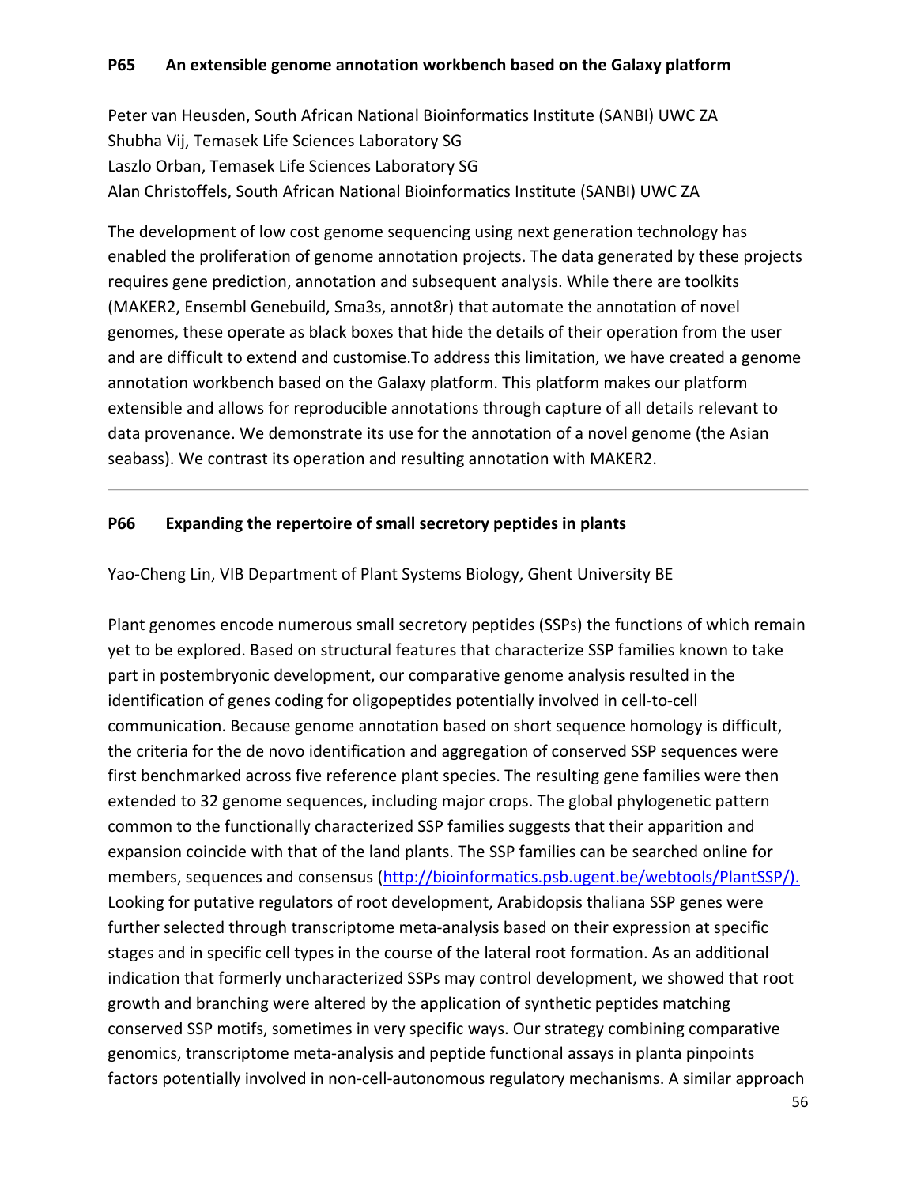### P65 An extensible genome annotation workbench based on the Galaxy platform

Peter van Heusden, South African National Bioinformatics Institute (SANBI) UWC ZA
Shubha Vij, Temasek Life Sciences Laboratory SG
Laszlo Orban, Temasek Life Sciences Laboratory SG
Alan Christoffels, South African National Bioinformatics Institute (SANBI) UWC ZA

The development of low cost genome sequencing using next generation technology has enabled the proliferation of genome annotation projects. The data generated by these projects requires gene prediction, annotation and subsequent analysis. While there are toolkits (MAKER2, Ensembl Genebuild, Sma3s, annot8r) that automate the annotation of novel genomes, these operate as black boxes that hide the details of their operation from the user and are difficult to extend and customise.To address this limitation, we have created a genome annotation workbench based on the Galaxy platform. This platform makes our platform extensible and allows for reproducible annotations through capture of all details relevant to data provenance. We demonstrate its use for the annotation of a novel genome (the Asian seabass). We contrast its operation and resulting annotation with MAKER2.

---

### P66 Expanding the repertoire of small secretory peptides in plants

Yao-Cheng Lin, VIB Department of Plant Systems Biology, Ghent University BE

Plant genomes encode numerous small secretory peptides (SSPs) the functions of which remain yet to be explored. Based on structural features that characterize SSP families known to take part in postembryonic development, our comparative genome analysis resulted in the identification of genes coding for oligopeptides potentially involved in cell-to-cell communication. Because genome annotation based on short sequence homology is difficult, the criteria for the de novo identification and aggregation of conserved SSP sequences were first benchmarked across five reference plant species. The resulting gene families were then extended to 32 genome sequences, including major crops. The global phylogenetic pattern common to the functionally characterized SSP families suggests that their apparition and expansion coincide with that of the land plants. The SSP families can be searched online for members, sequences and consensus (http://bioinformatics.psb.ugent.be/webtools/PlantSSP/). Looking for putative regulators of root development, Arabidopsis thaliana SSP genes were further selected through transcriptome meta-analysis based on their expression at specific stages and in specific cell types in the course of the lateral root formation. As an additional indication that formerly uncharacterized SSPs may control development, we showed that root growth and branching were altered by the application of synthetic peptides matching conserved SSP motifs, sometimes in very specific ways. Our strategy combining comparative genomics, transcriptome meta-analysis and peptide functional assays in planta pinpoints factors potentially involved in non-cell-autonomous regulatory mechanisms. A similar approach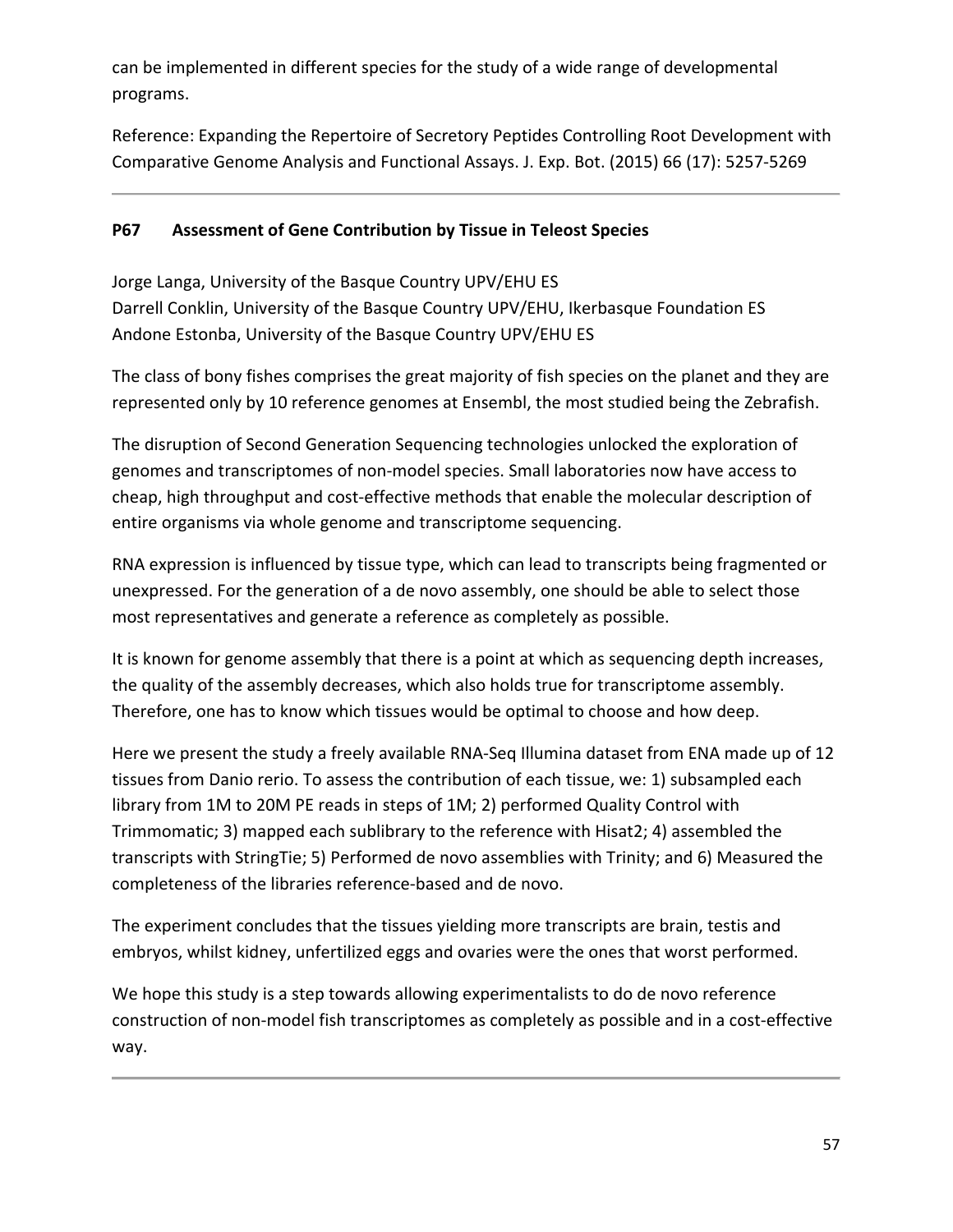can be implemented in different species for the study of a wide range of developmental programs.

Reference: Expanding the Repertoire of Secretory Peptides Controlling Root Development with Comparative Genome Analysis and Functional Assays. J. Exp. Bot. (2015) 66 (17): 5257-5269

---

## P67 Assessment of Gene Contribution by Tissue in Teleost Species

Jorge Langa, University of the Basque Country UPV/EHU ES
Darrell Conklin, University of the Basque Country UPV/EHU, Ikerbasque Foundation ES
Andone Estonba, University of the Basque Country UPV/EHU ES

The class of bony fishes comprises the great majority of fish species on the planet and they are represented only by 10 reference genomes at Ensembl, the most studied being the Zebrafish.

The disruption of Second Generation Sequencing technologies unlocked the exploration of genomes and transcriptomes of non-model species. Small laboratories now have access to cheap, high throughput and cost-effective methods that enable the molecular description of entire organisms via whole genome and transcriptome sequencing.

RNA expression is influenced by tissue type, which can lead to transcripts being fragmented or unexpressed. For the generation of a de novo assembly, one should be able to select those most representatives and generate a reference as completely as possible.

It is known for genome assembly that there is a point at which as sequencing depth increases, the quality of the assembly decreases, which also holds true for transcriptome assembly. Therefore, one has to know which tissues would be optimal to choose and how deep.

Here we present the study a freely available RNA-Seq Illumina dataset from ENA made up of 12 tissues from Danio rerio. To assess the contribution of each tissue, we: 1) subsampled each library from 1M to 20M PE reads in steps of 1M; 2) performed Quality Control with Trimmomatic; 3) mapped each sublibrary to the reference with Hisat2; 4) assembled the transcripts with StringTie; 5) Performed de novo assemblies with Trinity; and 6) Measured the completeness of the libraries reference-based and de novo.

The experiment concludes that the tissues yielding more transcripts are brain, testis and embryos, whilst kidney, unfertilized eggs and ovaries were the ones that worst performed.

We hope this study is a step towards allowing experimentalists to do de novo reference construction of non-model fish transcriptomes as completely as possible and in a cost-effective way.

---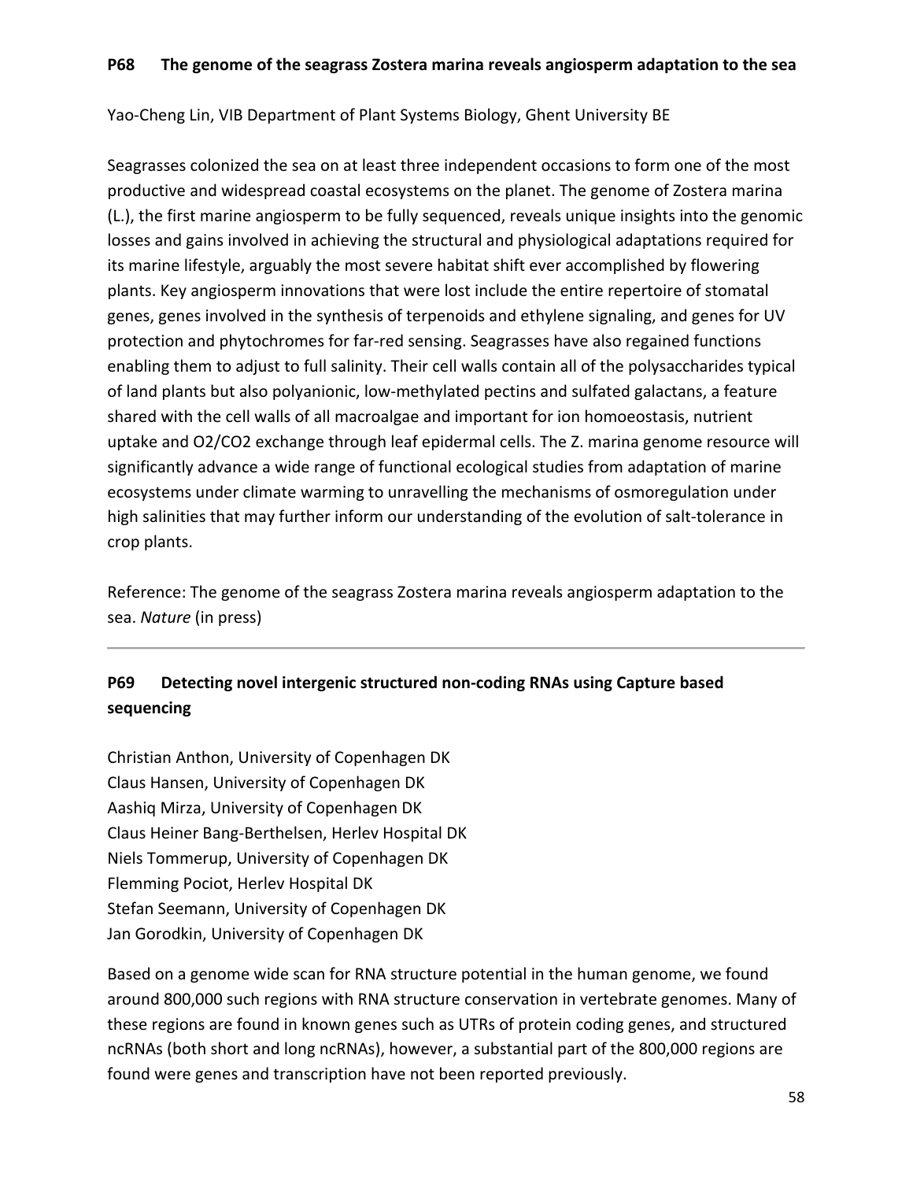## P68 The genome of the seagrass Zostera marina reveals angiosperm adaptation to the sea

Yao-Cheng Lin, VIB Department of Plant Systems Biology, Ghent University BE

Seagrasses colonized the sea on at least three independent occasions to form one of the most productive and widespread coastal ecosystems on the planet. The genome of Zostera marina (L.), the first marine angiosperm to be fully sequenced, reveals unique insights into the genomic losses and gains involved in achieving the structural and physiological adaptations required for its marine lifestyle, arguably the most severe habitat shift ever accomplished by flowering plants. Key angiosperm innovations that were lost include the entire repertoire of stomatal genes, genes involved in the synthesis of terpenoids and ethylene signaling, and genes for UV protection and phytochromes for far-red sensing. Seagrasses have also regained functions enabling them to adjust to full salinity. Their cell walls contain all of the polysaccharides typical of land plants but also polyanionic, low-methylated pectins and sulfated galactans, a feature shared with the cell walls of all macroalgae and important for ion homoeostasis, nutrient uptake and $O_2$/$CO_2$ exchange through leaf epidermal cells. The Z. marina genome resource will significantly advance a wide range of functional ecological studies from adaptation of marine ecosystems under climate warming to unravelling the mechanisms of osmoregulation under high salinities that may further inform our understanding of the evolution of salt-tolerance in crop plants.

Reference: The genome of the seagrass Zostera marina reveals angiosperm adaptation to the sea. *Nature* (in press)

---

## P69 Detecting novel intergenic structured non-coding RNAs using Capture based sequencing

Christian Anthon, University of Copenhagen DK
Claus Hansen, University of Copenhagen DK
Aashiq Mirza, University of Copenhagen DK
Claus Heiner Bang-Berthelsen, Herlev Hospital DK
Niels Tommerup, University of Copenhagen DK
Flemming Pociot, Herlev Hospital DK
Stefan Seemann, University of Copenhagen DK
Jan Gorodkin, University of Copenhagen DK

Based on a genome wide scan for RNA structure potential in the human genome, we found around 800,000 such regions with RNA structure conservation in vertebrate genomes. Many of these regions are found in known genes such as UTRs of protein coding genes, and structured ncRNAs (both short and long ncRNAs), however, a substantial part of the 800,000 regions are found were genes and transcription have not been reported previously.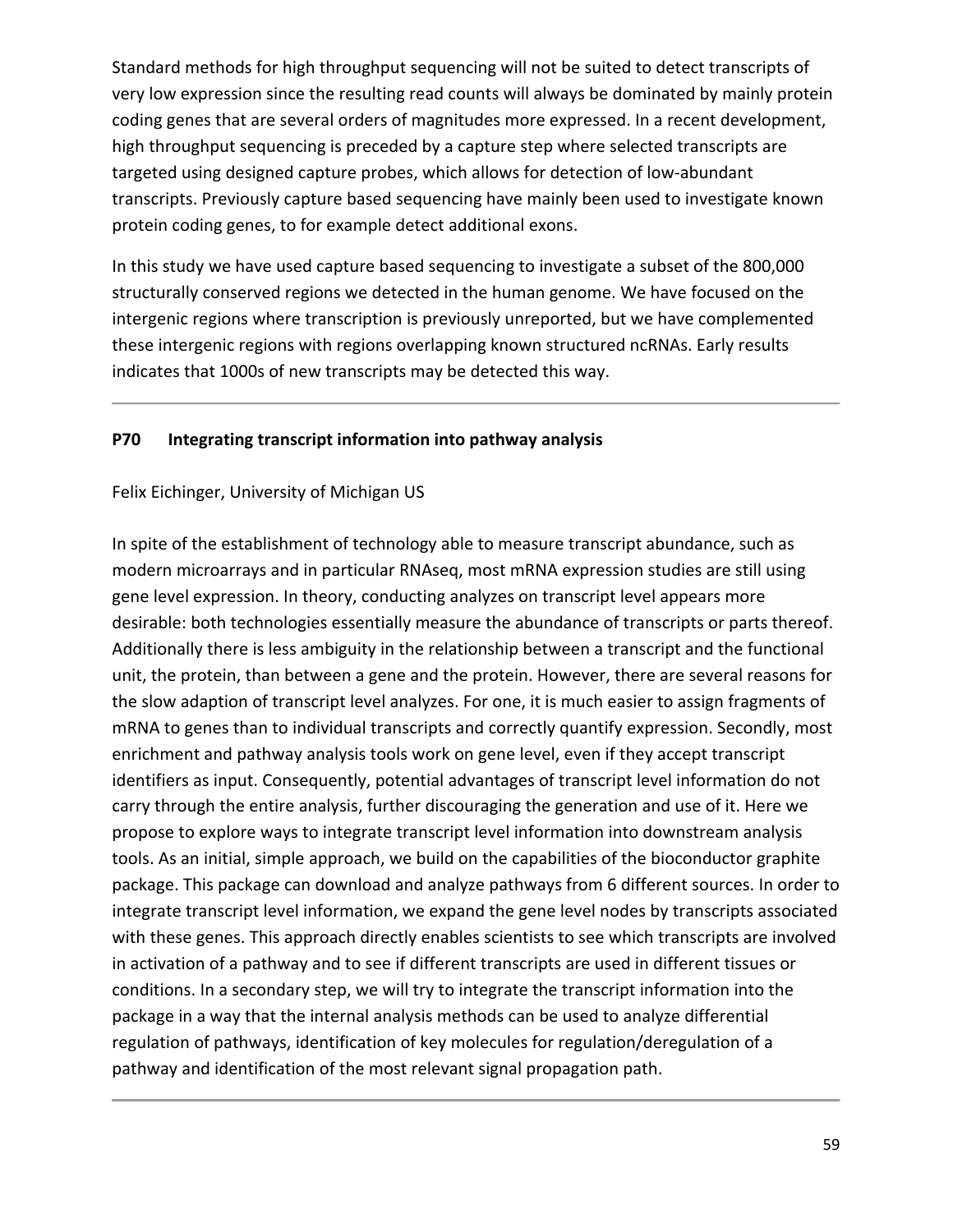Standard methods for high throughput sequencing will not be suited to detect transcripts of very low expression since the resulting read counts will always be dominated by mainly protein coding genes that are several orders of magnitudes more expressed. In a recent development, high throughput sequencing is preceded by a capture step where selected transcripts are targeted using designed capture probes, which allows for detection of low-abundant transcripts. Previously capture based sequencing have mainly been used to investigate known protein coding genes, to for example detect additional exons.

In this study we have used capture based sequencing to investigate a subset of the 800,000 structurally conserved regions we detected in the human genome. We have focused on the intergenic regions where transcription is previously unreported, but we have complemented these intergenic regions with regions overlapping known structured ncRNAs. Early results indicates that 1000s of new transcripts may be detected this way.

---

### P70 Integrating transcript information into pathway analysis

Felix Eichinger, University of Michigan US

In spite of the establishment of technology able to measure transcript abundance, such as modern microarrays and in particular RNAseq, most mRNA expression studies are still using gene level expression. In theory, conducting analyzes on transcript level appears more desirable: both technologies essentially measure the abundance of transcripts or parts thereof. Additionally there is less ambiguity in the relationship between a transcript and the functional unit, the protein, than between a gene and the protein. However, there are several reasons for the slow adaption of transcript level analyzes. For one, it is much easier to assign fragments of mRNA to genes than to individual transcripts and correctly quantify expression. Secondly, most enrichment and pathway analysis tools work on gene level, even if they accept transcript identifiers as input. Consequently, potential advantages of transcript level information do not carry through the entire analysis, further discouraging the generation and use of it. Here we propose to explore ways to integrate transcript level information into downstream analysis tools. As an initial, simple approach, we build on the capabilities of the bioconductor graphite package. This package can download and analyze pathways from 6 different sources. In order to integrate transcript level information, we expand the gene level nodes by transcripts associated with these genes. This approach directly enables scientists to see which transcripts are involved in activation of a pathway and to see if different transcripts are used in different tissues or conditions. In a secondary step, we will try to integrate the transcript information into the package in a way that the internal analysis methods can be used to analyze differential regulation of pathways, identification of key molecules for regulation/deregulation of a pathway and identification of the most relevant signal propagation path.

---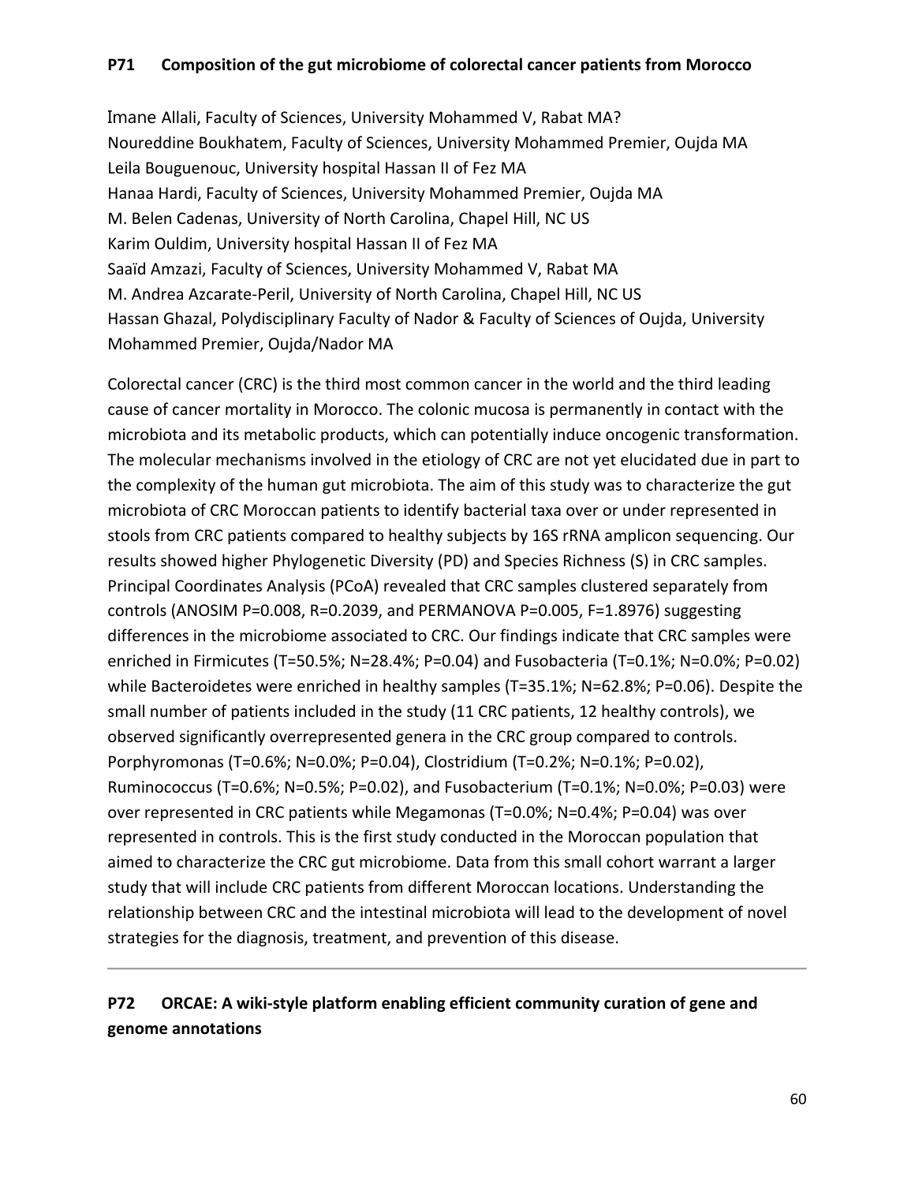**P71 Composition of the gut microbiome of colorectal cancer patients from Morocco**

Imane Allali, Faculty of Sciences, University Mohammed V, Rabat MA?
Noureddine Boukhatem, Faculty of Sciences, University Mohammed Premier, Oujda MA
Leila Bouguenouc, University hospital Hassan II of Fez MA
Hanaa Hardi, Faculty of Sciences, University Mohammed Premier, Oujda MA
M. Belen Cadenas, University of North Carolina, Chapel Hill, NC US
Karim Ouldim, University hospital Hassan II of Fez MA
Saaïd Amzazi, Faculty of Sciences, University Mohammed V, Rabat MA
M. Andrea Azcarate-Peril, University of North Carolina, Chapel Hill, NC US
Hassan Ghazal, Polydisciplinary Faculty of Nador & Faculty of Sciences of Oujda, University Mohammed Premier, Oujda/Nador MA

Colorectal cancer (CRC) is the third most common cancer in the world and the third leading cause of cancer mortality in Morocco. The colonic mucosa is permanently in contact with the microbiota and its metabolic products, which can potentially induce oncogenic transformation. The molecular mechanisms involved in the etiology of CRC are not yet elucidated due in part to the complexity of the human gut microbiota. The aim of this study was to characterize the gut microbiota of CRC Moroccan patients to identify bacterial taxa over or under represented in stools from CRC patients compared to healthy subjects by 16S rRNA amplicon sequencing. Our results showed higher Phylogenetic Diversity (PD) and Species Richness (S) in CRC samples. Principal Coordinates Analysis (PCoA) revealed that CRC samples clustered separately from controls (ANOSIM P=0.008, R=0.2039, and PERMANOVA P=0.005, F=1.8976) suggesting differences in the microbiome associated to CRC. Our findings indicate that CRC samples were enriched in Firmicutes (T=50.5%; N=28.4%; P=0.04) and Fusobacteria (T=0.1%; N=0.0%; P=0.02) while Bacteroidetes were enriched in healthy samples (T=35.1%; N=62.8%; P=0.06). Despite the small number of patients included in the study (11 CRC patients, 12 healthy controls), we observed significantly overrepresented genera in the CRC group compared to controls. Porphyromonas (T=0.6%; N=0.0%; P=0.04), Clostridium (T=0.2%; N=0.1%; P=0.02), Ruminococcus (T=0.6%; N=0.5%; P=0.02), and Fusobacterium (T=0.1%; N=0.0%; P=0.03) were over represented in CRC patients while Megamonas (T=0.0%; N=0.4%; P=0.04) was over represented in controls. This is the first study conducted in the Moroccan population that aimed to characterize the CRC gut microbiome. Data from this small cohort warrant a larger study that will include CRC patients from different Moroccan locations. Understanding the relationship between CRC and the intestinal microbiota will lead to the development of novel strategies for the diagnosis, treatment, and prevention of this disease.

---

**P72 ORCAE: A wiki-style platform enabling efficient community curation of gene and genome annotations**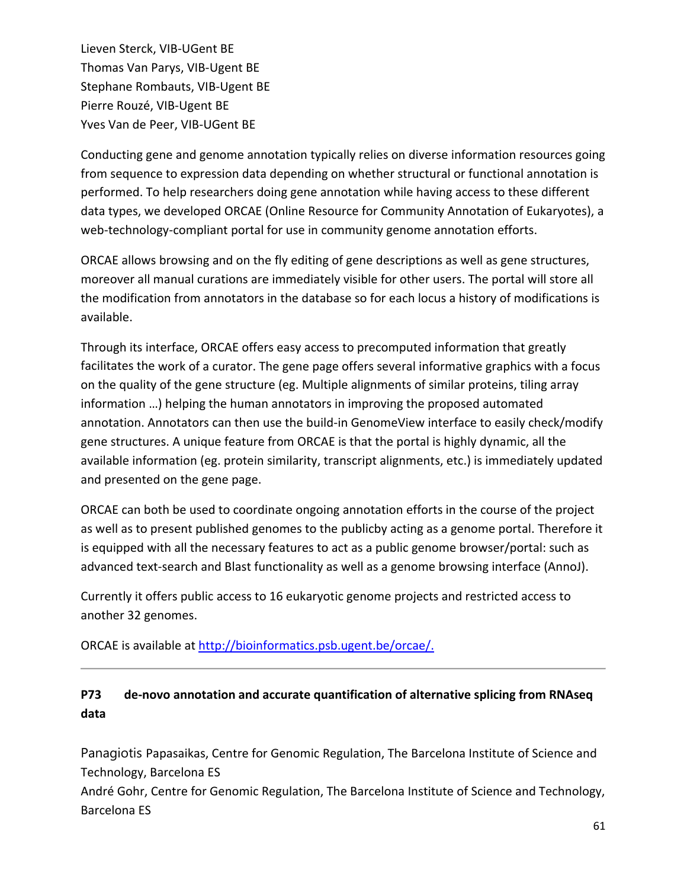Lieven Sterck, VIB-UGent BE
Thomas Van Parys, VIB-Ugent BE
Stephane Rombauts, VIB-Ugent BE
Pierre Rouzé, VIB-Ugent BE
Yves Van de Peer, VIB-UGent BE

Conducting gene and genome annotation typically relies on diverse information resources going from sequence to expression data depending on whether structural or functional annotation is performed. To help researchers doing gene annotation while having access to these different data types, we developed ORCAE (Online Resource for Community Annotation of Eukaryotes), a web-technology-compliant portal for use in community genome annotation efforts.

ORCAE allows browsing and on the fly editing of gene descriptions as well as gene structures, moreover all manual curations are immediately visible for other users. The portal will store all the modification from annotators in the database so for each locus a history of modifications is available.

Through its interface, ORCAE offers easy access to precomputed information that greatly facilitates the work of a curator. The gene page offers several informative graphics with a focus on the quality of the gene structure (eg. Multiple alignments of similar proteins, tiling array information …) helping the human annotators in improving the proposed automated annotation. Annotators can then use the build-in GenomeView interface to easily check/modify gene structures. A unique feature from ORCAE is that the portal is highly dynamic, all the available information (eg. protein similarity, transcript alignments, etc.) is immediately updated and presented on the gene page.

ORCAE can both be used to coordinate ongoing annotation efforts in the course of the project as well as to present published genomes to the publicby acting as a genome portal. Therefore it is equipped with all the necessary features to act as a public genome browser/portal: such as advanced text-search and Blast functionality as well as a genome browsing interface (AnnoJ).

Currently it offers public access to 16 eukaryotic genome projects and restricted access to another 32 genomes.

ORCAE is available at http://bioinformatics.psb.ugent.be/orcae/.

---

### P73 de-novo annotation and accurate quantification of alternative splicing from RNAseq data

Panagiotis Papasaikas, Centre for Genomic Regulation, The Barcelona Institute of Science and Technology, Barcelona ES
André Gohr, Centre for Genomic Regulation, The Barcelona Institute of Science and Technology, Barcelona ES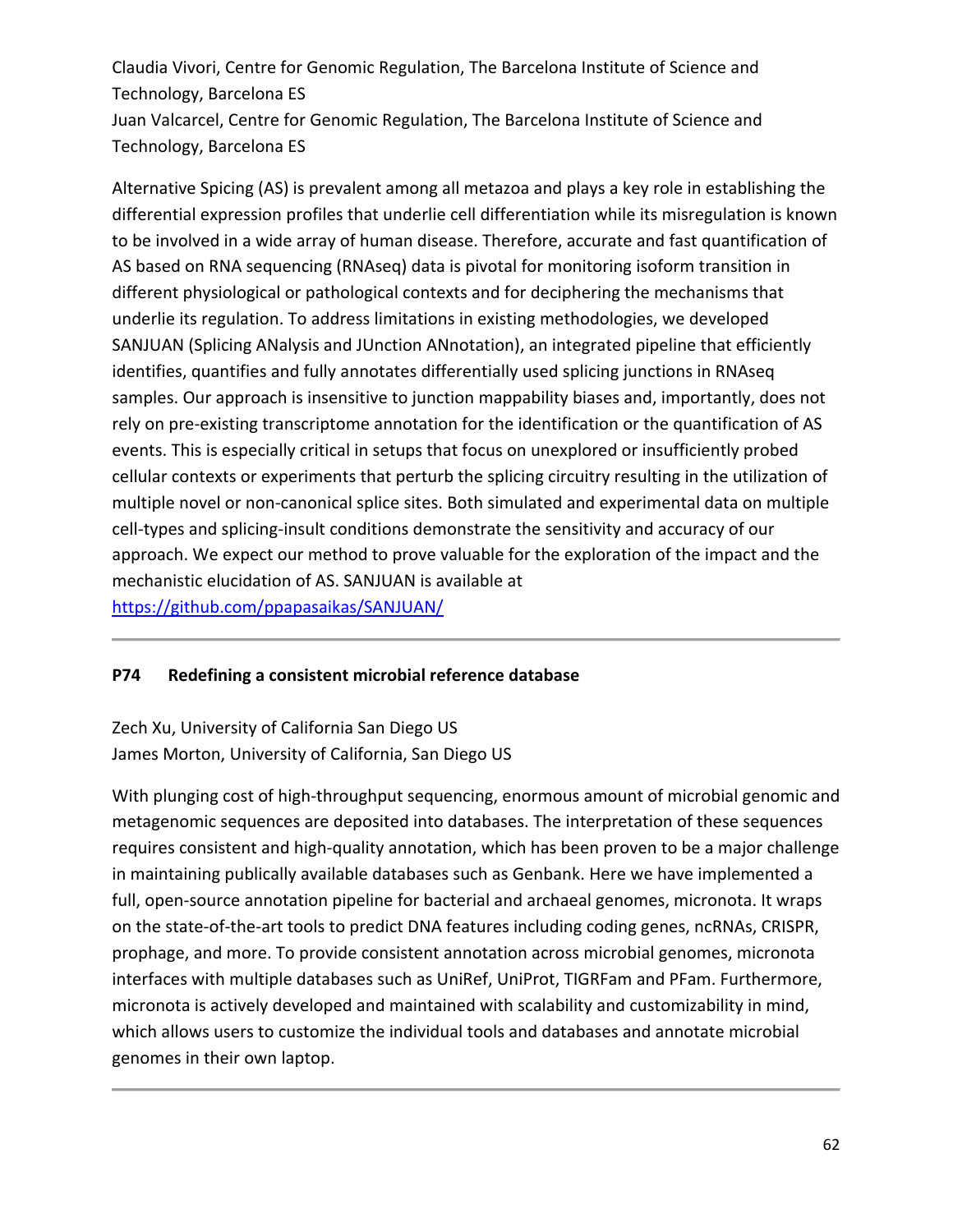Claudia Vivori, Centre for Genomic Regulation, The Barcelona Institute of Science and Technology, Barcelona ES
Juan Valcarcel, Centre for Genomic Regulation, The Barcelona Institute of Science and Technology, Barcelona ES

Alternative Spicing (AS) is prevalent among all metazoa and plays a key role in establishing the differential expression profiles that underlie cell differentiation while its misregulation is known to be involved in a wide array of human disease. Therefore, accurate and fast quantification of AS based on RNA sequencing (RNAseq) data is pivotal for monitoring isoform transition in different physiological or pathological contexts and for deciphering the mechanisms that underlie its regulation. To address limitations in existing methodologies, we developed SANJUAN (Splicing ANalysis and JUnction ANnotation), an integrated pipeline that efficiently identifies, quantifies and fully annotates differentially used splicing junctions in RNAseq samples. Our approach is insensitive to junction mappability biases and, importantly, does not rely on pre-existing transcriptome annotation for the identification or the quantification of AS events. This is especially critical in setups that focus on unexplored or insufficiently probed cellular contexts or experiments that perturb the splicing circuitry resulting in the utilization of multiple novel or non-canonical splice sites. Both simulated and experimental data on multiple cell-types and splicing-insult conditions demonstrate the sensitivity and accuracy of our approach. We expect our method to prove valuable for the exploration of the impact and the mechanistic elucidation of AS. SANJUAN is available at https://github.com/ppapasaikas/SANJUAN/

---

**P74 Redefining a consistent microbial reference database**

Zech Xu, University of California San Diego US
James Morton, University of California, San Diego US

With plunging cost of high-throughput sequencing, enormous amount of microbial genomic and metagenomic sequences are deposited into databases. The interpretation of these sequences requires consistent and high-quality annotation, which has been proven to be a major challenge in maintaining publically available databases such as Genbank. Here we have implemented a full, open-source annotation pipeline for bacterial and archaeal genomes, micronota. It wraps on the state-of-the-art tools to predict DNA features including coding genes, ncRNAs, CRISPR, prophage, and more. To provide consistent annotation across microbial genomes, micronota interfaces with multiple databases such as UniRef, UniProt, TIGRFam and PFam. Furthermore, micronota is actively developed and maintained with scalability and customizability in mind, which allows users to customize the individual tools and databases and annotate microbial genomes in their own laptop.

---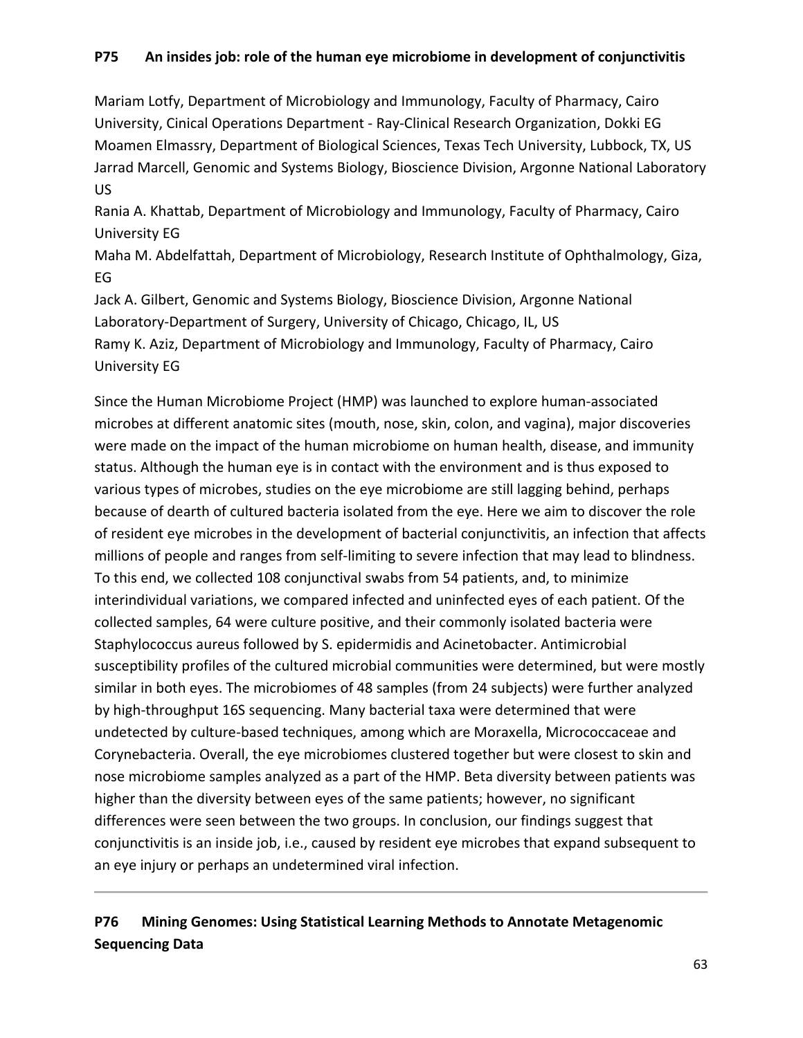## P75 An insides job: role of the human eye microbiome in development of conjunctivitis

Mariam Lotfy, Department of Microbiology and Immunology, Faculty of Pharmacy, Cairo University, Cinical Operations Department - Ray-Clinical Research Organization, Dokki EG
Moamen Elmassry, Department of Biological Sciences, Texas Tech University, Lubbock, TX, US
Jarrad Marcell, Genomic and Systems Biology, Bioscience Division, Argonne National Laboratory US
Rania A. Khattab, Department of Microbiology and Immunology, Faculty of Pharmacy, Cairo University EG
Maha M. Abdelfattah, Department of Microbiology, Research Institute of Ophthalmology, Giza, EG
Jack A. Gilbert, Genomic and Systems Biology, Bioscience Division, Argonne National Laboratory-Department of Surgery, University of Chicago, Chicago, IL, US
Ramy K. Aziz, Department of Microbiology and Immunology, Faculty of Pharmacy, Cairo University EG

Since the Human Microbiome Project (HMP) was launched to explore human-associated microbes at different anatomic sites (mouth, nose, skin, colon, and vagina), major discoveries were made on the impact of the human microbiome on human health, disease, and immunity status. Although the human eye is in contact with the environment and is thus exposed to various types of microbes, studies on the eye microbiome are still lagging behind, perhaps because of dearth of cultured bacteria isolated from the eye. Here we aim to discover the role of resident eye microbes in the development of bacterial conjunctivitis, an infection that affects millions of people and ranges from self-limiting to severe infection that may lead to blindness. To this end, we collected 108 conjunctival swabs from 54 patients, and, to minimize interindividual variations, we compared infected and uninfected eyes of each patient. Of the collected samples, 64 were culture positive, and their commonly isolated bacteria were Staphylococcus aureus followed by S. epidermidis and Acinetobacter. Antimicrobial susceptibility profiles of the cultured microbial communities were determined, but were mostly similar in both eyes. The microbiomes of 48 samples (from 24 subjects) were further analyzed by high-throughput 16S sequencing. Many bacterial taxa were determined that were undetected by culture-based techniques, among which are Moraxella, Micrococcaceae and Corynebacteria. Overall, the eye microbiomes clustered together but were closest to skin and nose microbiome samples analyzed as a part of the HMP. Beta diversity between patients was higher than the diversity between eyes of the same patients; however, no significant differences were seen between the two groups. In conclusion, our findings suggest that conjunctivitis is an inside job, i.e., caused by resident eye microbes that expand subsequent to an eye injury or perhaps an undetermined viral infection.

---

## P76 Mining Genomes: Using Statistical Learning Methods to Annotate Metagenomic Sequencing Data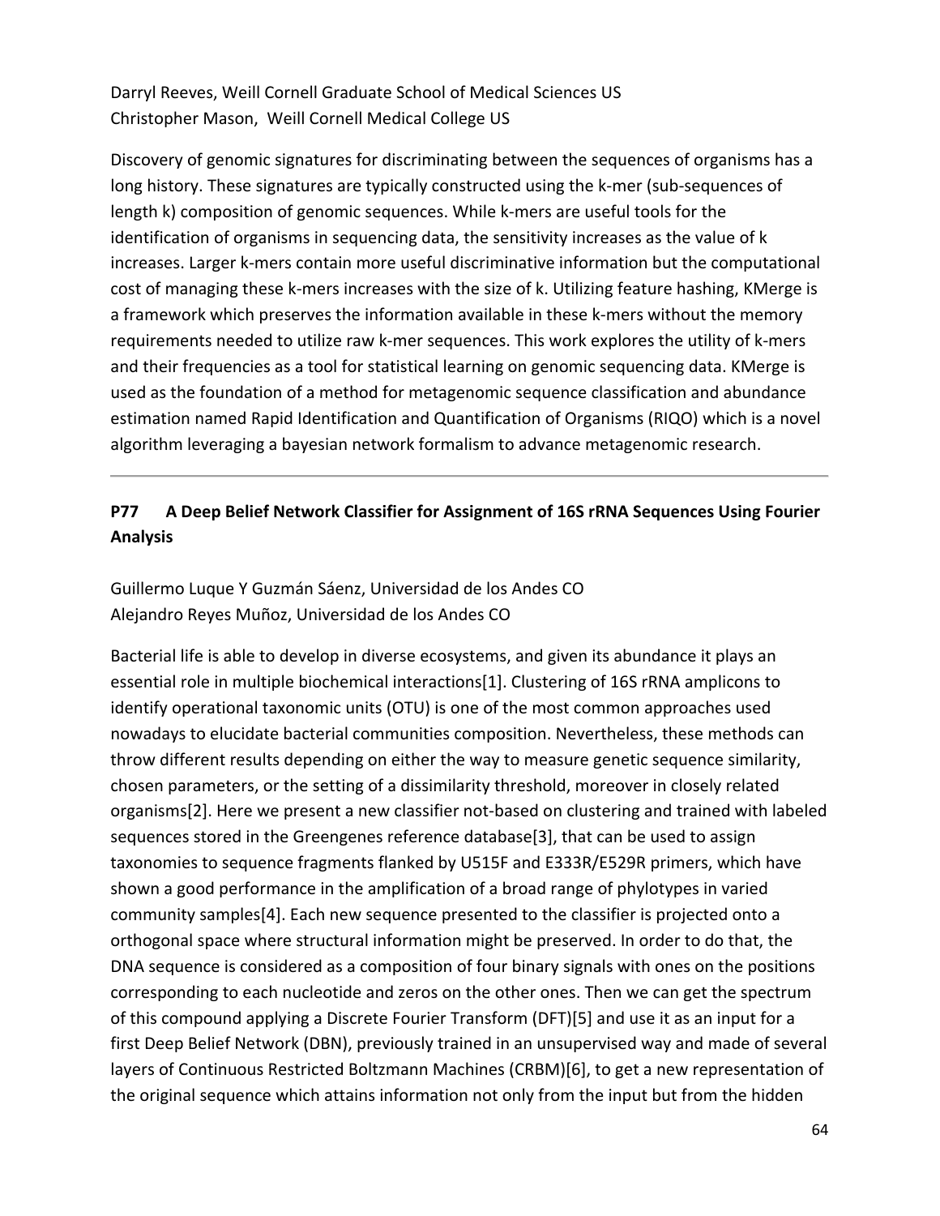Darryl Reeves, Weill Cornell Graduate School of Medical Sciences US
Christopher Mason, Weill Cornell Medical College US

Discovery of genomic signatures for discriminating between the sequences of organisms has a long history. These signatures are typically constructed using the k-mer (sub-sequences of length k) composition of genomic sequences. While k-mers are useful tools for the identification of organisms in sequencing data, the sensitivity increases as the value of k increases. Larger k-mers contain more useful discriminative information but the computational cost of managing these k-mers increases with the size of k. Utilizing feature hashing, KMerge is a framework which preserves the information available in these k-mers without the memory requirements needed to utilize raw k-mer sequences. This work explores the utility of k-mers and their frequencies as a tool for statistical learning on genomic sequencing data. KMerge is used as the foundation of a method for metagenomic sequence classification and abundance estimation named Rapid Identification and Quantification of Organisms (RIQO) which is a novel algorithm leveraging a bayesian network formalism to advance metagenomic research.

---

## P77 A Deep Belief Network Classifier for Assignment of 16S rRNA Sequences Using Fourier Analysis

Guillermo Luque Y Guzmán Sáenz, Universidad de los Andes CO
Alejandro Reyes Muñoz, Universidad de los Andes CO

Bacterial life is able to develop in diverse ecosystems, and given its abundance it plays an essential role in multiple biochemical interactions[1]. Clustering of 16S rRNA amplicons to identify operational taxonomic units (OTU) is one of the most common approaches used nowadays to elucidate bacterial communities composition. Nevertheless, these methods can throw different results depending on either the way to measure genetic sequence similarity, chosen parameters, or the setting of a dissimilarity threshold, moreover in closely related organisms[2]. Here we present a new classifier not-based on clustering and trained with labeled sequences stored in the Greengenes reference database[3], that can be used to assign taxonomies to sequence fragments flanked by U515F and E333R/E529R primers, which have shown a good performance in the amplification of a broad range of phylotypes in varied community samples[4]. Each new sequence presented to the classifier is projected onto a orthogonal space where structural information might be preserved. In order to do that, the DNA sequence is considered as a composition of four binary signals with ones on the positions corresponding to each nucleotide and zeros on the other ones. Then we can get the spectrum of this compound applying a Discrete Fourier Transform (DFT)[5] and use it as an input for a first Deep Belief Network (DBN), previously trained in an unsupervised way and made of several layers of Continuous Restricted Boltzmann Machines (CRBM)[6], to get a new representation of the original sequence which attains information not only from the input but from the hidden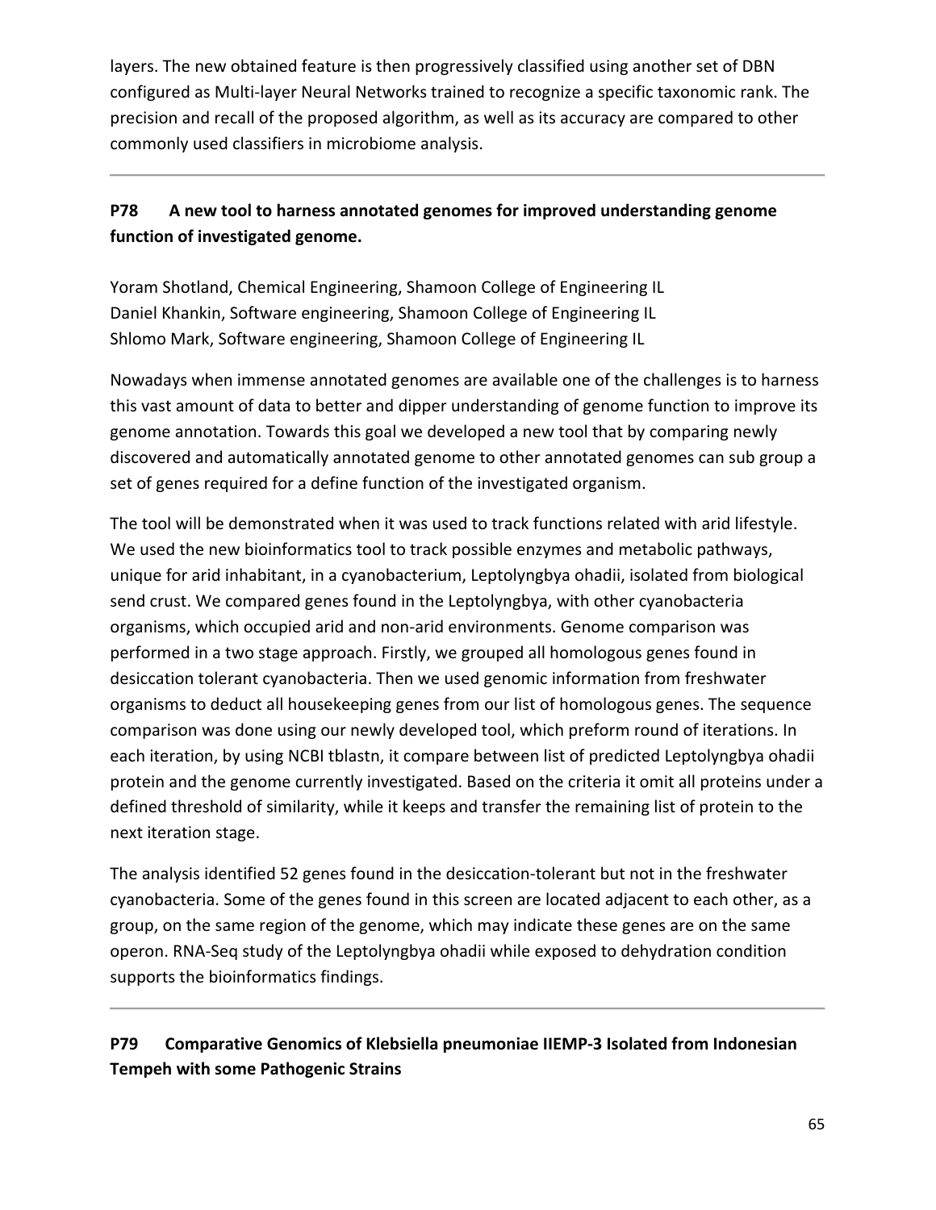layers. The new obtained feature is then progressively classified using another set of DBN configured as Multi-layer Neural Networks trained to recognize a specific taxonomic rank. The precision and recall of the proposed algorithm, as well as its accuracy are compared to other commonly used classifiers in microbiome analysis.

---

### P78 A new tool to harness annotated genomes for improved understanding genome function of investigated genome.

Yoram Shotland, Chemical Engineering, Shamoon College of Engineering IL
Daniel Khankin, Software engineering, Shamoon College of Engineering IL
Shlomo Mark, Software engineering, Shamoon College of Engineering IL

Nowadays when immense annotated genomes are available one of the challenges is to harness this vast amount of data to better and dipper understanding of genome function to improve its genome annotation. Towards this goal we developed a new tool that by comparing newly discovered and automatically annotated genome to other annotated genomes can sub group a set of genes required for a define function of the investigated organism.

The tool will be demonstrated when it was used to track functions related with arid lifestyle. We used the new bioinformatics tool to track possible enzymes and metabolic pathways, unique for arid inhabitant, in a cyanobacterium, Leptolyngbya ohadii, isolated from biological send crust. We compared genes found in the Leptolyngbya, with other cyanobacteria organisms, which occupied arid and non-arid environments. Genome comparison was performed in a two stage approach. Firstly, we grouped all homologous genes found in desiccation tolerant cyanobacteria. Then we used genomic information from freshwater organisms to deduct all housekeeping genes from our list of homologous genes. The sequence comparison was done using our newly developed tool, which preform round of iterations. In each iteration, by using NCBI tblastn, it compare between list of predicted Leptolyngbya ohadii protein and the genome currently investigated. Based on the criteria it omit all proteins under a defined threshold of similarity, while it keeps and transfer the remaining list of protein to the next iteration stage.

The analysis identified 52 genes found in the desiccation-tolerant but not in the freshwater cyanobacteria. Some of the genes found in this screen are located adjacent to each other, as a group, on the same region of the genome, which may indicate these genes are on the same operon. RNA-Seq study of the Leptolyngbya ohadii while exposed to dehydration condition supports the bioinformatics findings.

---

### P79 Comparative Genomics of Klebsiella pneumoniae IIEMP-3 Isolated from Indonesian Tempeh with some Pathogenic Strains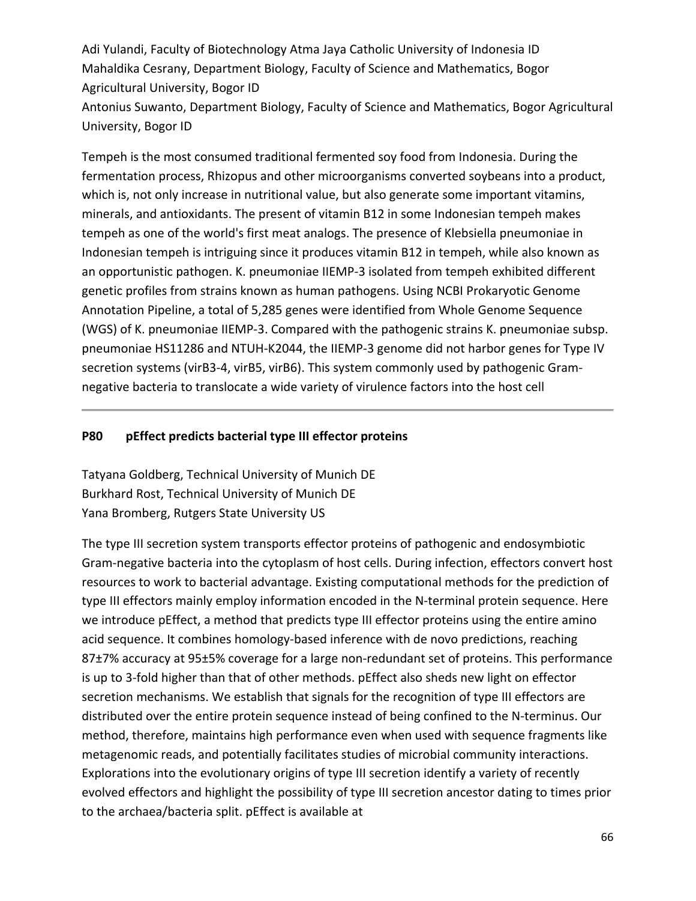Adi Yulandi, Faculty of Biotechnology Atma Jaya Catholic University of Indonesia ID
Mahaldika Cesrany, Department Biology, Faculty of Science and Mathematics, Bogor Agricultural University, Bogor ID
Antonius Suwanto, Department Biology, Faculty of Science and Mathematics, Bogor Agricultural University, Bogor ID

Tempeh is the most consumed traditional fermented soy food from Indonesia. During the fermentation process, Rhizopus and other microorganisms converted soybeans into a product, which is, not only increase in nutritional value, but also generate some important vitamins, minerals, and antioxidants. The present of vitamin B12 in some Indonesian tempeh makes tempeh as one of the world's first meat analogs. The presence of Klebsiella pneumoniae in Indonesian tempeh is intriguing since it produces vitamin B12 in tempeh, while also known as an opportunistic pathogen. K. pneumoniae IIEMP-3 isolated from tempeh exhibited different genetic profiles from strains known as human pathogens. Using NCBI Prokaryotic Genome Annotation Pipeline, a total of 5,285 genes were identified from Whole Genome Sequence (WGS) of K. pneumoniae IIEMP-3. Compared with the pathogenic strains K. pneumoniae subsp. pneumoniae HS11286 and NTUH-K2044, the IIEMP-3 genome did not harbor genes for Type IV secretion systems (virB3-4, virB5, virB6). This system commonly used by pathogenic Gram-negative bacteria to translocate a wide variety of virulence factors into the host cell

---

**P80 pEffect predicts bacterial type III effector proteins**

Tatyana Goldberg, Technical University of Munich DE
Burkhard Rost, Technical University of Munich DE
Yana Bromberg, Rutgers State University US

The type III secretion system transports effector proteins of pathogenic and endosymbiotic Gram-negative bacteria into the cytoplasm of host cells. During infection, effectors convert host resources to work to bacterial advantage. Existing computational methods for the prediction of type III effectors mainly employ information encoded in the N-terminal protein sequence. Here we introduce pEffect, a method that predicts type III effector proteins using the entire amino acid sequence. It combines homology-based inference with de novo predictions, reaching 87±7% accuracy at 95±5% coverage for a large non-redundant set of proteins. This performance is up to 3-fold higher than that of other methods. pEffect also sheds new light on effector secretion mechanisms. We establish that signals for the recognition of type III effectors are distributed over the entire protein sequence instead of being confined to the N-terminus. Our method, therefore, maintains high performance even when used with sequence fragments like metagenomic reads, and potentially facilitates studies of microbial community interactions. Explorations into the evolutionary origins of type III secretion identify a variety of recently evolved effectors and highlight the possibility of type III secretion ancestor dating to times prior to the archaea/bacteria split. pEffect is available at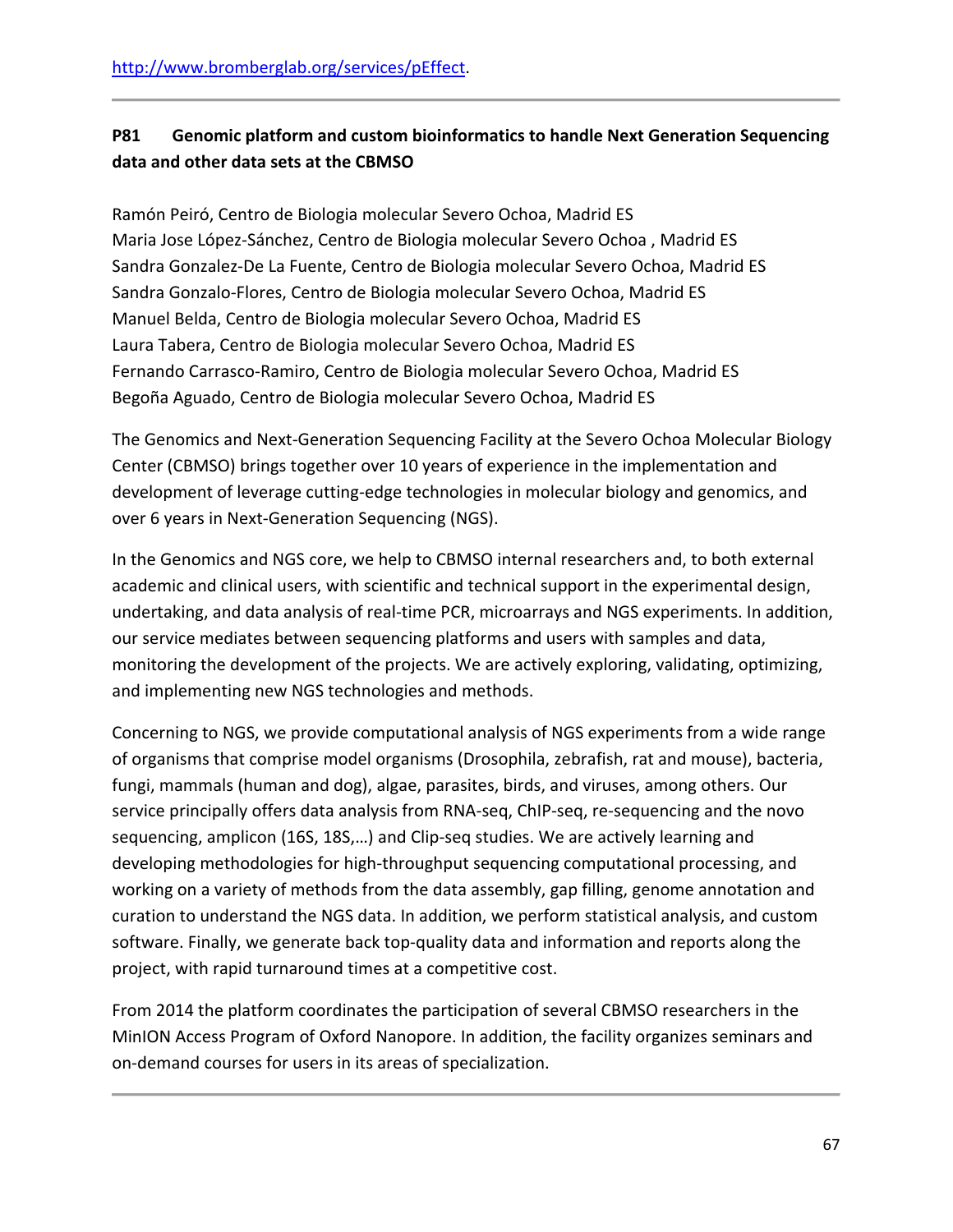http://www.bromberglab.org/services/pEffect.

---

**P81 Genomic platform and custom bioinformatics to handle Next Generation Sequencing data and other data sets at the CBMSO**

Ramón Peiró, Centro de Biologia molecular Severo Ochoa, Madrid ES
Maria Jose López-Sánchez, Centro de Biologia molecular Severo Ochoa , Madrid ES
Sandra Gonzalez-De La Fuente, Centro de Biologia molecular Severo Ochoa, Madrid ES
Sandra Gonzalo-Flores, Centro de Biologia molecular Severo Ochoa, Madrid ES
Manuel Belda, Centro de Biologia molecular Severo Ochoa, Madrid ES
Laura Tabera, Centro de Biologia molecular Severo Ochoa, Madrid ES
Fernando Carrasco-Ramiro, Centro de Biologia molecular Severo Ochoa, Madrid ES
Begoña Aguado, Centro de Biologia molecular Severo Ochoa, Madrid ES

The Genomics and Next-Generation Sequencing Facility at the Severo Ochoa Molecular Biology Center (CBMSO) brings together over 10 years of experience in the implementation and development of leverage cutting-edge technologies in molecular biology and genomics, and over 6 years in Next-Generation Sequencing (NGS).

In the Genomics and NGS core, we help to CBMSO internal researchers and, to both external academic and clinical users, with scientific and technical support in the experimental design, undertaking, and data analysis of real-time PCR, microarrays and NGS experiments. In addition, our service mediates between sequencing platforms and users with samples and data, monitoring the development of the projects. We are actively exploring, validating, optimizing, and implementing new NGS technologies and methods.

Concerning to NGS, we provide computational analysis of NGS experiments from a wide range of organisms that comprise model organisms (Drosophila, zebrafish, rat and mouse), bacteria, fungi, mammals (human and dog), algae, parasites, birds, and viruses, among others. Our service principally offers data analysis from RNA-seq, ChIP-seq, re-sequencing and the novo sequencing, amplicon (16S, 18S,…) and Clip-seq studies. We are actively learning and developing methodologies for high-throughput sequencing computational processing, and working on a variety of methods from the data assembly, gap filling, genome annotation and curation to understand the NGS data. In addition, we perform statistical analysis, and custom software. Finally, we generate back top-quality data and information and reports along the project, with rapid turnaround times at a competitive cost.

From 2014 the platform coordinates the participation of several CBMSO researchers in the MinION Access Program of Oxford Nanopore. In addition, the facility organizes seminars and on-demand courses for users in its areas of specialization.

---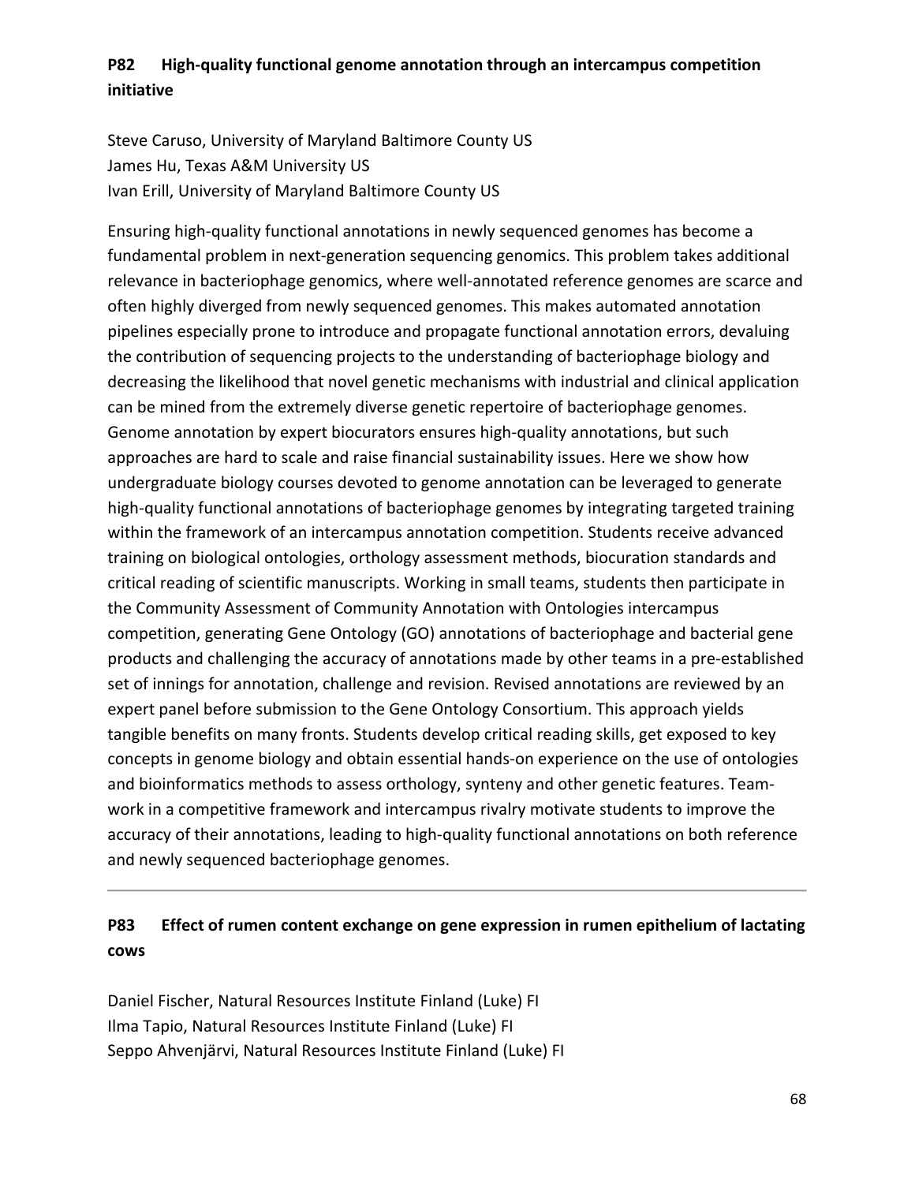## P82 High-quality functional genome annotation through an intercampus competition initiative

Steve Caruso, University of Maryland Baltimore County US
James Hu, Texas A&M University US
Ivan Erill, University of Maryland Baltimore County US

Ensuring high-quality functional annotations in newly sequenced genomes has become a fundamental problem in next-generation sequencing genomics. This problem takes additional relevance in bacteriophage genomics, where well-annotated reference genomes are scarce and often highly diverged from newly sequenced genomes. This makes automated annotation pipelines especially prone to introduce and propagate functional annotation errors, devaluing the contribution of sequencing projects to the understanding of bacteriophage biology and decreasing the likelihood that novel genetic mechanisms with industrial and clinical application can be mined from the extremely diverse genetic repertoire of bacteriophage genomes. Genome annotation by expert biocurators ensures high-quality annotations, but such approaches are hard to scale and raise financial sustainability issues. Here we show how undergraduate biology courses devoted to genome annotation can be leveraged to generate high-quality functional annotations of bacteriophage genomes by integrating targeted training within the framework of an intercampus annotation competition. Students receive advanced training on biological ontologies, orthology assessment methods, biocuration standards and critical reading of scientific manuscripts. Working in small teams, students then participate in the Community Assessment of Community Annotation with Ontologies intercampus competition, generating Gene Ontology (GO) annotations of bacteriophage and bacterial gene products and challenging the accuracy of annotations made by other teams in a pre-established set of innings for annotation, challenge and revision. Revised annotations are reviewed by an expert panel before submission to the Gene Ontology Consortium. This approach yields tangible benefits on many fronts. Students develop critical reading skills, get exposed to key concepts in genome biology and obtain essential hands-on experience on the use of ontologies and bioinformatics methods to assess orthology, synteny and other genetic features. Team-work in a competitive framework and intercampus rivalry motivate students to improve the accuracy of their annotations, leading to high-quality functional annotations on both reference and newly sequenced bacteriophage genomes.

---

## P83 Effect of rumen content exchange on gene expression in rumen epithelium of lactating cows

Daniel Fischer, Natural Resources Institute Finland (Luke) FI
Ilma Tapio, Natural Resources Institute Finland (Luke) FI
Seppo Ahvenjärvi, Natural Resources Institute Finland (Luke) FI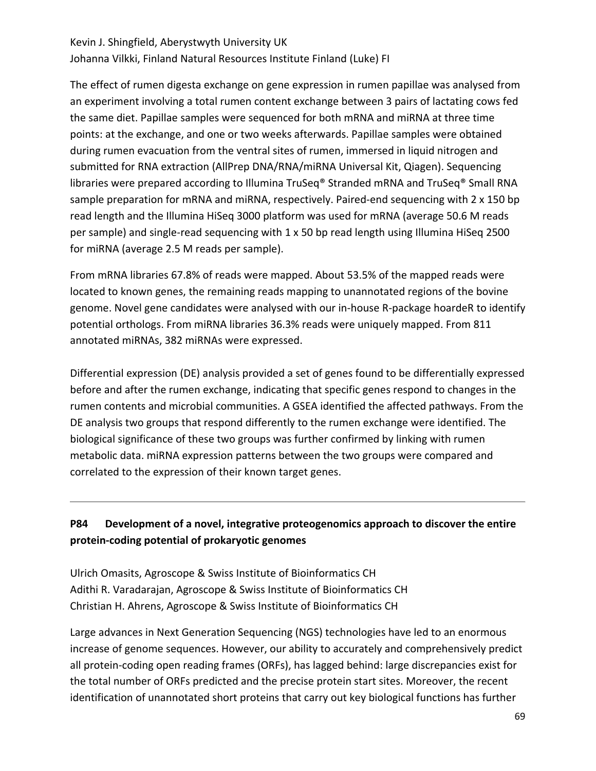Kevin J. Shingfield, Aberystwyth University UK
Johanna Vilkki, Finland Natural Resources Institute Finland (Luke) FI

The effect of rumen digesta exchange on gene expression in rumen papillae was analysed from an experiment involving a total rumen content exchange between 3 pairs of lactating cows fed the same diet. Papillae samples were sequenced for both mRNA and miRNA at three time points: at the exchange, and one or two weeks afterwards. Papillae samples were obtained during rumen evacuation from the ventral sites of rumen, immersed in liquid nitrogen and submitted for RNA extraction (AllPrep DNA/RNA/miRNA Universal Kit, Qiagen). Sequencing libraries were prepared according to Illumina TruSeq® Stranded mRNA and TruSeq® Small RNA sample preparation for mRNA and miRNA, respectively. Paired-end sequencing with 2 x 150 bp read length and the Illumina HiSeq 3000 platform was used for mRNA (average 50.6 M reads per sample) and single-read sequencing with 1 x 50 bp read length using Illumina HiSeq 2500 for miRNA (average 2.5 M reads per sample).

From mRNA libraries 67.8% of reads were mapped. About 53.5% of the mapped reads were located to known genes, the remaining reads mapping to unannotated regions of the bovine genome. Novel gene candidates were analysed with our in-house R-package hoardeR to identify potential orthologs. From miRNA libraries 36.3% reads were uniquely mapped. From 811 annotated miRNAs, 382 miRNAs were expressed.

Differential expression (DE) analysis provided a set of genes found to be differentially expressed before and after the rumen exchange, indicating that specific genes respond to changes in the rumen contents and microbial communities. A GSEA identified the affected pathways. From the DE analysis two groups that respond differently to the rumen exchange were identified. The biological significance of these two groups was further confirmed by linking with rumen metabolic data. miRNA expression patterns between the two groups were compared and correlated to the expression of their known target genes.

---

### P84 Development of a novel, integrative proteogenomics approach to discover the entire protein-coding potential of prokaryotic genomes

Ulrich Omasits, Agroscope & Swiss Institute of Bioinformatics CH
Adithi R. Varadarajan, Agroscope & Swiss Institute of Bioinformatics CH
Christian H. Ahrens, Agroscope & Swiss Institute of Bioinformatics CH

Large advances in Next Generation Sequencing (NGS) technologies have led to an enormous increase of genome sequences. However, our ability to accurately and comprehensively predict all protein-coding open reading frames (ORFs), has lagged behind: large discrepancies exist for the total number of ORFs predicted and the precise protein start sites. Moreover, the recent identification of unannotated short proteins that carry out key biological functions has further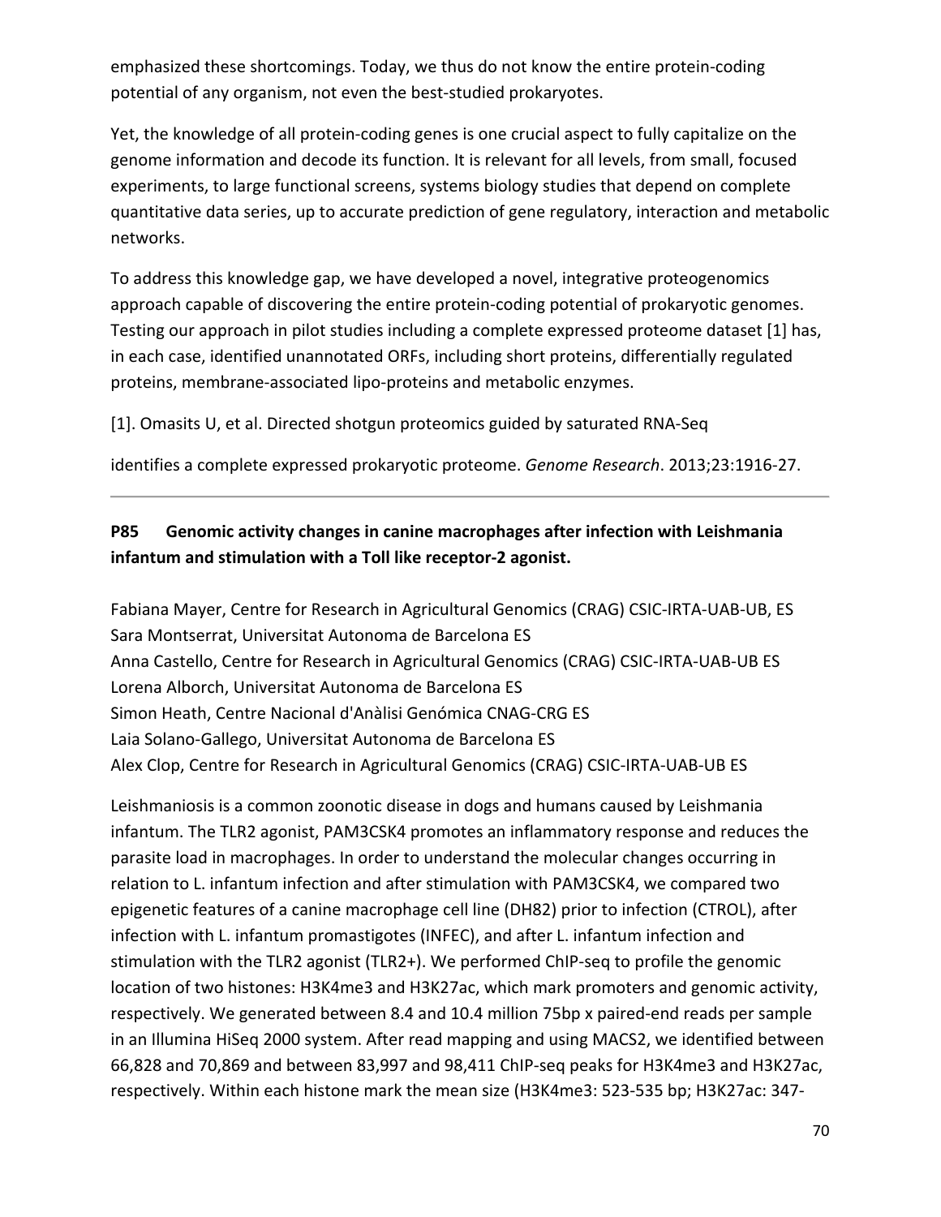emphasized these shortcomings. Today, we thus do not know the entire protein-coding potential of any organism, not even the best-studied prokaryotes.

Yet, the knowledge of all protein-coding genes is one crucial aspect to fully capitalize on the genome information and decode its function. It is relevant for all levels, from small, focused experiments, to large functional screens, systems biology studies that depend on complete quantitative data series, up to accurate prediction of gene regulatory, interaction and metabolic networks.

To address this knowledge gap, we have developed a novel, integrative proteogenomics approach capable of discovering the entire protein-coding potential of prokaryotic genomes. Testing our approach in pilot studies including a complete expressed proteome dataset [1] has, in each case, identified unannotated ORFs, including short proteins, differentially regulated proteins, membrane-associated lipo-proteins and metabolic enzymes.

[1]. Omasits U, et al. Directed shotgun proteomics guided by saturated RNA-Seq

identifies a complete expressed prokaryotic proteome. *Genome Research*. 2013;23:1916-27.

---

### P85 Genomic activity changes in canine macrophages after infection with Leishmania infantum and stimulation with a Toll like receptor-2 agonist.

Fabiana Mayer, Centre for Research in Agricultural Genomics (CRAG) CSIC-IRTA-UAB-UB, ES
Sara Montserrat, Universitat Autonoma de Barcelona ES
Anna Castello, Centre for Research in Agricultural Genomics (CRAG) CSIC-IRTA-UAB-UB ES
Lorena Alborch, Universitat Autonoma de Barcelona ES
Simon Heath, Centre Nacional d'Anàlisi Genómica CNAG-CRG ES
Laia Solano-Gallego, Universitat Autonoma de Barcelona ES
Alex Clop, Centre for Research in Agricultural Genomics (CRAG) CSIC-IRTA-UAB-UB ES

Leishmaniosis is a common zoonotic disease in dogs and humans caused by Leishmania infantum. The TLR2 agonist, PAM3CSK4 promotes an inflammatory response and reduces the parasite load in macrophages. In order to understand the molecular changes occurring in relation to L. infantum infection and after stimulation with PAM3CSK4, we compared two epigenetic features of a canine macrophage cell line (DH82) prior to infection (CTROL), after infection with L. infantum promastigotes (INFEC), and after L. infantum infection and stimulation with the TLR2 agonist (TLR2+). We performed ChIP-seq to profile the genomic location of two histones: H3K4me3 and H3K27ac, which mark promoters and genomic activity, respectively. We generated between 8.4 and 10.4 million 75bp x paired-end reads per sample in an Illumina HiSeq 2000 system. After read mapping and using MACS2, we identified between 66,828 and 70,869 and between 83,997 and 98,411 ChIP-seq peaks for H3K4me3 and H3K27ac, respectively. Within each histone mark the mean size (H3K4me3: 523-535 bp; H3K27ac: 347-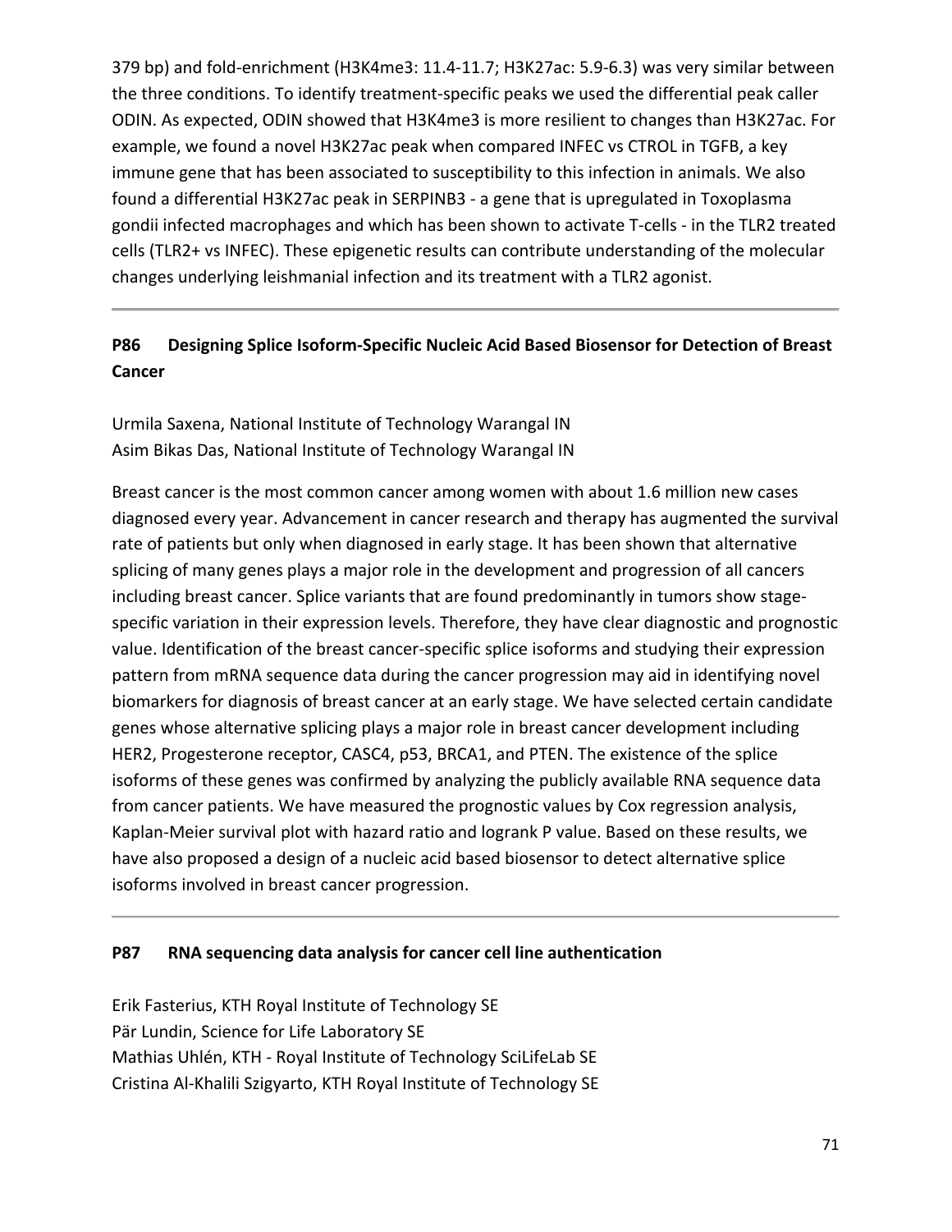379 bp) and fold-enrichment (H3K4me3: 11.4-11.7; H3K27ac: 5.9-6.3) was very similar between the three conditions. To identify treatment-specific peaks we used the differential peak caller ODIN. As expected, ODIN showed that H3K4me3 is more resilient to changes than H3K27ac. For example, we found a novel H3K27ac peak when compared INFEC vs CTROL in TGFB, a key immune gene that has been associated to susceptibility to this infection in animals. We also found a differential H3K27ac peak in SERPINB3 - a gene that is upregulated in Toxoplasma gondii infected macrophages and which has been shown to activate T-cells - in the TLR2 treated cells (TLR2+ vs INFEC). These epigenetic results can contribute understanding of the molecular changes underlying leishmanial infection and its treatment with a TLR2 agonist.

---

### P86 Designing Splice Isoform-Specific Nucleic Acid Based Biosensor for Detection of Breast Cancer

Urmila Saxena, National Institute of Technology Warangal IN
Asim Bikas Das, National Institute of Technology Warangal IN

Breast cancer is the most common cancer among women with about 1.6 million new cases diagnosed every year. Advancement in cancer research and therapy has augmented the survival rate of patients but only when diagnosed in early stage. It has been shown that alternative splicing of many genes plays a major role in the development and progression of all cancers including breast cancer. Splice variants that are found predominantly in tumors show stage-specific variation in their expression levels. Therefore, they have clear diagnostic and prognostic value. Identification of the breast cancer-specific splice isoforms and studying their expression pattern from mRNA sequence data during the cancer progression may aid in identifying novel biomarkers for diagnosis of breast cancer at an early stage. We have selected certain candidate genes whose alternative splicing plays a major role in breast cancer development including HER2, Progesterone receptor, CASC4, p53, BRCA1, and PTEN. The existence of the splice isoforms of these genes was confirmed by analyzing the publicly available RNA sequence data from cancer patients. We have measured the prognostic values by Cox regression analysis, Kaplan-Meier survival plot with hazard ratio and logrank P value. Based on these results, we have also proposed a design of a nucleic acid based biosensor to detect alternative splice isoforms involved in breast cancer progression.

---

### P87 RNA sequencing data analysis for cancer cell line authentication

Erik Fasterius, KTH Royal Institute of Technology SE
Pär Lundin, Science for Life Laboratory SE
Mathias Uhlén, KTH - Royal Institute of Technology SciLifeLab SE
Cristina Al-Khalili Szigyarto, KTH Royal Institute of Technology SE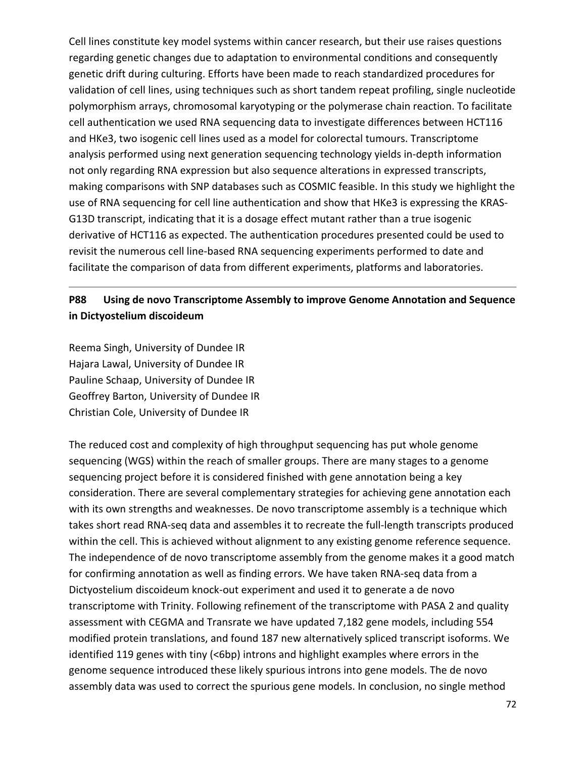Cell lines constitute key model systems within cancer research, but their use raises questions regarding genetic changes due to adaptation to environmental conditions and consequently genetic drift during culturing. Efforts have been made to reach standardized procedures for validation of cell lines, using techniques such as short tandem repeat profiling, single nucleotide polymorphism arrays, chromosomal karyotyping or the polymerase chain reaction. To facilitate cell authentication we used RNA sequencing data to investigate differences between HCT116 and HKe3, two isogenic cell lines used as a model for colorectal tumours. Transcriptome analysis performed using next generation sequencing technology yields in-depth information not only regarding RNA expression but also sequence alterations in expressed transcripts, making comparisons with SNP databases such as COSMIC feasible. In this study we highlight the use of RNA sequencing for cell line authentication and show that HKe3 is expressing the KRAS-G13D transcript, indicating that it is a dosage effect mutant rather than a true isogenic derivative of HCT116 as expected. The authentication procedures presented could be used to revisit the numerous cell line-based RNA sequencing experiments performed to date and facilitate the comparison of data from different experiments, platforms and laboratories.

---

**P88 Using de novo Transcriptome Assembly to improve Genome Annotation and Sequence in Dictyostelium discoideum**

Reema Singh, University of Dundee IR
Hajara Lawal, University of Dundee IR
Pauline Schaap, University of Dundee IR
Geoffrey Barton, University of Dundee IR
Christian Cole, University of Dundee IR

The reduced cost and complexity of high throughput sequencing has put whole genome sequencing (WGS) within the reach of smaller groups. There are many stages to a genome sequencing project before it is considered finished with gene annotation being a key consideration. There are several complementary strategies for achieving gene annotation each with its own strengths and weaknesses. De novo transcriptome assembly is a technique which takes short read RNA-seq data and assembles it to recreate the full-length transcripts produced within the cell. This is achieved without alignment to any existing genome reference sequence. The independence of de novo transcriptome assembly from the genome makes it a good match for confirming annotation as well as finding errors. We have taken RNA-seq data from a Dictyostelium discoideum knock-out experiment and used it to generate a de novo transcriptome with Trinity. Following refinement of the transcriptome with PASA 2 and quality assessment with CEGMA and Transrate we have updated 7,182 gene models, including 554 modified protein translations, and found 187 new alternatively spliced transcript isoforms. We identified 119 genes with tiny (<6bp) introns and highlight examples where errors in the genome sequence introduced these likely spurious introns into gene models. The de novo assembly data was used to correct the spurious gene models. In conclusion, no single method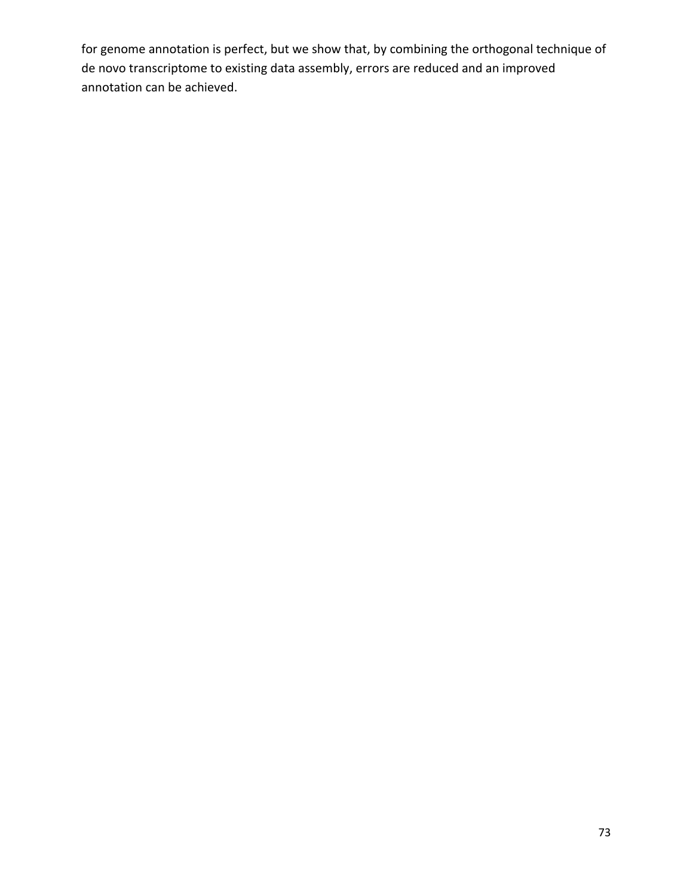for genome annotation is perfect, but we show that, by combining the orthogonal technique of de novo transcriptome to existing data assembly, errors are reduced and an improved annotation can be achieved.